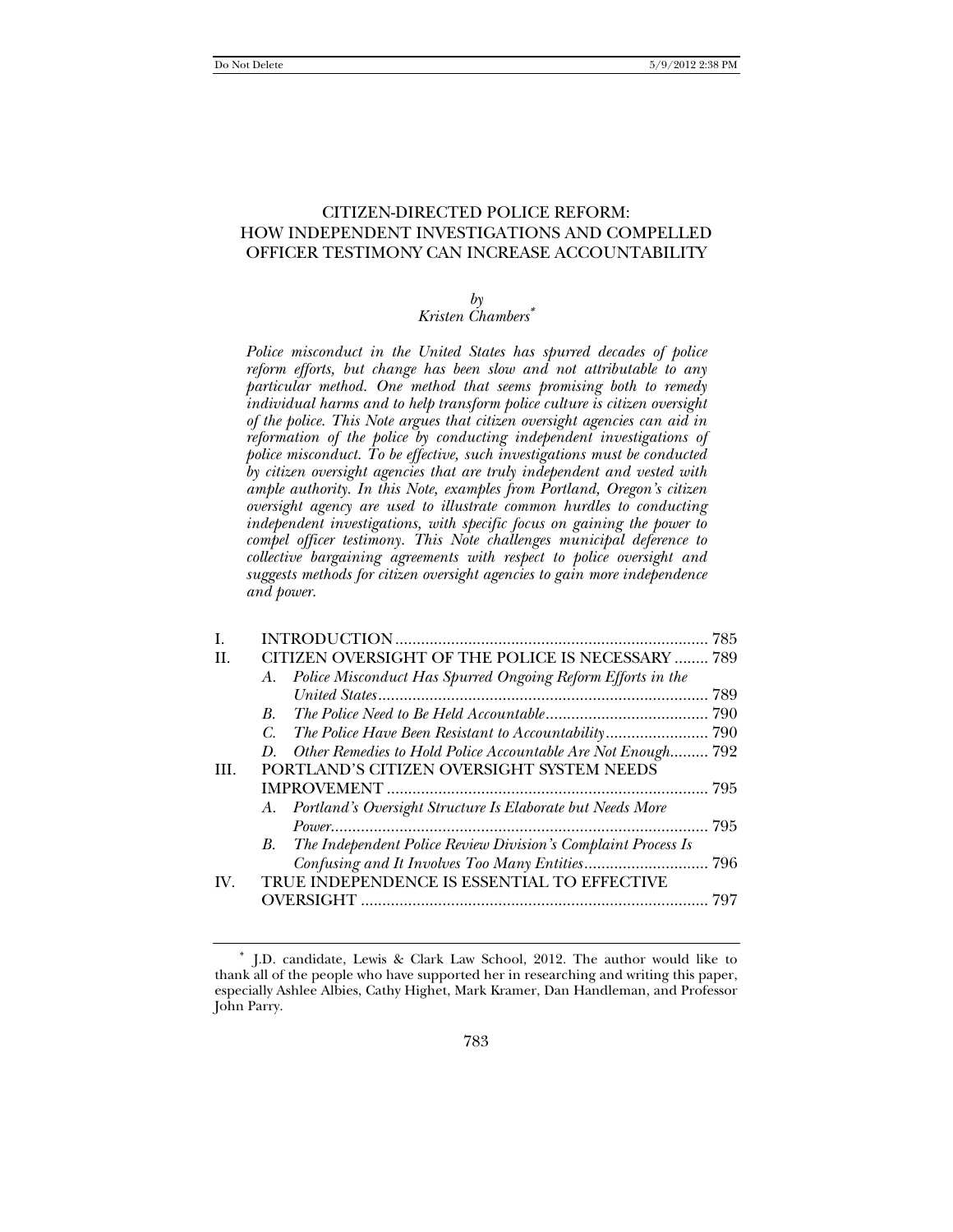# CITIZEN-DIRECTED POLICE REFORM: HOW INDEPENDENT INVESTIGATIONS AND COMPELLED OFFICER TESTIMONY CAN INCREASE ACCOUNTABILITY

*by*
*Kristen Chambers*[*]

*Police misconduct in the United States has spurred decades of police reform efforts, but change has been slow and not attributable to any particular method. One method that seems promising both to remedy individual harms and to help transform police culture is citizen oversight of the police. This Note argues that citizen oversight agencies can aid in reformation of the police by conducting independent investigations of police misconduct. To be effective, such investigations must be conducted by citizen oversight agencies that are truly independent and vested with ample authority. In this Note, examples from Portland, Oregon's citizen oversight agency are used to illustrate common hurdles to conducting independent investigations, with specific focus on gaining the power to compel officer testimony. This Note challenges municipal deference to collective bargaining agreements with respect to police oversight and suggests methods for citizen oversight agencies to gain more independence and power.*

| | | |
|---|---|---|
| I. | INTRODUCTION | 785 |
| II. | CITIZEN OVERSIGHT OF THE POLICE IS NECESSARY | 789 |
| | *A. Police Misconduct Has Spurred Ongoing Reform Efforts in the United States* | 789 |
| | *B. The Police Need to Be Held Accountable* | 790 |
| | *C. The Police Have Been Resistant to Accountability* | 790 |
| | *D. Other Remedies to Hold Police Accountable Are Not Enough* | 792 |
| III. | PORTLAND'S CITIZEN OVERSIGHT SYSTEM NEEDS IMPROVEMENT | 795 |
| | *A. Portland's Oversight Structure Is Elaborate but Needs More Power* | 795 |
| | *B. The Independent Police Review Division's Complaint Process Is Confusing and It Involves Too Many Entities* | 796 |
| IV. | TRUE INDEPENDENCE IS ESSENTIAL TO EFFECTIVE OVERSIGHT | 797 |

[*] J.D. candidate, Lewis & Clark Law School, 2012. The author would like to thank all of the people who have supported her in researching and writing this paper, especially Ashlee Albies, Cathy Highet, Mark Kramer, Dan Handleman, and Professor John Parry.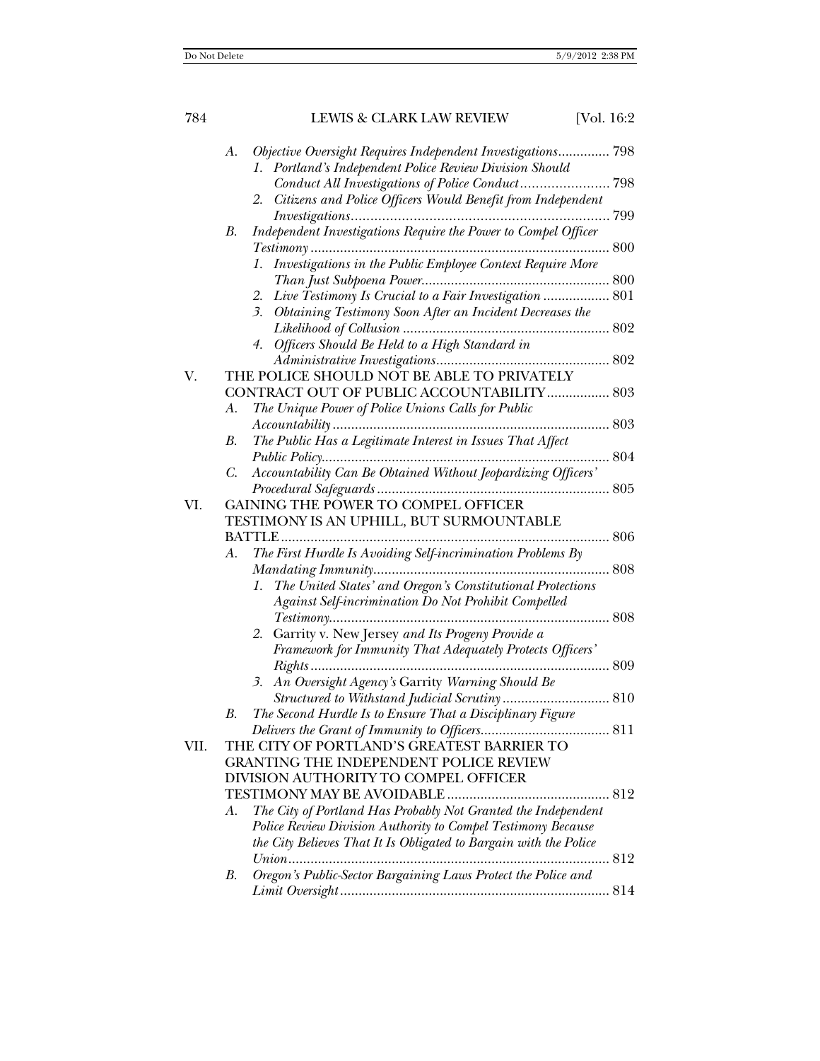A. *Objective Oversight Requires Independent Investigations* .............. 798
   1. *Portland's Independent Police Review Division Should Conduct All Investigations of Police Conduct* ....................... 798
   2. *Citizens and Police Officers Would Benefit from Independent Investigations* .................................................................... 799

B. *Independent Investigations Require the Power to Compel Officer Testimony* ................................................................................. 800
   1. *Investigations in the Public Employee Context Require More Than Just Subpoena Power* .................................................... 800
   2. *Live Testimony Is Crucial to a Fair Investigation* .................. 801
   3. *Obtaining Testimony Soon After an Incident Decreases the Likelihood of Collusion* ......................................................... 802
   4. *Officers Should Be Held to a High Standard in Administrative Investigations* ............................................... 802

V. THE POLICE SHOULD NOT BE ABLE TO PRIVATELY CONTRACT OUT OF PUBLIC ACCOUNTABILITY ................. 803

A. *The Unique Power of Police Unions Calls for Public Accountability* ........................................................................... 803

B. *The Public Has a Legitimate Interest in Issues That Affect Public Policy* ............................................................................... 804

C. *Accountability Can Be Obtained Without Jeopardizing Officers' Procedural Safeguards* ................................................................ 805

VI. GAINING THE POWER TO COMPEL OFFICER TESTIMONY IS AN UPHILL, BUT SURMOUNTABLE BATTLE ......................................................................................... 806

A. *The First Hurdle Is Avoiding Self-incrimination Problems By Mandating Immunity* ................................................................ 808
   1. *The United States' and Oregon's Constitutional Protections Against Self-incrimination Do Not Prohibit Compelled Testimony* ............................................................................ 808
   2. Garrity v. New Jersey *and Its Progeny Provide a Framework for Immunity That Adequately Protects Officers' Rights* ................................................................................. 809
   3. *An Oversight Agency's* Garrity *Warning Should Be Structured to Withstand Judicial Scrutiny* ............................ 810

B. *The Second Hurdle Is to Ensure That a Disciplinary Figure Delivers the Grant of Immunity to Officers* ................................... 811

VII. THE CITY OF PORTLAND'S GREATEST BARRIER TO GRANTING THE INDEPENDENT POLICE REVIEW DIVISION AUTHORITY TO COMPEL OFFICER TESTIMONY MAY BE AVOIDABLE ............................................ 812

A. *The City of Portland Has Probably Not Granted the Independent Police Review Division Authority to Compel Testimony Because the City Believes That It Is Obligated to Bargain with the Police Union* ....................................................................................... 812

B. *Oregon's Public-Sector Bargaining Laws Protect the Police and Limit Oversight* ......................................................................... 814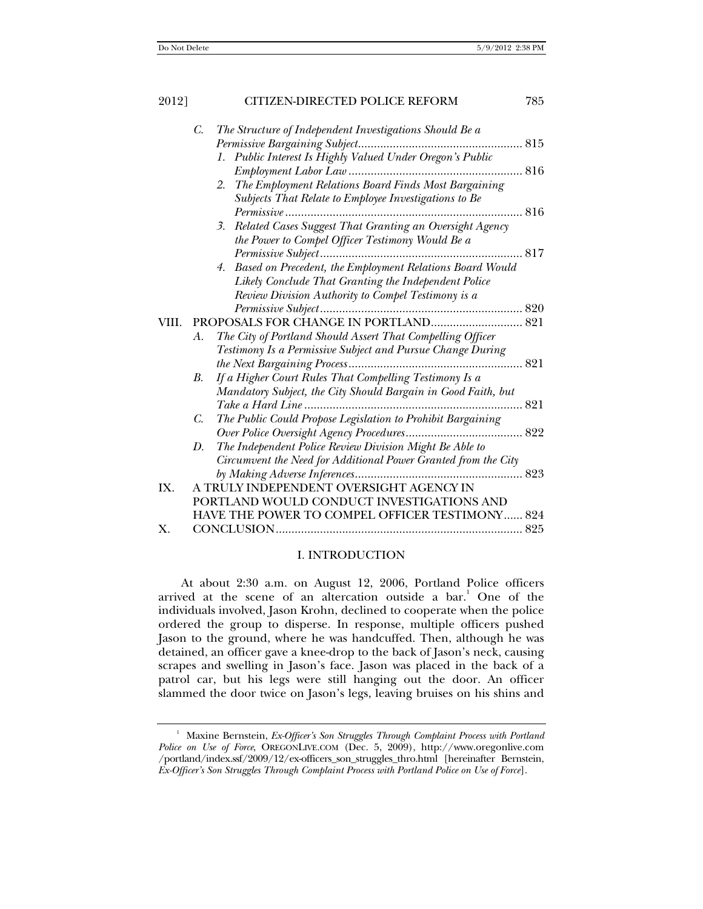- C. *The Structure of Independent Investigations Should Be a Permissive Bargaining Subject* .......... 815
  - 1. *Public Interest Is Highly Valued Under Oregon's Public Employment Labor Law* .......... 816
  - 2. *The Employment Relations Board Finds Most Bargaining Subjects That Relate to Employee Investigations to Be Permissive* .......... 816
  - 3. *Related Cases Suggest That Granting an Oversight Agency the Power to Compel Officer Testimony Would Be a Permissive Subject* .......... 817
  - 4. *Based on Precedent, the Employment Relations Board Would Likely Conclude That Granting the Independent Police Review Division Authority to Compel Testimony is a Permissive Subject* .......... 820

VIII. PROPOSALS FOR CHANGE IN PORTLAND .......... 821
- A. *The City of Portland Should Assert That Compelling Officer Testimony Is a Permissive Subject and Pursue Change During the Next Bargaining Process* .......... 821
- B. *If a Higher Court Rules That Compelling Testimony Is a Mandatory Subject, the City Should Bargain in Good Faith, but Take a Hard Line* .......... 821
- C. *The Public Could Propose Legislation to Prohibit Bargaining Over Police Oversight Agency Procedures* .......... 822
- D. *The Independent Police Review Division Might Be Able to Circumvent the Need for Additional Power Granted from the City by Making Adverse Inferences* .......... 823

IX. A TRULY INDEPENDENT OVERSIGHT AGENCY IN PORTLAND WOULD CONDUCT INVESTIGATIONS AND HAVE THE POWER TO COMPEL OFFICER TESTIMONY .......... 824

X. CONCLUSION .......... 825

## I. INTRODUCTION

At about 2:30 a.m. on August 12, 2006, Portland Police officers arrived at the scene of an altercation outside a bar.[1] One of the individuals involved, Jason Krohn, declined to cooperate when the police ordered the group to disperse. In response, multiple officers pushed Jason to the ground, where he was handcuffed. Then, although he was detained, an officer gave a knee-drop to the back of Jason's neck, causing scrapes and swelling in Jason's face. Jason was placed in the back of a patrol car, but his legs were still hanging out the door. An officer slammed the door twice on Jason's legs, leaving bruises on his shins and

[1] Maxine Bernstein, *Ex-Officer's Son Struggles Through Complaint Process with Portland Police on Use of Force*, OREGONLIVE.COM (Dec. 5, 2009), http://www.oregonlive.com/portland/index.ssf/2009/12/ex-officers_son_struggles_thro.html [hereinafter Bernstein, *Ex-Officer's Son Struggles Through Complaint Process with Portland Police on Use of Force*].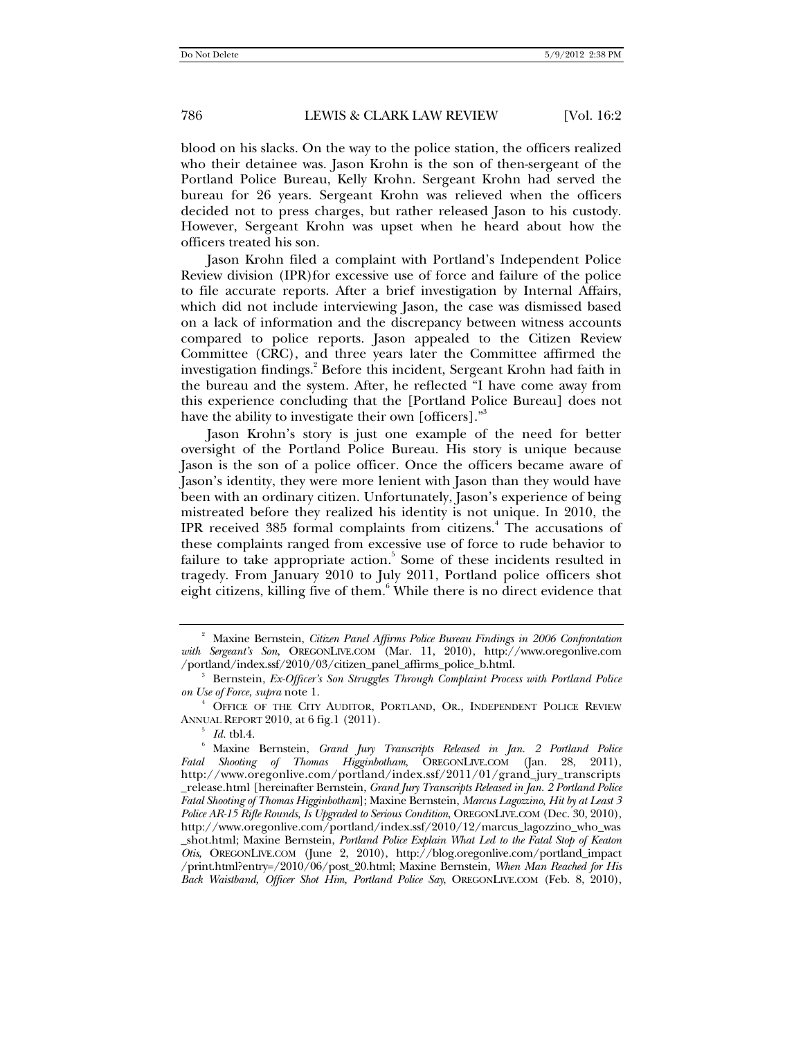blood on his slacks. On the way to the police station, the officers realized who their detainee was. Jason Krohn is the son of then-sergeant of the Portland Police Bureau, Kelly Krohn. Sergeant Krohn had served the bureau for 26 years. Sergeant Krohn was relieved when the officers decided not to press charges, but rather released Jason to his custody. However, Sergeant Krohn was upset when he heard about how the officers treated his son.

Jason Krohn filed a complaint with Portland's Independent Police Review division (IPR)for excessive use of force and failure of the police to file accurate reports. After a brief investigation by Internal Affairs, which did not include interviewing Jason, the case was dismissed based on a lack of information and the discrepancy between witness accounts compared to police reports. Jason appealed to the Citizen Review Committee (CRC), and three years later the Committee affirmed the investigation findings.[2] Before this incident, Sergeant Krohn had faith in the bureau and the system. After, he reflected "I have come away from this experience concluding that the [Portland Police Bureau] does not have the ability to investigate their own [officers]."[3]

Jason Krohn's story is just one example of the need for better oversight of the Portland Police Bureau. His story is unique because Jason is the son of a police officer. Once the officers became aware of Jason's identity, they were more lenient with Jason than they would have been with an ordinary citizen. Unfortunately, Jason's experience of being mistreated before they realized his identity is not unique. In 2010, the IPR received 385 formal complaints from citizens.[4] The accusations of these complaints ranged from excessive use of force to rude behavior to failure to take appropriate action.[5] Some of these incidents resulted in tragedy. From January 2010 to July 2011, Portland police officers shot eight citizens, killing five of them.[6] While there is no direct evidence that

---

[2] Maxine Bernstein, *Citizen Panel Affirms Police Bureau Findings in 2006 Confrontation with Sergeant's Son*, OREGONLIVE.COM (Mar. 11, 2010), http://www.oregonlive.com/portland/index.ssf/2010/03/citizen_panel_affirms_police_b.html.

[3] Bernstein, *Ex-Officer's Son Struggles Through Complaint Process with Portland Police on Use of Force*, *supra* note 1.

[4] OFFICE OF THE CITY AUDITOR, PORTLAND, OR., INDEPENDENT POLICE REVIEW ANNUAL REPORT 2010, at 6 fig.1 (2011).

[5] *Id.* tbl.4.

[6] Maxine Bernstein, *Grand Jury Transcripts Released in Jan. 2 Portland Police Fatal Shooting of Thomas Higginbotham*, OREGONLIVE.COM (Jan. 28, 2011), http://www.oregonlive.com/portland/index.ssf/2011/01/grand_jury_transcripts_release.html [hereinafter Bernstein, *Grand Jury Transcripts Released in Jan. 2 Portland Police Fatal Shooting of Thomas Higginbotham*]; Maxine Bernstein, *Marcus Lagozzino, Hit by at Least 3 Police AR-15 Rifle Rounds, Is Upgraded to Serious Condition*, OREGONLIVE.COM (Dec. 30, 2010), http://www.oregonlive.com/portland/index.ssf/2010/12/marcus_lagozzino_who_was_shot.html; Maxine Bernstein, *Portland Police Explain What Led to the Fatal Stop of Keaton Otis*, OREGONLIVE.COM (June 2, 2010), http://blog.oregonlive.com/portland_impact/print.html?entry=/2010/06/post_20.html; Maxine Bernstein, *When Man Reached for His Back Waistband, Officer Shot Him, Portland Police Say*, OREGONLIVE.COM (Feb. 8, 2010),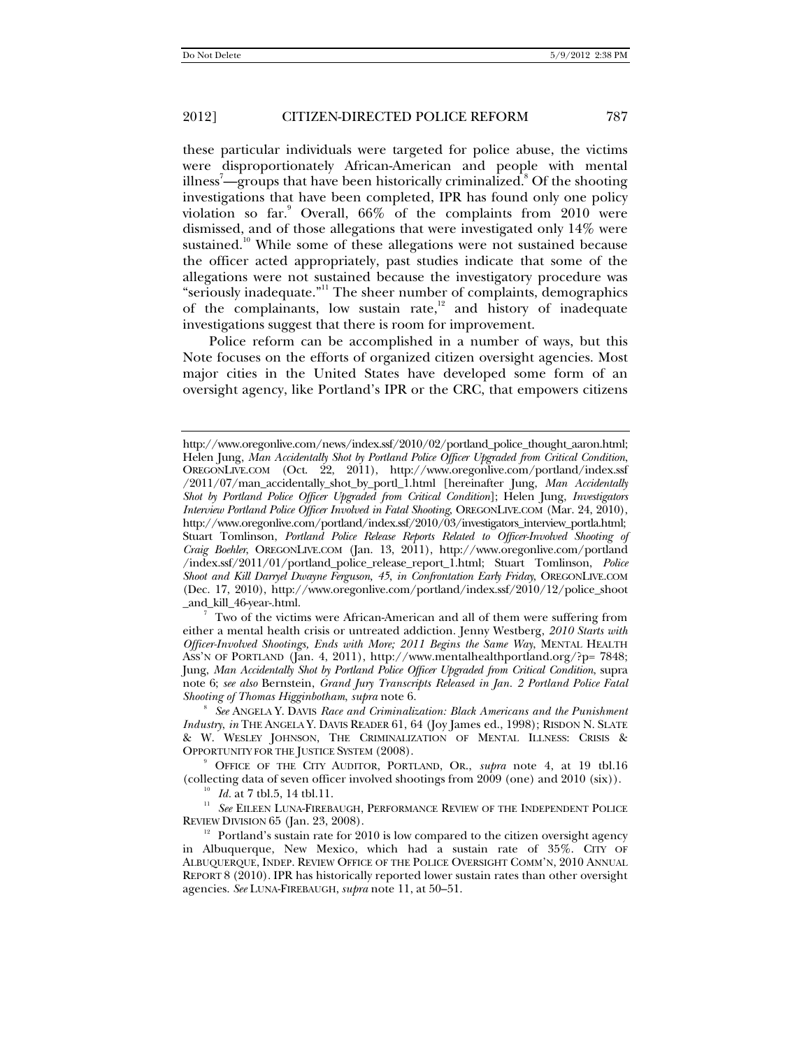these particular individuals were targeted for police abuse, the victims were disproportionately African-American and people with mental illness[7]—groups that have been historically criminalized.[8] Of the shooting investigations that have been completed, IPR has found only one policy violation so far.[9] Overall, 66% of the complaints from 2010 were dismissed, and of those allegations that were investigated only 14% were sustained.[10] While some of these allegations were not sustained because the officer acted appropriately, past studies indicate that some of the allegations were not sustained because the investigatory procedure was "seriously inadequate."[11] The sheer number of complaints, demographics of the complainants, low sustain rate,[12] and history of inadequate investigations suggest that there is room for improvement.

Police reform can be accomplished in a number of ways, but this Note focuses on the efforts of organized citizen oversight agencies. Most major cities in the United States have developed some form of an oversight agency, like Portland's IPR or the CRC, that empowers citizens

---

http://www.oregonlive.com/news/index.ssf/2010/02/portland_police_thought_aaron.html; Helen Jung, *Man Accidentally Shot by Portland Police Officer Upgraded from Critical Condition*, OREGONLIVE.COM (Oct. 22, 2011), http://www.oregonlive.com/portland/index.ssf/2011/07/man_accidentally_shot_by_portl_1.html [hereinafter Jung, *Man Accidentally Shot by Portland Police Officer Upgraded from Critical Condition*]; Helen Jung, *Investigators Interview Portland Police Officer Involved in Fatal Shooting*, OREGONLIVE.COM (Mar. 24, 2010), http://www.oregonlive.com/portland/index.ssf/2010/03/investigators_interview_portla.html; Stuart Tomlinson, *Portland Police Release Reports Related to Officer-Involved Shooting of Craig Boehler*, OREGONLIVE.COM (Jan. 13, 2011), http://www.oregonlive.com/portland/index.ssf/2011/01/portland_police_release_report_1.html; Stuart Tomlinson, *Police Shoot and Kill Darryel Dwayne Ferguson, 45, in Confrontation Early Friday*, OREGONLIVE.COM (Dec. 17, 2010), http://www.oregonlive.com/portland/index.ssf/2010/12/police_shoot_and_kill_46-year-.html.

[7] Two of the victims were African-American and all of them were suffering from either a mental health crisis or untreated addiction. Jenny Westberg, *2010 Starts with Officer-Involved Shootings, Ends with More; 2011 Begins the Same Way*, MENTAL HEALTH ASS'N OF PORTLAND (Jan. 4, 2011), http://www.mentalhealthportland.org/?p= 7848; Jung, *Man Accidentally Shot by Portland Police Officer Upgraded from Critical Condition*, supra note 6; *see also* Bernstein, *Grand Jury Transcripts Released in Jan. 2 Portland Police Fatal Shooting of Thomas Higginbotham*, *supra* note 6.

[8] *See* ANGELA Y. DAVIS *Race and Criminalization: Black Americans and the Punishment Industry*, *in* THE ANGELA Y. DAVIS READER 61, 64 (Joy James ed., 1998); RISDON N. SLATE & W. WESLEY JOHNSON, THE CRIMINALIZATION OF MENTAL ILLNESS: CRISIS & OPPORTUNITY FOR THE JUSTICE SYSTEM (2008).

[9] OFFICE OF THE CITY AUDITOR, PORTLAND, OR., *supra* note 4, at 19 tbl.16 (collecting data of seven officer involved shootings from 2009 (one) and 2010 (six)).

[10] *Id.* at 7 tbl.5, 14 tbl.11.

[11] *See* EILEEN LUNA-FIREBAUGH, PERFORMANCE REVIEW OF THE INDEPENDENT POLICE REVIEW DIVISION 65 (Jan. 23, 2008).

[12] Portland's sustain rate for 2010 is low compared to the citizen oversight agency in Albuquerque, New Mexico, which had a sustain rate of 35%. CITY OF ALBUQUERQUE, INDEP. REVIEW OFFICE OF THE POLICE OVERSIGHT COMM'N, 2010 ANNUAL REPORT 8 (2010). IPR has historically reported lower sustain rates than other oversight agencies. *See* LUNA-FIREBAUGH, *supra* note 11, at 50–51.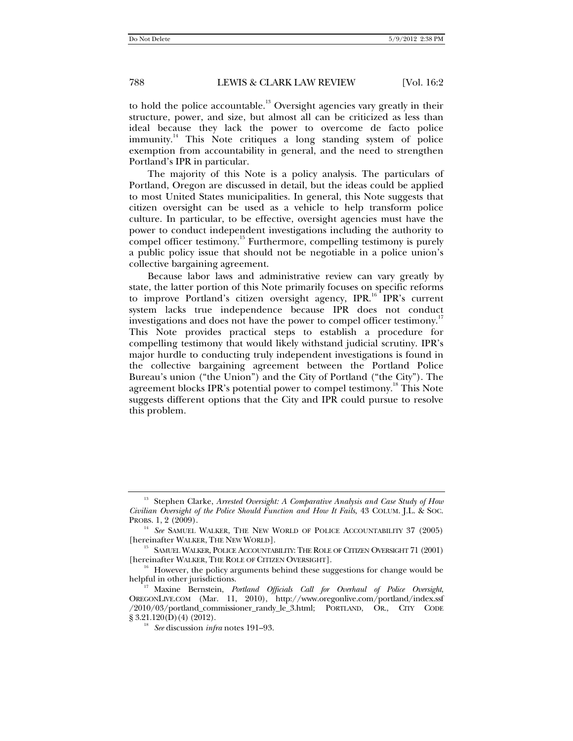to hold the police accountable.[13] Oversight agencies vary greatly in their structure, power, and size, but almost all can be criticized as less than ideal because they lack the power to overcome de facto police immunity.[14] This Note critiques a long standing system of police exemption from accountability in general, and the need to strengthen Portland's IPR in particular.

The majority of this Note is a policy analysis. The particulars of Portland, Oregon are discussed in detail, but the ideas could be applied to most United States municipalities. In general, this Note suggests that citizen oversight can be used as a vehicle to help transform police culture. In particular, to be effective, oversight agencies must have the power to conduct independent investigations including the authority to compel officer testimony.[15] Furthermore, compelling testimony is purely a public policy issue that should not be negotiable in a police union's collective bargaining agreement.

Because labor laws and administrative review can vary greatly by state, the latter portion of this Note primarily focuses on specific reforms to improve Portland's citizen oversight agency, IPR.[16] IPR's current system lacks true independence because IPR does not conduct investigations and does not have the power to compel officer testimony.[17] This Note provides practical steps to establish a procedure for compelling testimony that would likely withstand judicial scrutiny. IPR's major hurdle to conducting truly independent investigations is found in the collective bargaining agreement between the Portland Police Bureau's union ("the Union") and the City of Portland ("the City"). The agreement blocks IPR's potential power to compel testimony.[18] This Note suggests different options that the City and IPR could pursue to resolve this problem.

---

[13] Stephen Clarke, *Arrested Oversight: A Comparative Analysis and Case Study of How Civilian Oversight of the Police Should Function and How It Fails*, 43 COLUM. J.L. & SOC. PROBS. 1, 2 (2009).

[14] *See* SAMUEL WALKER, THE NEW WORLD OF POLICE ACCOUNTABILITY 37 (2005) [hereinafter WALKER, THE NEW WORLD].

[15] SAMUEL WALKER, POLICE ACCOUNTABILITY: THE ROLE OF CITIZEN OVERSIGHT 71 (2001) [hereinafter WALKER, THE ROLE OF CITIZEN OVERSIGHT].

[16] However, the policy arguments behind these suggestions for change would be helpful in other jurisdictions.

[17] Maxine Bernstein, *Portland Officials Call for Overhaul of Police Oversight*, OREGONLIVE.COM (Mar. 11, 2010), http://www.oregonlive.com/portland/index.ssf/2010/03/portland_commissioner_randy_le_3.html; PORTLAND, OR., CITY CODE § 3.21.120(D)(4) (2012).

[18] *See* discussion *infra* notes 191–93.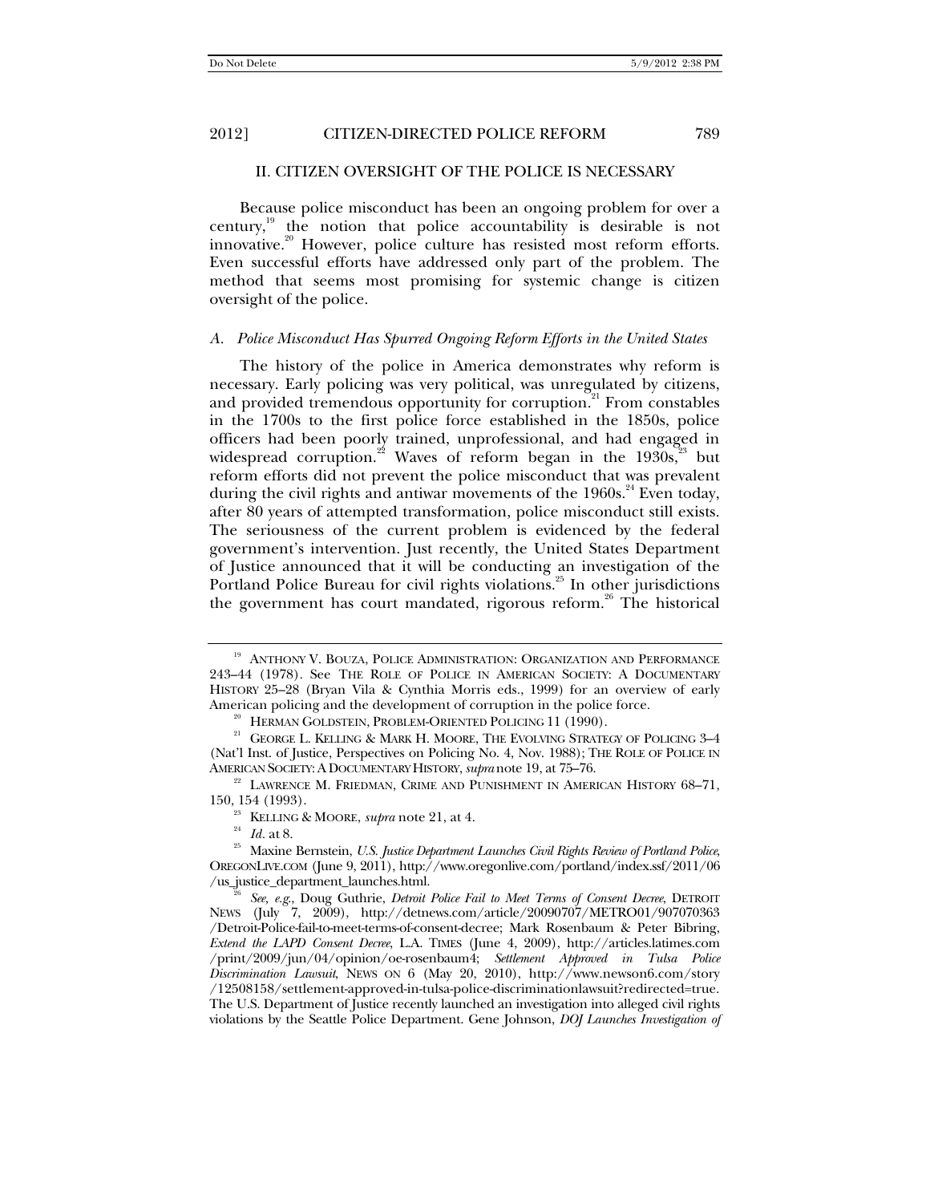## II. CITIZEN OVERSIGHT OF THE POLICE IS NECESSARY

Because police misconduct has been an ongoing problem for over a century,[19] the notion that police accountability is desirable is not innovative.[20] However, police culture has resisted most reform efforts. Even successful efforts have addressed only part of the problem. The method that seems most promising for systemic change is citizen oversight of the police.

### *A. Police Misconduct Has Spurred Ongoing Reform Efforts in the United States*

The history of the police in America demonstrates why reform is necessary. Early policing was very political, was unregulated by citizens, and provided tremendous opportunity for corruption.[21] From constables in the 1700s to the first police force established in the 1850s, police officers had been poorly trained, unprofessional, and had engaged in widespread corruption.[22] Waves of reform began in the 1930s,[23] but reform efforts did not prevent the police misconduct that was prevalent during the civil rights and antiwar movements of the 1960s.[24] Even today, after 80 years of attempted transformation, police misconduct still exists. The seriousness of the current problem is evidenced by the federal government's intervention. Just recently, the United States Department of Justice announced that it will be conducting an investigation of the Portland Police Bureau for civil rights violations.[25] In other jurisdictions the government has court mandated, rigorous reform.[26] The historical

---

[19] ANTHONY V. BOUZA, POLICE ADMINISTRATION: ORGANIZATION AND PERFORMANCE 243–44 (1978). See THE ROLE OF POLICE IN AMERICAN SOCIETY: A DOCUMENTARY HISTORY 25–28 (Bryan Vila & Cynthia Morris eds., 1999) for an overview of early American policing and the development of corruption in the police force.

[20] HERMAN GOLDSTEIN, PROBLEM-ORIENTED POLICING 11 (1990).

[21] GEORGE L. KELLING & MARK H. MOORE, THE EVOLVING STRATEGY OF POLICING 3–4 (Nat'l Inst. of Justice, Perspectives on Policing No. 4, Nov. 1988); THE ROLE OF POLICE IN AMERICAN SOCIETY: A DOCUMENTARY HISTORY, *supra* note 19, at 75–76.

[22] LAWRENCE M. FRIEDMAN, CRIME AND PUNISHMENT IN AMERICAN HISTORY 68–71, 150, 154 (1993).

[23] KELLING & MOORE, *supra* note 21, at 4.

[24] *Id.* at 8.

[25] Maxine Bernstein, *U.S. Justice Department Launches Civil Rights Review of Portland Police*, OREGONLIVE.COM (June 9, 2011), http://www.oregonlive.com/portland/index.ssf/2011/06/us_justice_department_launches.html.

[26] *See, e.g.*, Doug Guthrie, *Detroit Police Fail to Meet Terms of Consent Decree*, DETROIT NEWS (July 7, 2009), http://detnews.com/article/20090707/METRO01/907070363/Detroit-Police-fail-to-meet-terms-of-consent-decree; Mark Rosenbaum & Peter Bibring, *Extend the LAPD Consent Decree*, L.A. TIMES (June 4, 2009), http://articles.latimes.com/print/2009/jun/04/opinion/oe-rosenbaum4; *Settlement Approved in Tulsa Police Discrimination Lawsuit*, NEWS ON 6 (May 20, 2010), http://www.newson6.com/story/12508158/settlement-approved-in-tulsa-police-discriminationlawsuit?redirected=true. The U.S. Department of Justice recently launched an investigation into alleged civil rights violations by the Seattle Police Department. Gene Johnson, *DOJ Launches Investigation of*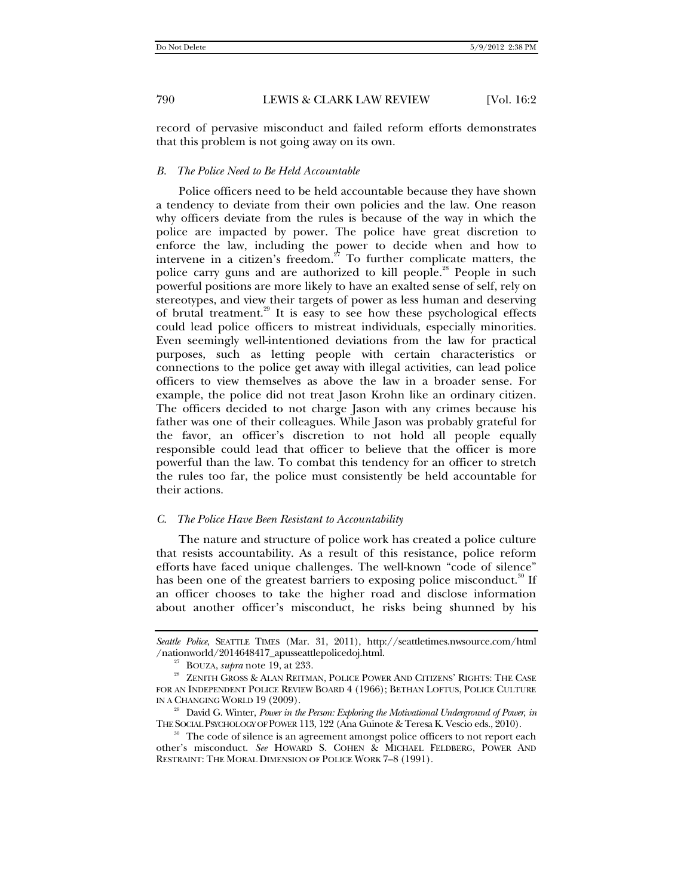record of pervasive misconduct and failed reform efforts demonstrates that this problem is not going away on its own.

### *B. The Police Need to Be Held Accountable*

Police officers need to be held accountable because they have shown a tendency to deviate from their own policies and the law. One reason why officers deviate from the rules is because of the way in which the police are impacted by power. The police have great discretion to enforce the law, including the power to decide when and how to intervene in a citizen's freedom.[27] To further complicate matters, the police carry guns and are authorized to kill people.[28] People in such powerful positions are more likely to have an exalted sense of self, rely on stereotypes, and view their targets of power as less human and deserving of brutal treatment.[29] It is easy to see how these psychological effects could lead police officers to mistreat individuals, especially minorities. Even seemingly well-intentioned deviations from the law for practical purposes, such as letting people with certain characteristics or connections to the police get away with illegal activities, can lead police officers to view themselves as above the law in a broader sense. For example, the police did not treat Jason Krohn like an ordinary citizen. The officers decided to not charge Jason with any crimes because his father was one of their colleagues. While Jason was probably grateful for the favor, an officer's discretion to not hold all people equally responsible could lead that officer to believe that the officer is more powerful than the law. To combat this tendency for an officer to stretch the rules too far, the police must consistently be held accountable for their actions.

### *C. The Police Have Been Resistant to Accountability*

The nature and structure of police work has created a police culture that resists accountability. As a result of this resistance, police reform efforts have faced unique challenges. The well-known "code of silence" has been one of the greatest barriers to exposing police misconduct.[30] If an officer chooses to take the higher road and disclose information about another officer's misconduct, he risks being shunned by his

---

*Seattle Police*, SEATTLE TIMES (Mar. 31, 2011), http://seattletimes.nwsource.com/html/nationworld/2014648417_apusseattlepolicedoj.html.

[27] BOUZA, *supra* note 19, at 233.

[28] ZENITH GROSS & ALAN REITMAN, POLICE POWER AND CITIZENS' RIGHTS: THE CASE FOR AN INDEPENDENT POLICE REVIEW BOARD 4 (1966); BETHAN LOFTUS, POLICE CULTURE IN A CHANGING WORLD 19 (2009).

[29] David G. Winter, *Power in the Person: Exploring the Motivational Underground of Power*, *in* THE SOCIAL PSYCHOLOGY OF POWER 113, 122 (Ana Guinote & Teresa K. Vescio eds., 2010).

[30] The code of silence is an agreement amongst police officers to not report each other's misconduct. *See* HOWARD S. COHEN & MICHAEL FELDBERG, POWER AND RESTRAINT: THE MORAL DIMENSION OF POLICE WORK 7–8 (1991).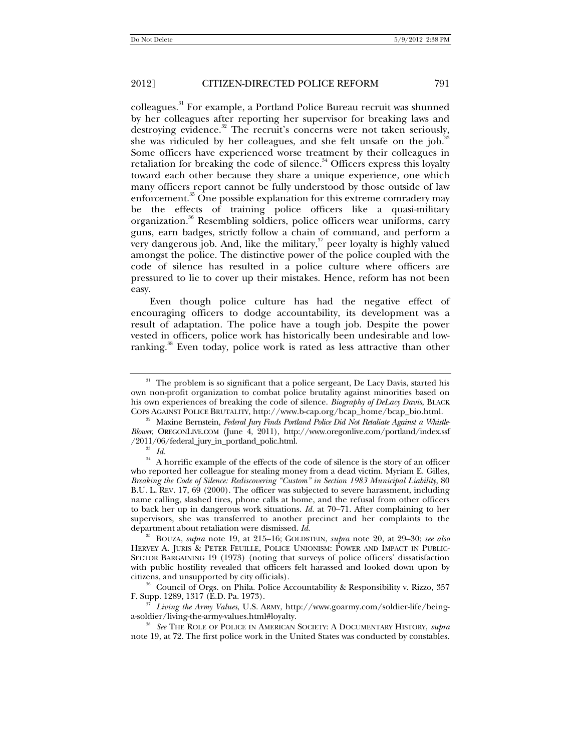colleagues.[31] For example, a Portland Police Bureau recruit was shunned by her colleagues after reporting her supervisor for breaking laws and destroying evidence.[32] The recruit's concerns were not taken seriously, she was ridiculed by her colleagues, and she felt unsafe on the job.[33] Some officers have experienced worse treatment by their colleagues in retaliation for breaking the code of silence.[34] Officers express this loyalty toward each other because they share a unique experience, one which many officers report cannot be fully understood by those outside of law enforcement.[35] One possible explanation for this extreme comradery may be the effects of training police officers like a quasi-military organization.[36] Resembling soldiers, police officers wear uniforms, carry guns, earn badges, strictly follow a chain of command, and perform a very dangerous job. And, like the military,[37] peer loyalty is highly valued amongst the police. The distinctive power of the police coupled with the code of silence has resulted in a police culture where officers are pressured to lie to cover up their mistakes. Hence, reform has not been easy.

Even though police culture has had the negative effect of encouraging officers to dodge accountability, its development was a result of adaptation. The police have a tough job. Despite the power vested in officers, police work has historically been undesirable and low-ranking.[38] Even today, police work is rated as less attractive than other

---

[31] The problem is so significant that a police sergeant, De Lacy Davis, started his own non-profit organization to combat police brutality against minorities based on his own experiences of breaking the code of silence. *Biography of DeLacy Davis*, BLACK COPS AGAINST POLICE BRUTALITY, http://www.b-cap.org/bcap_home/bcap_bio.html.

[32] Maxine Bernstein, *Federal Jury Finds Portland Police Did Not Retaliate Against a Whistle-Blower*, OREGONLIVE.COM (June 4, 2011), http://www.oregonlive.com/portland/index.ssf/2011/06/federal_jury_in_portland_polic.html.

[33] *Id.*

[34] A horrific example of the effects of the code of silence is the story of an officer who reported her colleague for stealing money from a dead victim. Myriam E. Gilles, *Breaking the Code of Silence: Rediscovering "Custom" in Section 1983 Municipal Liability*, 80 B.U. L. REV. 17, 69 (2000). The officer was subjected to severe harassment, including name calling, slashed tires, phone calls at home, and the refusal from other officers to back her up in dangerous work situations. *Id.* at 70–71. After complaining to her supervisors, she was transferred to another precinct and her complaints to the department about retaliation were dismissed. *Id.*

[35] BOUZA, *supra* note 19, at 215–16; GOLDSTEIN, *supra* note 20, at 29–30; *see also* HERVEY A. JURIS & PETER FEUILLE, POLICE UNIONISM: POWER AND IMPACT IN PUBLIC-SECTOR BARGAINING 19 (1973) (noting that surveys of police officers' dissatisfaction with public hostility revealed that officers felt harassed and looked down upon by citizens, and unsupported by city officials).

[36] Council of Orgs. on Phila. Police Accountability & Responsibility v. Rizzo, 357 F. Supp. 1289, 1317 (E.D. Pa. 1973).

[37] *Living the Army Values*, U.S. ARMY, http://www.goarmy.com/soldier-life/being-a-soldier/living-the-army-values.html#loyalty.

[38] *See* THE ROLE OF POLICE IN AMERICAN SOCIETY: A DOCUMENTARY HISTORY, *supra* note 19, at 72. The first police work in the United States was conducted by constables.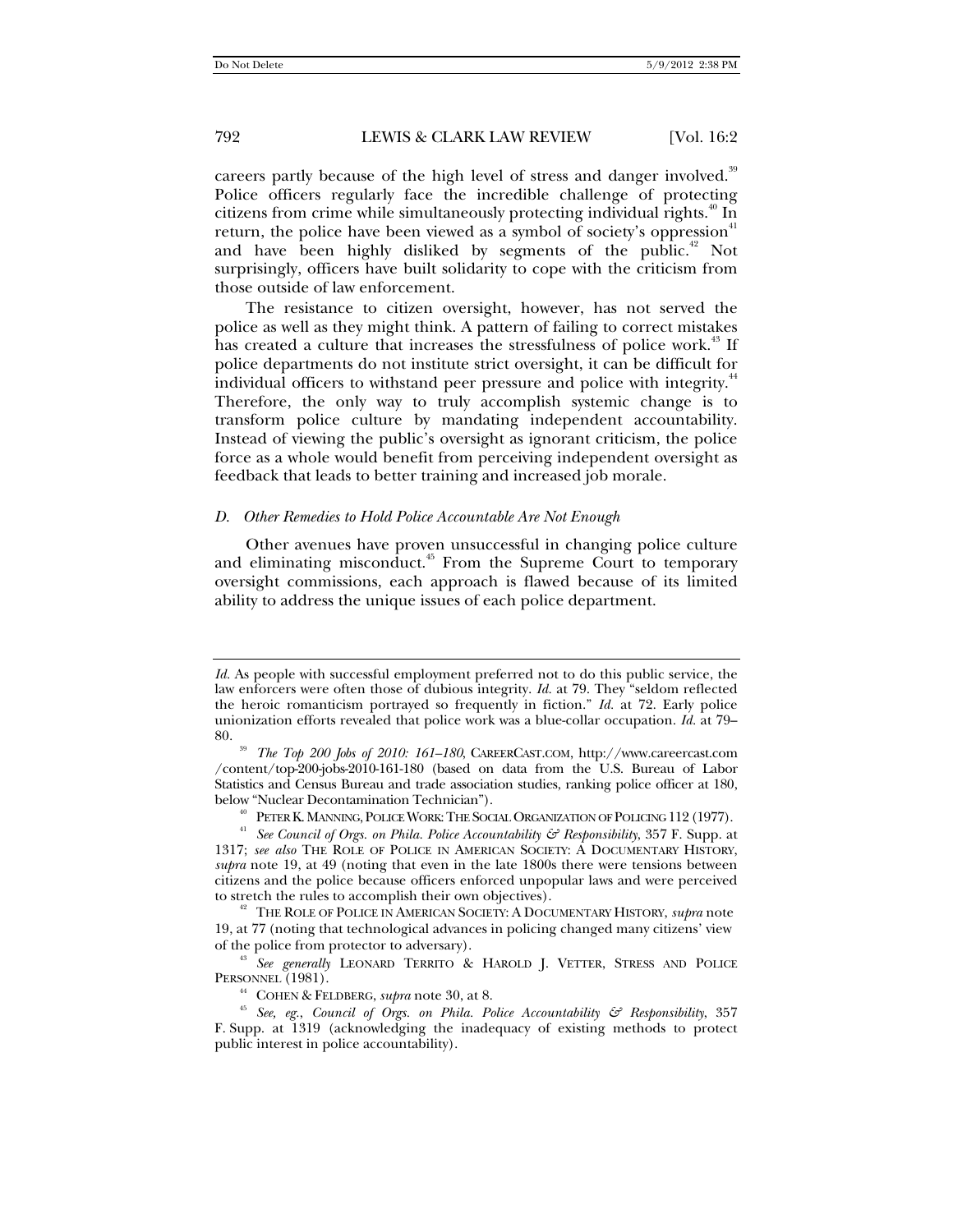careers partly because of the high level of stress and danger involved.[39] Police officers regularly face the incredible challenge of protecting citizens from crime while simultaneously protecting individual rights.[40] In return, the police have been viewed as a symbol of society's oppression[41] and have been highly disliked by segments of the public.[42] Not surprisingly, officers have built solidarity to cope with the criticism from those outside of law enforcement.

The resistance to citizen oversight, however, has not served the police as well as they might think. A pattern of failing to correct mistakes has created a culture that increases the stressfulness of police work.[43] If police departments do not institute strict oversight, it can be difficult for individual officers to withstand peer pressure and police with integrity.[44] Therefore, the only way to truly accomplish systemic change is to transform police culture by mandating independent accountability. Instead of viewing the public's oversight as ignorant criticism, the police force as a whole would benefit from perceiving independent oversight as feedback that leads to better training and increased job morale.

### *D. Other Remedies to Hold Police Accountable Are Not Enough*

Other avenues have proven unsuccessful in changing police culture and eliminating misconduct.[45] From the Supreme Court to temporary oversight commissions, each approach is flawed because of its limited ability to address the unique issues of each police department.

---

*Id.* As people with successful employment preferred not to do this public service, the law enforcers were often those of dubious integrity. *Id.* at 79. They "seldom reflected the heroic romanticism portrayed so frequently in fiction." *Id.* at 72. Early police unionization efforts revealed that police work was a blue-collar occupation. *Id.* at 79–80.

[39] *The Top 200 Jobs of 2010: 161–180*, CAREERCAST.COM, http://www.careercast.com/content/top-200-jobs-2010-161-180 (based on data from the U.S. Bureau of Labor Statistics and Census Bureau and trade association studies, ranking police officer at 180, below "Nuclear Decontamination Technician").

[40] PETER K. MANNING, POLICE WORK: THE SOCIAL ORGANIZATION OF POLICING 112 (1977).

[41] *See Council of Orgs. on Phila. Police Accountability & Responsibility*, 357 F. Supp. at 1317; *see also* THE ROLE OF POLICE IN AMERICAN SOCIETY: A DOCUMENTARY HISTORY, *supra* note 19, at 49 (noting that even in the late 1800s there were tensions between citizens and the police because officers enforced unpopular laws and were perceived to stretch the rules to accomplish their own objectives).

[42] THE ROLE OF POLICE IN AMERICAN SOCIETY: A DOCUMENTARY HISTORY, *supra* note 19, at 77 (noting that technological advances in policing changed many citizens' view of the police from protector to adversary).

[43] *See generally* LEONARD TERRITO & HAROLD J. VETTER, STRESS AND POLICE PERSONNEL (1981).

[44] COHEN & FELDBERG, *supra* note 30, at 8.

[45] *See, eg.*, *Council of Orgs. on Phila. Police Accountability & Responsibility*, 357 F. Supp. at 1319 (acknowledging the inadequacy of existing methods to protect public interest in police accountability).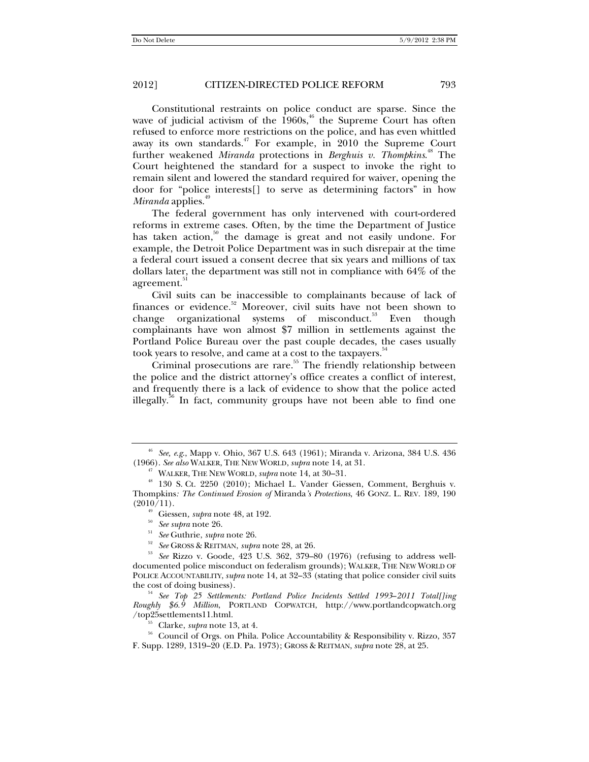Constitutional restraints on police conduct are sparse. Since the wave of judicial activism of the 1960s,[46] the Supreme Court has often refused to enforce more restrictions on the police, and has even whittled away its own standards.[47] For example, in 2010 the Supreme Court further weakened *Miranda* protections in *Berghuis v. Thompkins*.[48] The Court heightened the standard for a suspect to invoke the right to remain silent and lowered the standard required for waiver, opening the door for "police interests[] to serve as determining factors" in how *Miranda* applies.[49]

The federal government has only intervened with court-ordered reforms in extreme cases. Often, by the time the Department of Justice has taken action,[50] the damage is great and not easily undone. For example, the Detroit Police Department was in such disrepair at the time a federal court issued a consent decree that six years and millions of tax dollars later, the department was still not in compliance with 64% of the agreement.[51]

Civil suits can be inaccessible to complainants because of lack of finances or evidence.[52] Moreover, civil suits have not been shown to change organizational systems of misconduct.[53] Even though complainants have won almost $7 million in settlements against the Portland Police Bureau over the past couple decades, the cases usually took years to resolve, and came at a cost to the taxpayers.[54]

Criminal prosecutions are rare.[55] The friendly relationship between the police and the district attorney's office creates a conflict of interest, and frequently there is a lack of evidence to show that the police acted illegally.[56] In fact, community groups have not been able to find one

---

[46] *See, e.g.*, Mapp v. Ohio, 367 U.S. 643 (1961); Miranda v. Arizona, 384 U.S. 436 (1966). *See also* WALKER, THE NEW WORLD, *supra* note 14, at 31.

[47] WALKER, THE NEW WORLD, *supra* note 14, at 30–31.

[48] 130 S. Ct. 2250 (2010); Michael L. Vander Giessen, Comment, Berghuis v. Thompkins*: The Continued Erosion of* Miranda*'s Protections*, 46 GONZ. L. REV. 189, 190 (2010/11).

[49] Giessen*, supra* note 48, at 192.

[50] *See supra* note 26.

[51] *See* Guthrie, *supra* note 26.

[52] *See* GROSS & REITMAN, *supra* note 28, at 26.

[53] *See* Rizzo v. Goode, 423 U.S. 362, 379–80 (1976) (refusing to address well-documented police misconduct on federalism grounds); WALKER, THE NEW WORLD OF POLICE ACCOUNTABILITY, *supra* note 14, at 32–33 (stating that police consider civil suits the cost of doing business).

[54] *See Top 25 Settlements: Portland Police Incidents Settled 1993–2011 Total[]ing Roughly $6.9 Million*, PORTLAND COPWATCH, http://www.portlandcopwatch.org/top25settlements11.html.

[55] Clarke, *supra* note 13, at 4.

[56] Council of Orgs. on Phila. Police Accountability & Responsibility v. Rizzo, 357 F. Supp. 1289, 1319–20 (E.D. Pa. 1973); GROSS & REITMAN, *supra* note 28, at 25.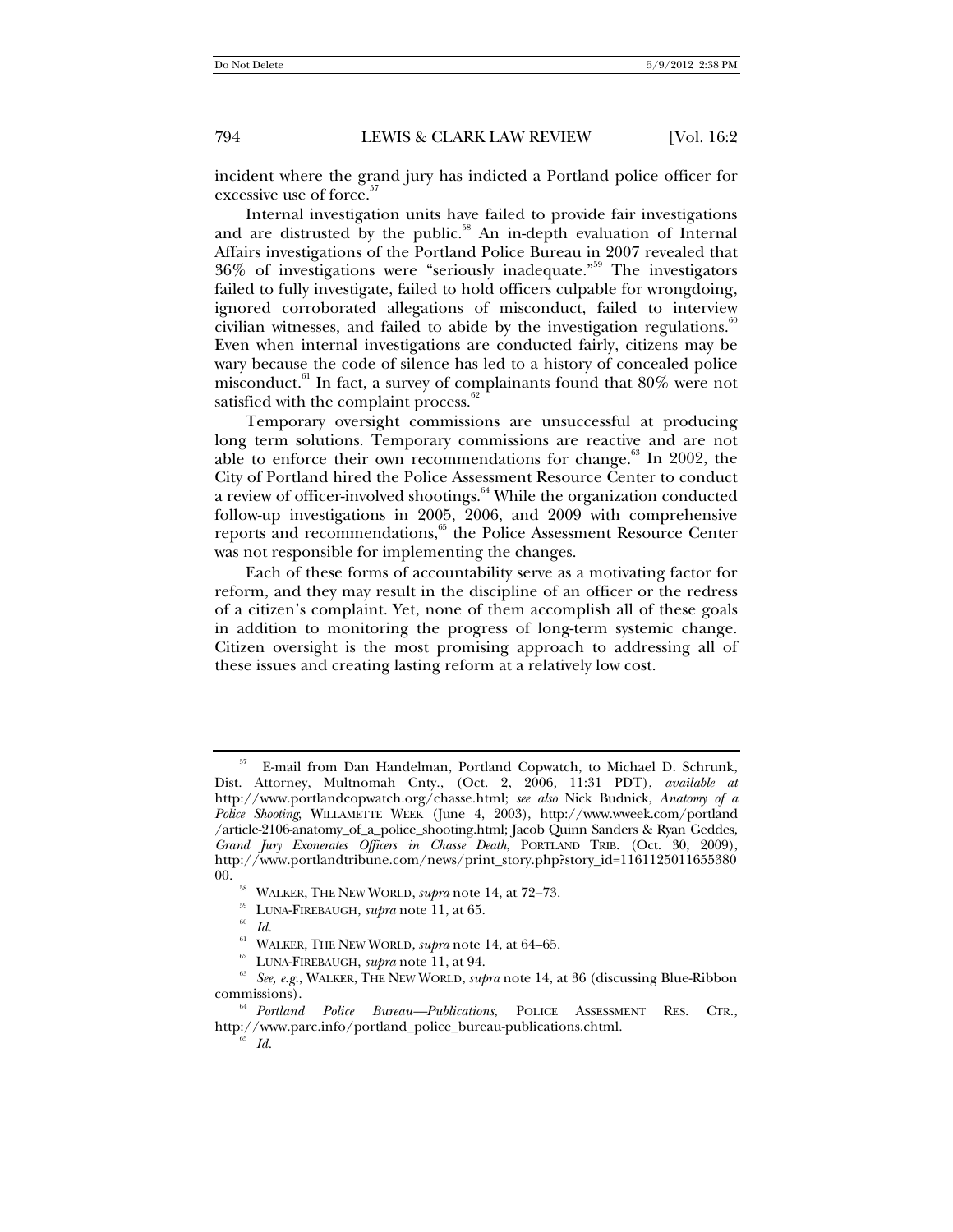incident where the grand jury has indicted a Portland police officer for excessive use of force.[57]

Internal investigation units have failed to provide fair investigations and are distrusted by the public.[58] An in-depth evaluation of Internal Affairs investigations of the Portland Police Bureau in 2007 revealed that 36% of investigations were "seriously inadequate."[59] The investigators failed to fully investigate, failed to hold officers culpable for wrongdoing, ignored corroborated allegations of misconduct, failed to interview civilian witnesses, and failed to abide by the investigation regulations.[60] Even when internal investigations are conducted fairly, citizens may be wary because the code of silence has led to a history of concealed police misconduct.[61] In fact, a survey of complainants found that 80% were not satisfied with the complaint process.[62]

Temporary oversight commissions are unsuccessful at producing long term solutions. Temporary commissions are reactive and are not able to enforce their own recommendations for change.[63] In 2002, the City of Portland hired the Police Assessment Resource Center to conduct a review of officer-involved shootings.[64] While the organization conducted follow-up investigations in 2005, 2006, and 2009 with comprehensive reports and recommendations,[65] the Police Assessment Resource Center was not responsible for implementing the changes.

Each of these forms of accountability serve as a motivating factor for reform, and they may result in the discipline of an officer or the redress of a citizen's complaint. Yet, none of them accomplish all of these goals in addition to monitoring the progress of long-term systemic change. Citizen oversight is the most promising approach to addressing all of these issues and creating lasting reform at a relatively low cost.

---

[57] E-mail from Dan Handelman, Portland Copwatch, to Michael D. Schrunk, Dist. Attorney, Multnomah Cnty., (Oct. 2, 2006, 11:31 PDT), *available at* http://www.portlandcopwatch.org/chasse.html; *see also* Nick Budnick, *Anatomy of a Police Shooting*, WILLAMETTE WEEK (June 4, 2003), http://www.wweek.com/portland/article-2106-anatomy_of_a_police_shooting.html; Jacob Quinn Sanders & Ryan Geddes, *Grand Jury Exonerates Officers in Chasse Death*, PORTLAND TRIB. (Oct. 30, 2009), http://www.portlandtribune.com/news/print_story.php?story_id=116112501165538000.

[58] WALKER, THE NEW WORLD, *supra* note 14, at 72–73.

[59] LUNA-FIREBAUGH, *supra* note 11, at 65.

[60] *Id.*

[61] WALKER, THE NEW WORLD, *supra* note 14, at 64–65.

[62] LUNA-FIREBAUGH, *supra* note 11, at 94.

[63] *See, e.g.*, WALKER, THE NEW WORLD, *supra* note 14, at 36 (discussing Blue-Ribbon commissions).

[64] *Portland Police Bureau—Publications*, POLICE ASSESSMENT RES. CTR., http://www.parc.info/portland_police_bureau-publications.chtml.

[65] *Id.*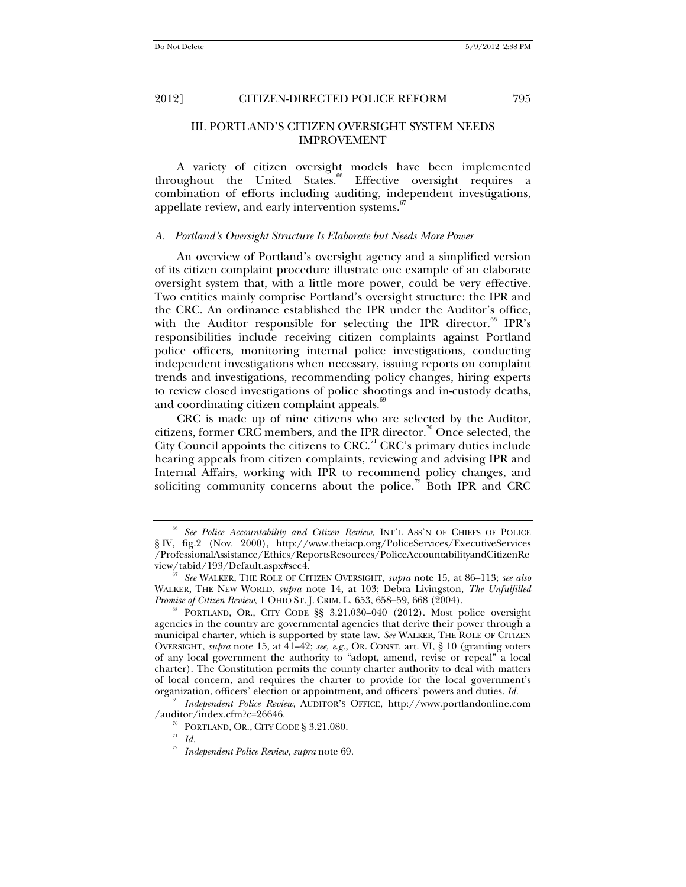## III. PORTLAND'S CITIZEN OVERSIGHT SYSTEM NEEDS IMPROVEMENT

A variety of citizen oversight models have been implemented throughout the United States.[66] Effective oversight requires a combination of efforts including auditing, independent investigations, appellate review, and early intervention systems.[67]

### *A. Portland's Oversight Structure Is Elaborate but Needs More Power*

An overview of Portland's oversight agency and a simplified version of its citizen complaint procedure illustrate one example of an elaborate oversight system that, with a little more power, could be very effective. Two entities mainly comprise Portland's oversight structure: the IPR and the CRC. An ordinance established the IPR under the Auditor's office, with the Auditor responsible for selecting the IPR director.[68] IPR's responsibilities include receiving citizen complaints against Portland police officers, monitoring internal police investigations, conducting independent investigations when necessary, issuing reports on complaint trends and investigations, recommending policy changes, hiring experts to review closed investigations of police shootings and in-custody deaths, and coordinating citizen complaint appeals.[69]

CRC is made up of nine citizens who are selected by the Auditor, citizens, former CRC members, and the IPR director.[70] Once selected, the City Council appoints the citizens to CRC.[71] CRC's primary duties include hearing appeals from citizen complaints, reviewing and advising IPR and Internal Affairs, working with IPR to recommend policy changes, and soliciting community concerns about the police.[72] Both IPR and CRC

---

[66] *See Police Accountability and Citizen Review*, INT'L ASS'N OF CHIEFS OF POLICE § IV, fig.2 (Nov. 2000), http://www.theiacp.org/PoliceServices/ExecutiveServices/ProfessionalAssistance/Ethics/ReportsResources/PoliceAccountabilityandCitizenReview/tabid/193/Default.aspx#sec4.

[67] *See* WALKER, THE ROLE OF CITIZEN OVERSIGHT, *supra* note 15, at 86–113; *see also* WALKER, THE NEW WORLD, *supra* note 14, at 103; Debra Livingston, *The Unfulfilled Promise of Citizen Review*, 1 OHIO ST. J. CRIM. L. 653, 658–59, 668 (2004).

[68] PORTLAND, OR., CITY CODE §§ 3.21.030–040 (2012). Most police oversight agencies in the country are governmental agencies that derive their power through a municipal charter, which is supported by state law. *See* WALKER, THE ROLE OF CITIZEN OVERSIGHT, *supra* note 15, at 41–42; *see, e.g.*, OR. CONST. art. VI, § 10 (granting voters of any local government the authority to "adopt, amend, revise or repeal" a local charter). The Constitution permits the county charter authority to deal with matters of local concern, and requires the charter to provide for the local government's organization, officers' election or appointment, and officers' powers and duties. *Id.*

[69] *Independent Police Review*, AUDITOR'S OFFICE, http://www.portlandonline.com/auditor/index.cfm?c=26646.

[70] PORTLAND, OR., CITY CODE § 3.21.080.

[71] *Id.*

[72] *Independent Police Review*, *supra* note 69.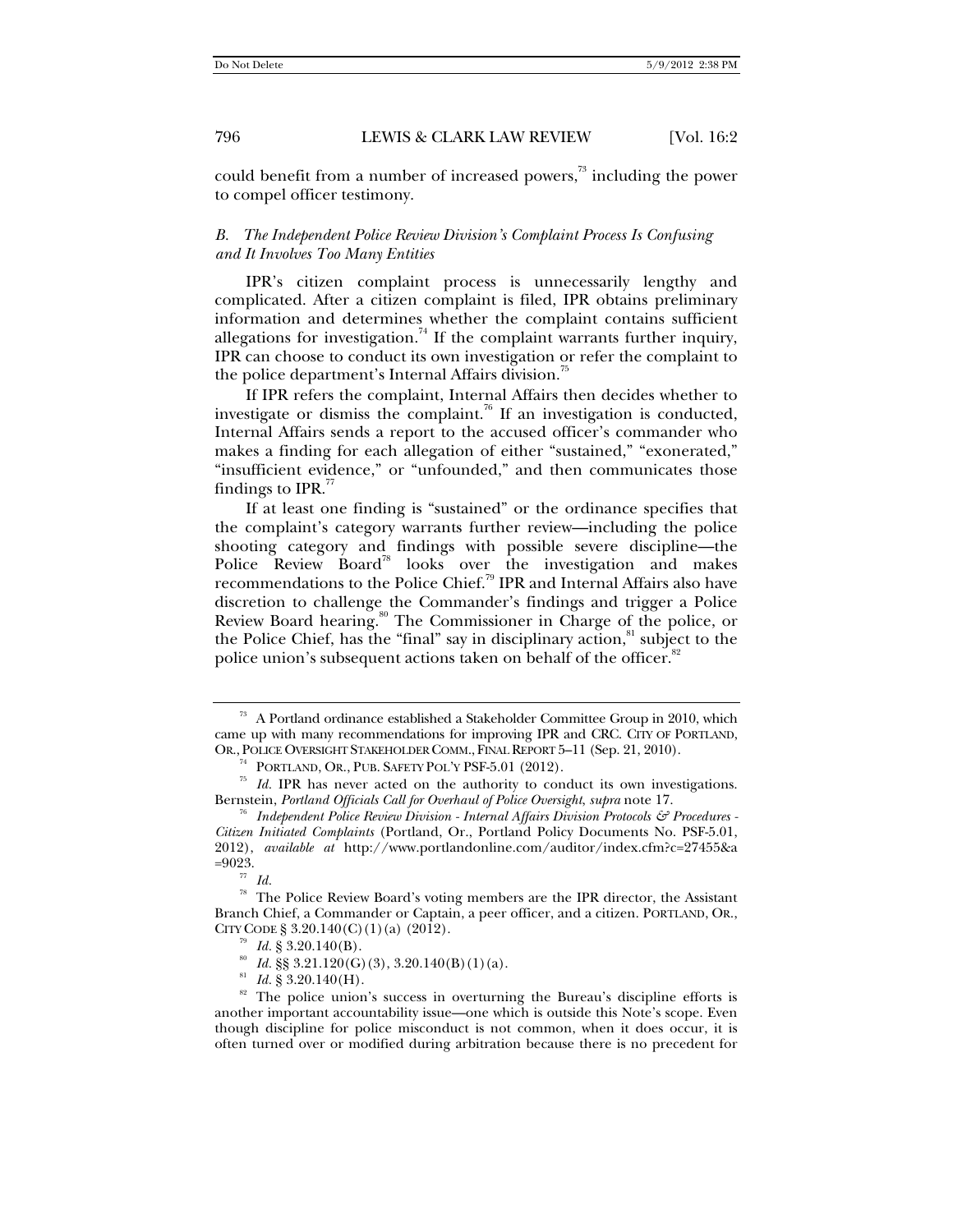could benefit from a number of increased powers,[73] including the power to compel officer testimony.

### *B. The Independent Police Review Division's Complaint Process Is Confusing and It Involves Too Many Entities*

IPR's citizen complaint process is unnecessarily lengthy and complicated. After a citizen complaint is filed, IPR obtains preliminary information and determines whether the complaint contains sufficient allegations for investigation.[74] If the complaint warrants further inquiry, IPR can choose to conduct its own investigation or refer the complaint to the police department's Internal Affairs division.[75]

If IPR refers the complaint, Internal Affairs then decides whether to investigate or dismiss the complaint.[76] If an investigation is conducted, Internal Affairs sends a report to the accused officer's commander who makes a finding for each allegation of either "sustained," "exonerated," "insufficient evidence," or "unfounded," and then communicates those findings to IPR.[77]

If at least one finding is "sustained" or the ordinance specifies that the complaint's category warrants further review—including the police shooting category and findings with possible severe discipline—the Police Review Board[78] looks over the investigation and makes recommendations to the Police Chief.[79] IPR and Internal Affairs also have discretion to challenge the Commander's findings and trigger a Police Review Board hearing.[80] The Commissioner in Charge of the police, or the Police Chief, has the "final" say in disciplinary action,[81] subject to the police union's subsequent actions taken on behalf of the officer.[82]

---

[73] A Portland ordinance established a Stakeholder Committee Group in 2010, which came up with many recommendations for improving IPR and CRC. CITY OF PORTLAND, OR., POLICE OVERSIGHT STAKEHOLDER COMM., FINAL REPORT 5–11 (Sep. 21, 2010).

[74] PORTLAND, OR., PUB. SAFETY POL'Y PSF-5.01 (2012).

[75] *Id.* IPR has never acted on the authority to conduct its own investigations. Bernstein, *Portland Officials Call for Overhaul of Police Oversight*, *supra* note 17.

[76] *Independent Police Review Division - Internal Affairs Division Protocols & Procedures - Citizen Initiated Complaints* (Portland, Or., Portland Policy Documents No. PSF-5.01, 2012), *available at* http://www.portlandonline.com/auditor/index.cfm?c=27455&a=9023.

[77] *Id.*

[78] The Police Review Board's voting members are the IPR director, the Assistant Branch Chief, a Commander or Captain, a peer officer, and a citizen. PORTLAND, OR., CITY CODE § 3.20.140(C)(1)(a) (2012).

[79] *Id.* § 3.20.140(B).

[80] *Id.* §§ 3.21.120(G)(3), 3.20.140(B)(1)(a).

[81] *Id.* § 3.20.140(H).

[82] The police union's success in overturning the Bureau's discipline efforts is another important accountability issue—one which is outside this Note's scope. Even though discipline for police misconduct is not common, when it does occur, it is often turned over or modified during arbitration because there is no precedent for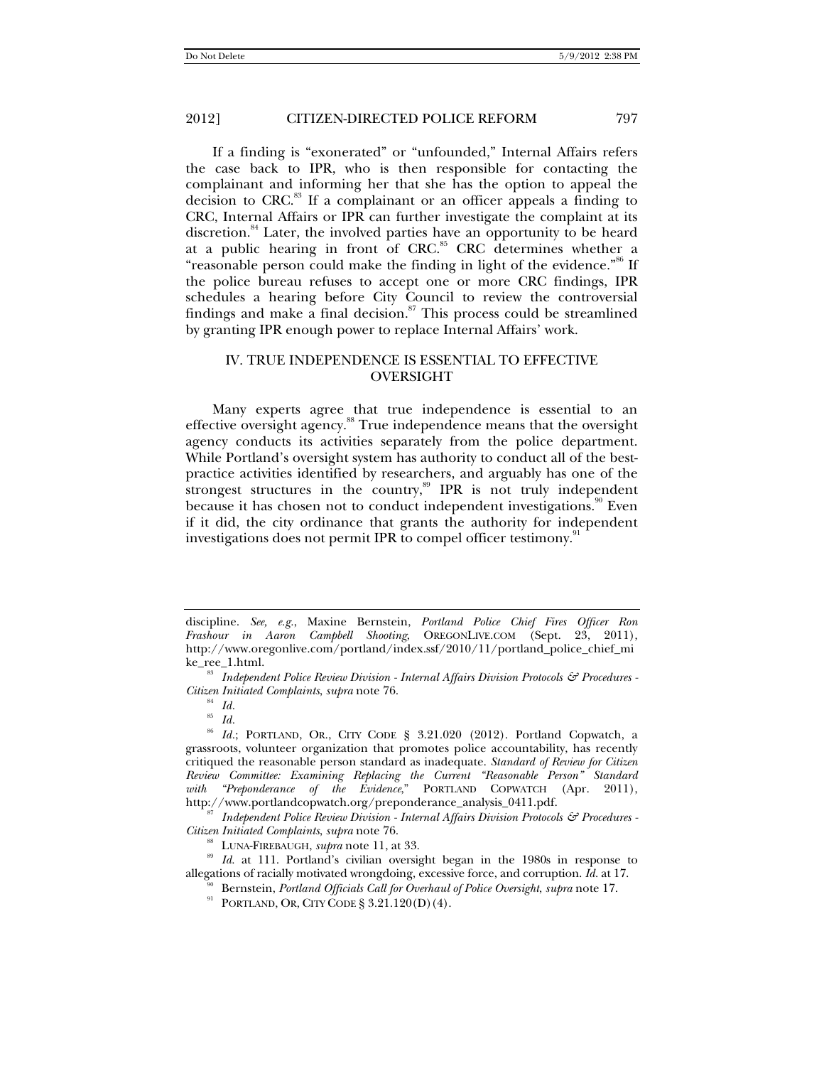If a finding is "exonerated" or "unfounded," Internal Affairs refers the case back to IPR, who is then responsible for contacting the complainant and informing her that she has the option to appeal the decision to CRC.[83] If a complainant or an officer appeals a finding to CRC, Internal Affairs or IPR can further investigate the complaint at its discretion.[84] Later, the involved parties have an opportunity to be heard at a public hearing in front of CRC.[85] CRC determines whether a "reasonable person could make the finding in light of the evidence."[86] If the police bureau refuses to accept one or more CRC findings, IPR schedules a hearing before City Council to review the controversial findings and make a final decision.[87] This process could be streamlined by granting IPR enough power to replace Internal Affairs' work.

## IV. TRUE INDEPENDENCE IS ESSENTIAL TO EFFECTIVE OVERSIGHT

Many experts agree that true independence is essential to an effective oversight agency.[88] True independence means that the oversight agency conducts its activities separately from the police department. While Portland's oversight system has authority to conduct all of the best-practice activities identified by researchers, and arguably has one of the strongest structures in the country,[89] IPR is not truly independent because it has chosen not to conduct independent investigations.[90] Even if it did, the city ordinance that grants the authority for independent investigations does not permit IPR to compel officer testimony.[91]

---

discipline. *See, e.g.*, Maxine Bernstein, *Portland Police Chief Fires Officer Ron Frashour in Aaron Campbell Shooting*, OREGONLIVE.COM (Sept. 23, 2011), http://www.oregonlive.com/portland/index.ssf/2010/11/portland_police_chief_mike_ree_1.html.

[83] *Independent Police Review Division - Internal Affairs Division Protocols & Procedures - Citizen Initiated Complaints*, *supra* note 76.

[84] *Id.*

[85] *Id.*

[86] *Id.*; PORTLAND, OR., CITY CODE § 3.21.020 (2012). Portland Copwatch, a grassroots, volunteer organization that promotes police accountability, has recently critiqued the reasonable person standard as inadequate. *Standard of Review for Citizen Review Committee: Examining Replacing the Current "Reasonable Person" Standard with "Preponderance of the Evidence*," PORTLAND COPWATCH (Apr. 2011), http://www.portlandcopwatch.org/preponderance_analysis_0411.pdf.

[87] *Independent Police Review Division - Internal Affairs Division Protocols & Procedures - Citizen Initiated Complaints*, *supra* note 76.

[88] LUNA-FIREBAUGH, *supra* note 11, at 33.

[89] *Id.* at 111. Portland's civilian oversight began in the 1980s in response to allegations of racially motivated wrongdoing, excessive force, and corruption. *Id.* at 17.

[90] Bernstein, *Portland Officials Call for Overhaul of Police Oversight*, *supra* note 17.

[91] PORTLAND, OR, CITY CODE § 3.21.120(D)(4).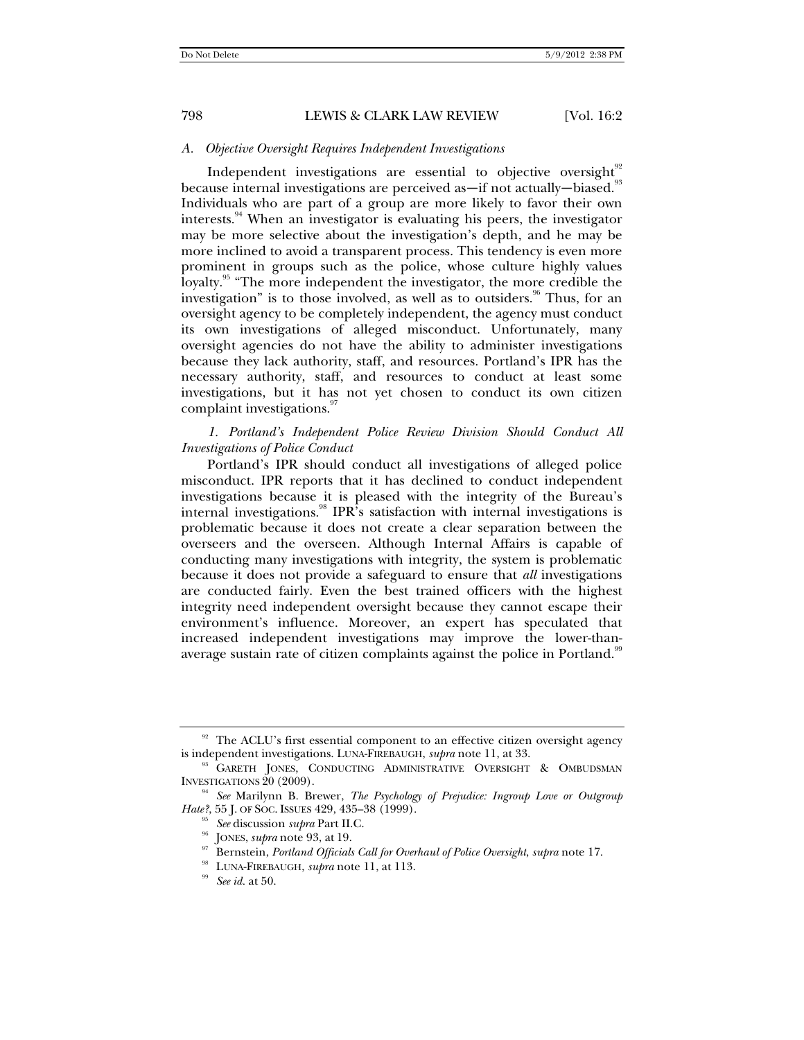### *A. Objective Oversight Requires Independent Investigations*

Independent investigations are essential to objective oversight[92] because internal investigations are perceived as—if not actually—biased.[93] Individuals who are part of a group are more likely to favor their own interests.[94] When an investigator is evaluating his peers, the investigator may be more selective about the investigation's depth, and he may be more inclined to avoid a transparent process. This tendency is even more prominent in groups such as the police, whose culture highly values loyalty.[95] "The more independent the investigator, the more credible the investigation" is to those involved, as well as to outsiders.[96] Thus, for an oversight agency to be completely independent, the agency must conduct its own investigations of alleged misconduct. Unfortunately, many oversight agencies do not have the ability to administer investigations because they lack authority, staff, and resources. Portland's IPR has the necessary authority, staff, and resources to conduct at least some investigations, but it has not yet chosen to conduct its own citizen complaint investigations.[97]

#### *1. Portland's Independent Police Review Division Should Conduct All Investigations of Police Conduct*

Portland's IPR should conduct all investigations of alleged police misconduct. IPR reports that it has declined to conduct independent investigations because it is pleased with the integrity of the Bureau's internal investigations.[98] IPR's satisfaction with internal investigations is problematic because it does not create a clear separation between the overseers and the overseen. Although Internal Affairs is capable of conducting many investigations with integrity, the system is problematic because it does not provide a safeguard to ensure that *all* investigations are conducted fairly. Even the best trained officers with the highest integrity need independent oversight because they cannot escape their environment's influence. Moreover, an expert has speculated that increased independent investigations may improve the lower-than-average sustain rate of citizen complaints against the police in Portland.[99]

---

[92] The ACLU's first essential component to an effective citizen oversight agency is independent investigations. LUNA-FIREBAUGH, *supra* note 11, at 33.

[93] GARETH JONES, CONDUCTING ADMINISTRATIVE OVERSIGHT & OMBUDSMAN INVESTIGATIONS 20 (2009).

[94] *See* Marilynn B. Brewer, *The Psychology of Prejudice: Ingroup Love or Outgroup Hate?*, 55 J. OF SOC. ISSUES 429, 435–38 (1999).

[95] *See* discussion *supra* Part II.C.

[96] JONES, *supra* note 93, at 19.

[97] Bernstein, *Portland Officials Call for Overhaul of Police Oversight*, *supra* note 17.

[98] LUNA-FIREBAUGH, *supra* note 11, at 113.

[99] *See id.* at 50.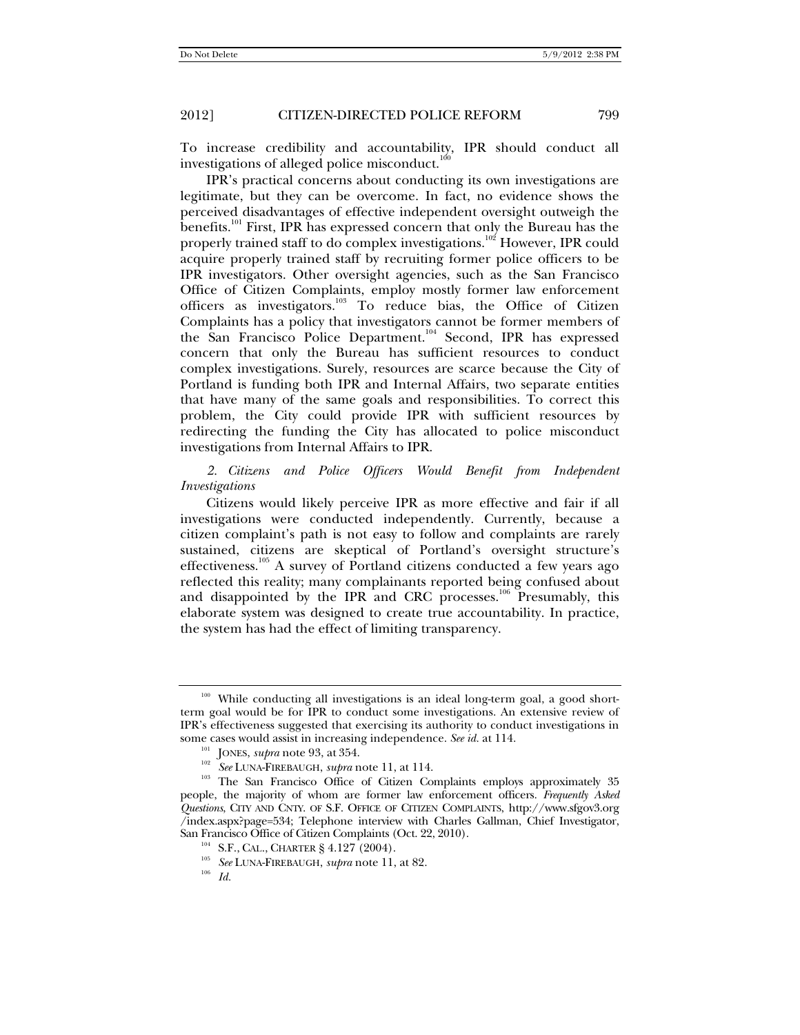To increase credibility and accountability, IPR should conduct all investigations of alleged police misconduct.[100]

IPR's practical concerns about conducting its own investigations are legitimate, but they can be overcome. In fact, no evidence shows the perceived disadvantages of effective independent oversight outweigh the benefits.[101] First, IPR has expressed concern that only the Bureau has the properly trained staff to do complex investigations.[102] However, IPR could acquire properly trained staff by recruiting former police officers to be IPR investigators. Other oversight agencies, such as the San Francisco Office of Citizen Complaints, employ mostly former law enforcement officers as investigators.[103] To reduce bias, the Office of Citizen Complaints has a policy that investigators cannot be former members of the San Francisco Police Department.[104] Second, IPR has expressed concern that only the Bureau has sufficient resources to conduct complex investigations. Surely, resources are scarce because the City of Portland is funding both IPR and Internal Affairs, two separate entities that have many of the same goals and responsibilities. To correct this problem, the City could provide IPR with sufficient resources by redirecting the funding the City has allocated to police misconduct investigations from Internal Affairs to IPR.

*2. Citizens and Police Officers Would Benefit from Independent Investigations*

Citizens would likely perceive IPR as more effective and fair if all investigations were conducted independently. Currently, because a citizen complaint's path is not easy to follow and complaints are rarely sustained, citizens are skeptical of Portland's oversight structure's effectiveness.[105] A survey of Portland citizens conducted a few years ago reflected this reality; many complainants reported being confused about and disappointed by the IPR and CRC processes.[106] Presumably, this elaborate system was designed to create true accountability. In practice, the system has had the effect of limiting transparency.

---

[100] While conducting all investigations is an ideal long-term goal, a good short-term goal would be for IPR to conduct some investigations. An extensive review of IPR's effectiveness suggested that exercising its authority to conduct investigations in some cases would assist in increasing independence. *See id.* at 114.

[101] JONES, *supra* note 93, at 354.

[102] *See* LUNA-FIREBAUGH, *supra* note 11, at 114.

[103] The San Francisco Office of Citizen Complaints employs approximately 35 people, the majority of whom are former law enforcement officers. *Frequently Asked Questions*, CITY AND CNTY. OF S.F. OFFICE OF CITIZEN COMPLAINTS, http://www.sfgov3.org/index.aspx?page=534; Telephone interview with Charles Gallman, Chief Investigator, San Francisco Office of Citizen Complaints (Oct. 22, 2010).

[104] S.F., CAL., CHARTER § 4.127 (2004).

[105] *See* LUNA-FIREBAUGH, *supra* note 11, at 82.

[106] *Id.*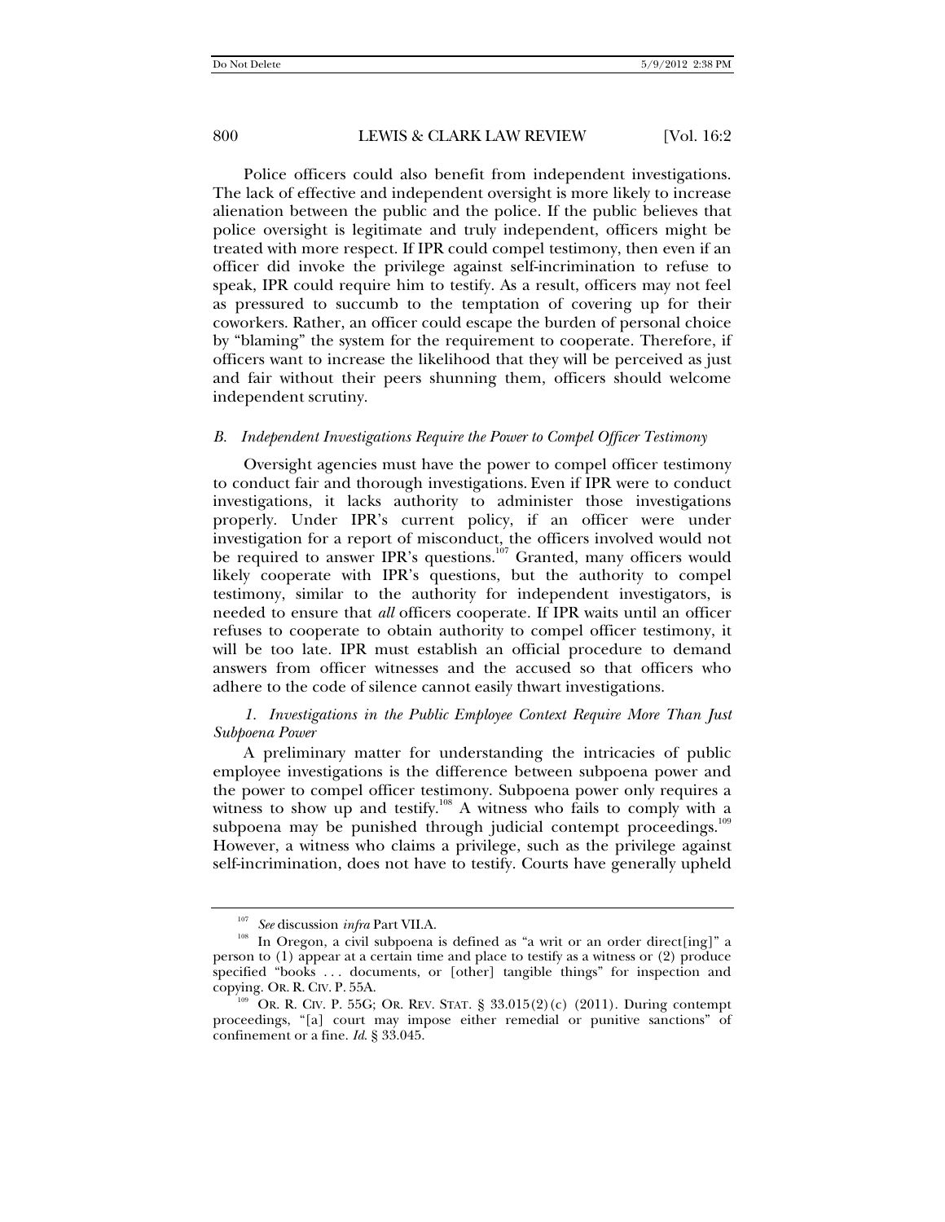Police officers could also benefit from independent investigations. The lack of effective and independent oversight is more likely to increase alienation between the public and the police. If the public believes that police oversight is legitimate and truly independent, officers might be treated with more respect. If IPR could compel testimony, then even if an officer did invoke the privilege against self-incrimination to refuse to speak, IPR could require him to testify. As a result, officers may not feel as pressured to succumb to the temptation of covering up for their coworkers. Rather, an officer could escape the burden of personal choice by "blaming" the system for the requirement to cooperate. Therefore, if officers want to increase the likelihood that they will be perceived as just and fair without their peers shunning them, officers should welcome independent scrutiny.

### *B. Independent Investigations Require the Power to Compel Officer Testimony*

Oversight agencies must have the power to compel officer testimony to conduct fair and thorough investigations. Even if IPR were to conduct investigations, it lacks authority to administer those investigations properly. Under IPR's current policy, if an officer were under investigation for a report of misconduct, the officers involved would not be required to answer IPR's questions.[107] Granted, many officers would likely cooperate with IPR's questions, but the authority to compel testimony, similar to the authority for independent investigators, is needed to ensure that *all* officers cooperate. If IPR waits until an officer refuses to cooperate to obtain authority to compel officer testimony, it will be too late. IPR must establish an official procedure to demand answers from officer witnesses and the accused so that officers who adhere to the code of silence cannot easily thwart investigations.

#### *1. Investigations in the Public Employee Context Require More Than Just Subpoena Power*

A preliminary matter for understanding the intricacies of public employee investigations is the difference between subpoena power and the power to compel officer testimony. Subpoena power only requires a witness to show up and testify.[108] A witness who fails to comply with a subpoena may be punished through judicial contempt proceedings.[109] However, a witness who claims a privilege, such as the privilege against self-incrimination, does not have to testify. Courts have generally upheld

---

[107] *See* discussion *infra* Part VII.A.

[108] In Oregon, a civil subpoena is defined as "a writ or an order direct[ing]" a person to (1) appear at a certain time and place to testify as a witness or (2) produce specified "books . . . documents, or [other] tangible things" for inspection and copying. OR. R. CIV. P. 55A.

[109] OR. R. CIV. P. 55G; OR. REV. STAT. § 33.015(2)(c) (2011). During contempt proceedings, "[a] court may impose either remedial or punitive sanctions" of confinement or a fine. *Id.* § 33.045.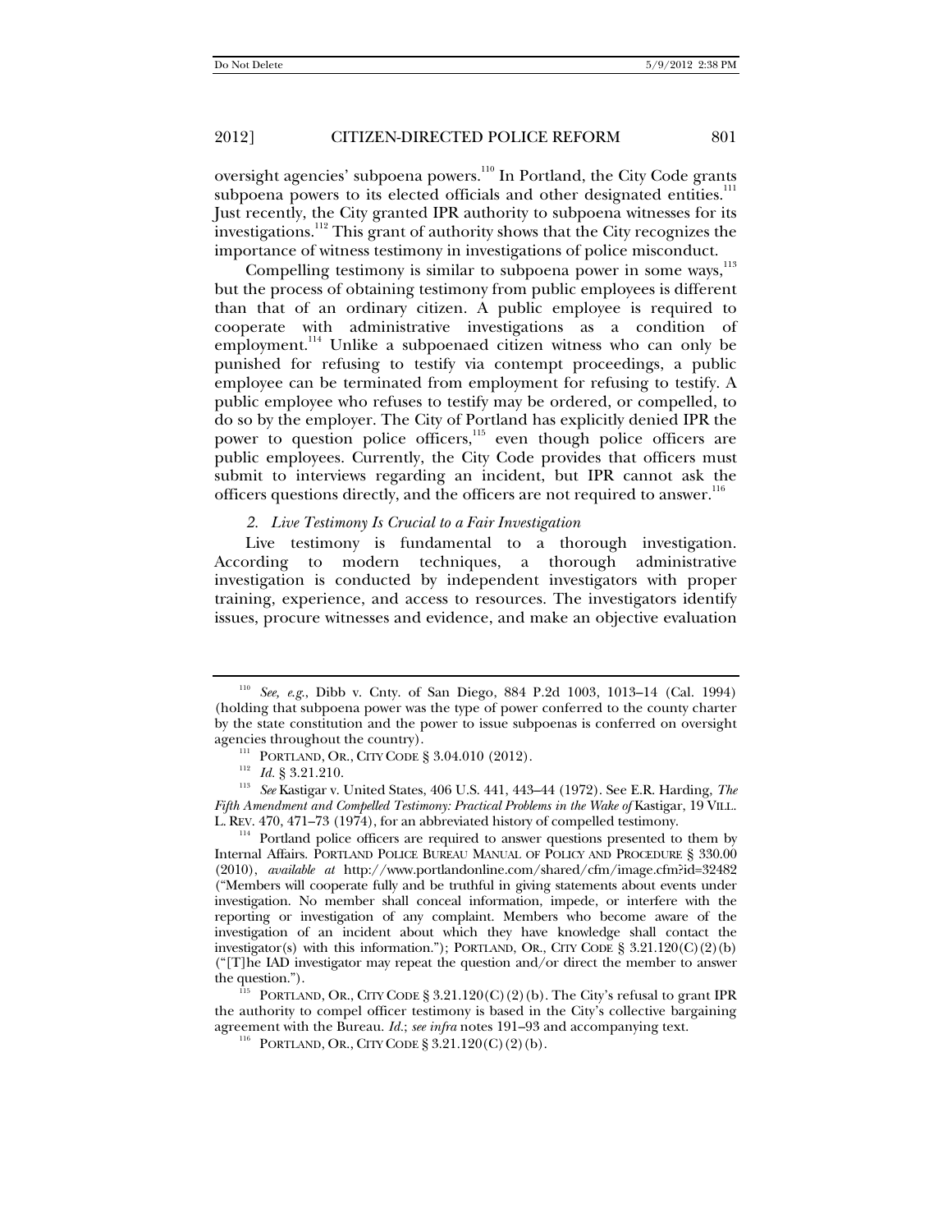oversight agencies' subpoena powers.[110] In Portland, the City Code grants subpoena powers to its elected officials and other designated entities.[111] Just recently, the City granted IPR authority to subpoena witnesses for its investigations.[112] This grant of authority shows that the City recognizes the importance of witness testimony in investigations of police misconduct.

Compelling testimony is similar to subpoena power in some ways,[113] but the process of obtaining testimony from public employees is different than that of an ordinary citizen. A public employee is required to cooperate with administrative investigations as a condition of employment.[114] Unlike a subpoenaed citizen witness who can only be punished for refusing to testify via contempt proceedings, a public employee can be terminated from employment for refusing to testify. A public employee who refuses to testify may be ordered, or compelled, to do so by the employer. The City of Portland has explicitly denied IPR the power to question police officers,[115] even though police officers are public employees. Currently, the City Code provides that officers must submit to interviews regarding an incident, but IPR cannot ask the officers questions directly, and the officers are not required to answer.[116]

### *2. Live Testimony Is Crucial to a Fair Investigation*

Live testimony is fundamental to a thorough investigation. According to modern techniques, a thorough administrative investigation is conducted by independent investigators with proper training, experience, and access to resources. The investigators identify issues, procure witnesses and evidence, and make an objective evaluation

---

[110] *See, e.g.*, Dibb v. Cnty. of San Diego, 884 P.2d 1003, 1013–14 (Cal. 1994) (holding that subpoena power was the type of power conferred to the county charter by the state constitution and the power to issue subpoenas is conferred on oversight agencies throughout the country).

[111] PORTLAND, OR., CITY CODE § 3.04.010 (2012).

[112] *Id.* § 3.21.210.

[113] *See* Kastigar v. United States, 406 U.S. 441, 443–44 (1972). See E.R. Harding, *The Fifth Amendment and Compelled Testimony: Practical Problems in the Wake of* Kastigar, 19 VILL. L. REV. 470, 471–73 (1974), for an abbreviated history of compelled testimony.

[114] Portland police officers are required to answer questions presented to them by Internal Affairs. PORTLAND POLICE BUREAU MANUAL OF POLICY AND PROCEDURE § 330.00 (2010), *available at* http://www.portlandonline.com/shared/cfm/image.cfm?id=32482 ("Members will cooperate fully and be truthful in giving statements about events under investigation. No member shall conceal information, impede, or interfere with the reporting or investigation of any complaint. Members who become aware of the investigation of an incident about which they have knowledge shall contact the investigator(s) with this information."); PORTLAND, OR., CITY CODE § 3.21.120(C)(2)(b) ("[T]he IAD investigator may repeat the question and/or direct the member to answer the question.").

[115] PORTLAND, OR., CITY CODE § 3.21.120(C)(2)(b). The City's refusal to grant IPR the authority to compel officer testimony is based in the City's collective bargaining agreement with the Bureau. *Id.*; *see infra* notes 191–93 and accompanying text.

[116] PORTLAND, OR., CITY CODE § 3.21.120(C)(2)(b).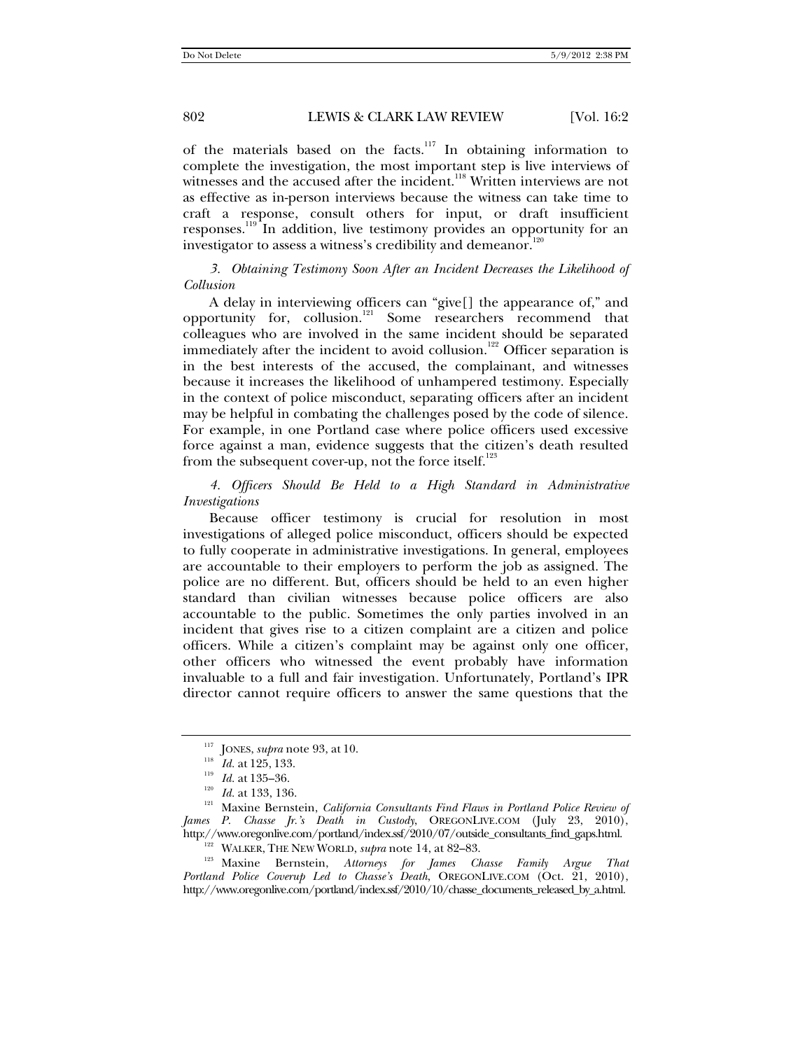of the materials based on the facts.[117] In obtaining information to complete the investigation, the most important step is live interviews of witnesses and the accused after the incident.[118] Written interviews are not as effective as in-person interviews because the witness can take time to craft a response, consult others for input, or draft insufficient responses.[119] In addition, live testimony provides an opportunity for an investigator to assess a witness's credibility and demeanor.[120]

### *3. Obtaining Testimony Soon After an Incident Decreases the Likelihood of Collusion*

A delay in interviewing officers can "give[] the appearance of," and opportunity for, collusion.[121] Some researchers recommend that colleagues who are involved in the same incident should be separated immediately after the incident to avoid collusion.[122] Officer separation is in the best interests of the accused, the complainant, and witnesses because it increases the likelihood of unhampered testimony. Especially in the context of police misconduct, separating officers after an incident may be helpful in combating the challenges posed by the code of silence. For example, in one Portland case where police officers used excessive force against a man, evidence suggests that the citizen's death resulted from the subsequent cover-up, not the force itself.[123]

### *4. Officers Should Be Held to a High Standard in Administrative Investigations*

Because officer testimony is crucial for resolution in most investigations of alleged police misconduct, officers should be expected to fully cooperate in administrative investigations. In general, employees are accountable to their employers to perform the job as assigned. The police are no different. But, officers should be held to an even higher standard than civilian witnesses because police officers are also accountable to the public. Sometimes the only parties involved in an incident that gives rise to a citizen complaint are a citizen and police officers. While a citizen's complaint may be against only one officer, other officers who witnessed the event probably have information invaluable to a full and fair investigation. Unfortunately, Portland's IPR director cannot require officers to answer the same questions that the

---

[117] JONES, *supra* note 93, at 10.

[118] *Id.* at 125, 133.

[119] *Id.* at 135–36.

[120] *Id.* at 133, 136.

[121] Maxine Bernstein, *California Consultants Find Flaws in Portland Police Review of James P. Chasse Jr.'s Death in Custody*, OREGONLIVE.COM (July 23, 2010), http://www.oregonlive.com/portland/index.ssf/2010/07/outside_consultants_find_gaps.html.

[122] WALKER, THE NEW WORLD, *supra* note 14, at 82–83.

[123] Maxine Bernstein, *Attorneys for James Chasse Family Argue That Portland Police Coverup Led to Chasse's Death*, OREGONLIVE.COM (Oct. 21, 2010), http://www.oregonlive.com/portland/index.ssf/2010/10/chasse_documents_released_by_a.html.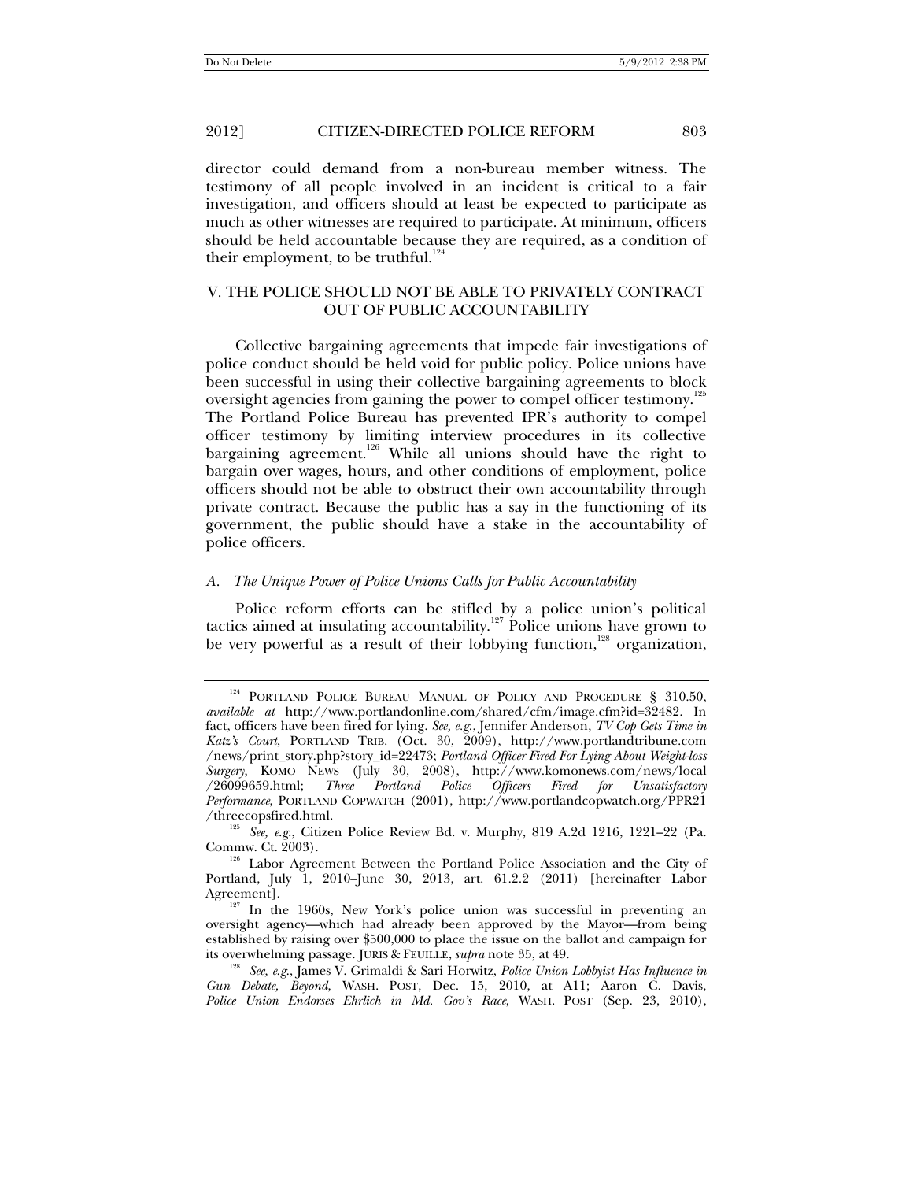director could demand from a non-bureau member witness. The testimony of all people involved in an incident is critical to a fair investigation, and officers should at least be expected to participate as much as other witnesses are required to participate. At minimum, officers should be held accountable because they are required, as a condition of their employment, to be truthful.[124]

## V. THE POLICE SHOULD NOT BE ABLE TO PRIVATELY CONTRACT OUT OF PUBLIC ACCOUNTABILITY

Collective bargaining agreements that impede fair investigations of police conduct should be held void for public policy. Police unions have been successful in using their collective bargaining agreements to block oversight agencies from gaining the power to compel officer testimony.[125] The Portland Police Bureau has prevented IPR's authority to compel officer testimony by limiting interview procedures in its collective bargaining agreement.[126] While all unions should have the right to bargain over wages, hours, and other conditions of employment, police officers should not be able to obstruct their own accountability through private contract. Because the public has a say in the functioning of its government, the public should have a stake in the accountability of police officers.

### A. *The Unique Power of Police Unions Calls for Public Accountability*

Police reform efforts can be stifled by a police union's political tactics aimed at insulating accountability.[127] Police unions have grown to be very powerful as a result of their lobbying function,[128] organization,

---

[124] PORTLAND POLICE BUREAU MANUAL OF POLICY AND PROCEDURE § 310.50, *available at* http://www.portlandonline.com/shared/cfm/image.cfm?id=32482. In fact, officers have been fired for lying. *See, e.g.*, Jennifer Anderson, *TV Cop Gets Time in Katz's Court*, PORTLAND TRIB. (Oct. 30, 2009), http://www.portlandtribune.com/news/print_story.php?story_id=22473; *Portland Officer Fired For Lying About Weight-loss Surgery*, KOMO NEWS (July 30, 2008), http://www.komonews.com/news/local/26099659.html; *Three Portland Police Officers Fired for Unsatisfactory Performance*, PORTLAND COPWATCH (2001), http://www.portlandcopwatch.org/PPR21/threecopsfired.html.

[125] *See, e.g.*, Citizen Police Review Bd. v. Murphy, 819 A.2d 1216, 1221–22 (Pa. Commw. Ct. 2003).

[126] Labor Agreement Between the Portland Police Association and the City of Portland, July 1, 2010–June 30, 2013, art. 61.2.2 (2011) [hereinafter Labor Agreement].

[127] In the 1960s, New York's police union was successful in preventing an oversight agency—which had already been approved by the Mayor—from being established by raising over $500,000 to place the issue on the ballot and campaign for its overwhelming passage. JURIS & FEUILLE, *supra* note 35, at 49.

[128] *See, e.g.*, James V. Grimaldi & Sari Horwitz, *Police Union Lobbyist Has Influence in Gun Debate, Beyond*, WASH. POST, Dec. 15, 2010, at A11; Aaron C. Davis, *Police Union Endorses Ehrlich in Md. Gov's Race*, WASH. POST (Sep. 23, 2010),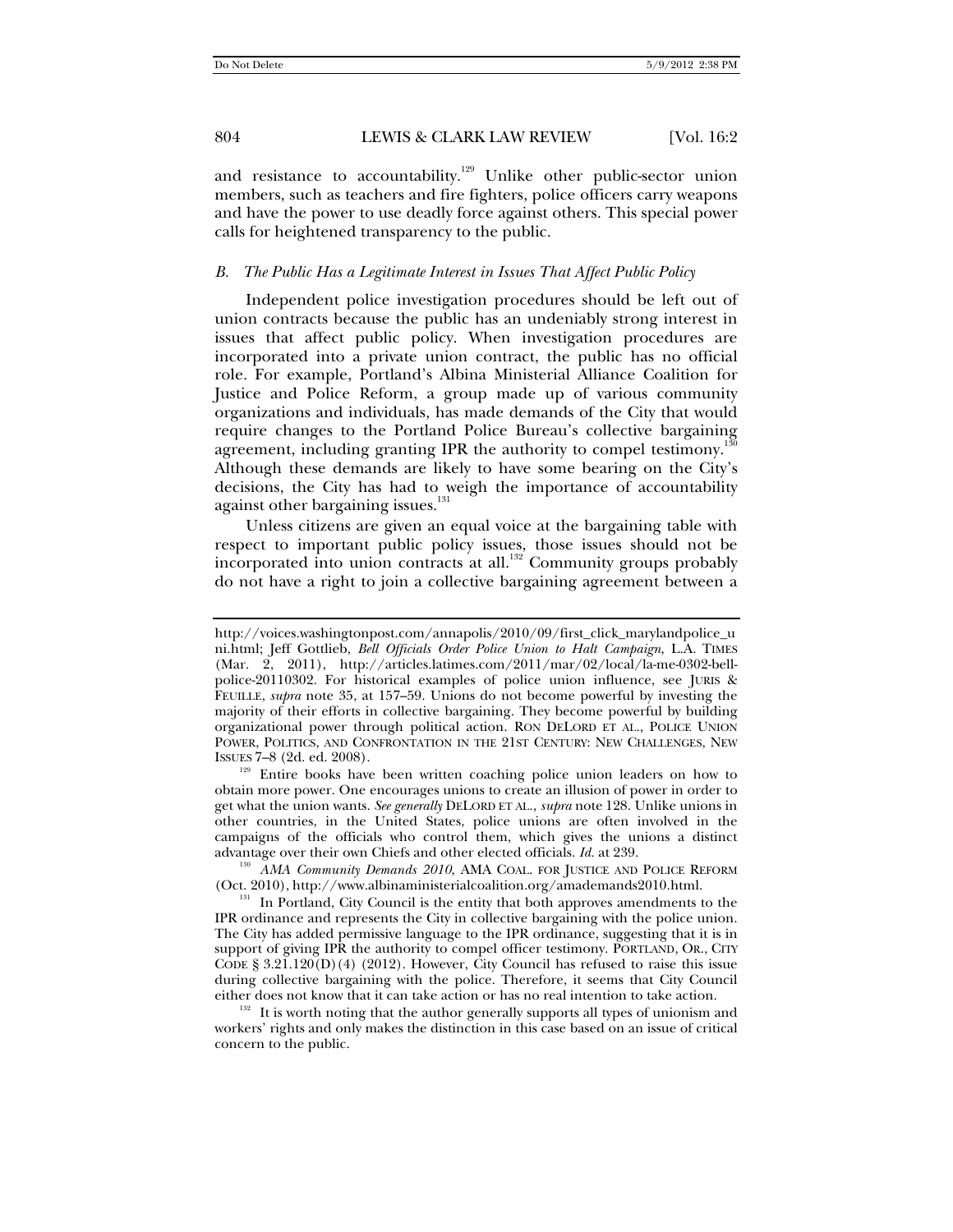and resistance to accountability.[129] Unlike other public-sector union members, such as teachers and fire fighters, police officers carry weapons and have the power to use deadly force against others. This special power calls for heightened transparency to the public.

### *B. The Public Has a Legitimate Interest in Issues That Affect Public Policy*

Independent police investigation procedures should be left out of union contracts because the public has an undeniably strong interest in issues that affect public policy. When investigation procedures are incorporated into a private union contract, the public has no official role. For example, Portland's Albina Ministerial Alliance Coalition for Justice and Police Reform, a group made up of various community organizations and individuals, has made demands of the City that would require changes to the Portland Police Bureau's collective bargaining agreement, including granting IPR the authority to compel testimony.[130] Although these demands are likely to have some bearing on the City's decisions, the City has had to weigh the importance of accountability against other bargaining issues.[131]

Unless citizens are given an equal voice at the bargaining table with respect to important public policy issues, those issues should not be incorporated into union contracts at all.[132] Community groups probably do not have a right to join a collective bargaining agreement between a

---

http://voices.washingtonpost.com/annapolis/2010/09/first_click_marylandpolice_uni.html; Jeff Gottlieb, *Bell Officials Order Police Union to Halt Campaign*, L.A. TIMES (Mar. 2, 2011), http://articles.latimes.com/2011/mar/02/local/la-me-0302-bell-police-20110302. For historical examples of police union influence, see JURIS & FEUILLE, *supra* note 35, at 157–59. Unions do not become powerful by investing the majority of their efforts in collective bargaining. They become powerful by building organizational power through political action. RON DELORD ET AL., POLICE UNION POWER, POLITICS, AND CONFRONTATION IN THE 21ST CENTURY: NEW CHALLENGES, NEW ISSUES 7–8 (2d. ed. 2008).

[129] Entire books have been written coaching police union leaders on how to obtain more power. One encourages unions to create an illusion of power in order to get what the union wants. *See generally* DELORD ET AL., *supra* note 128. Unlike unions in other countries, in the United States, police unions are often involved in the campaigns of the officials who control them, which gives the unions a distinct advantage over their own Chiefs and other elected officials. *Id.* at 239.

[130] *AMA Community Demands 2010*, AMA COAL. FOR JUSTICE AND POLICE REFORM (Oct. 2010), http://www.albinaministerialcoalition.org/amademands2010.html.

[131] In Portland, City Council is the entity that both approves amendments to the IPR ordinance and represents the City in collective bargaining with the police union. The City has added permissive language to the IPR ordinance, suggesting that it is in support of giving IPR the authority to compel officer testimony. PORTLAND, OR., CITY CODE § 3.21.120(D)(4) (2012). However, City Council has refused to raise this issue during collective bargaining with the police. Therefore, it seems that City Council either does not know that it can take action or has no real intention to take action.

[132] It is worth noting that the author generally supports all types of unionism and workers' rights and only makes the distinction in this case based on an issue of critical concern to the public.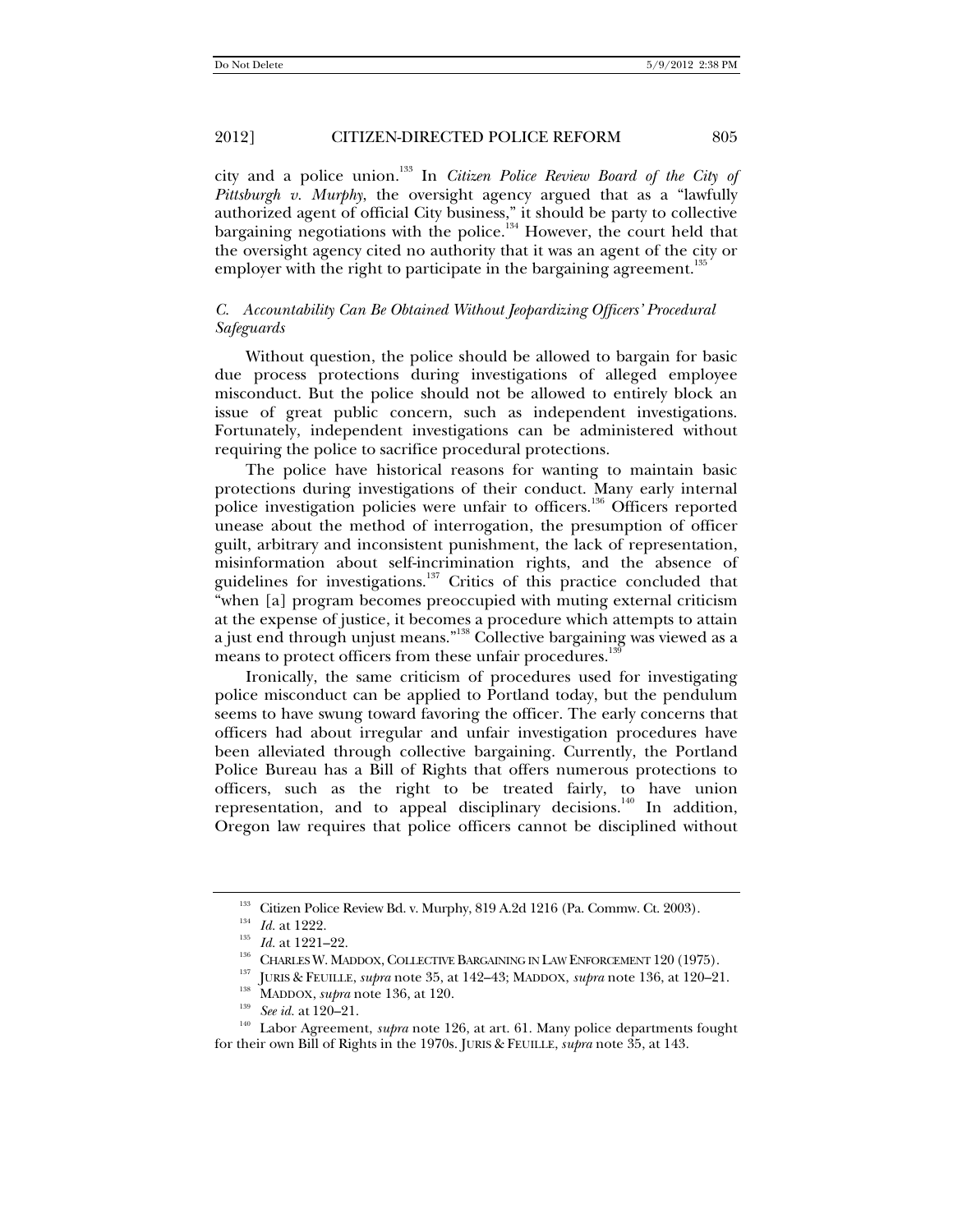city and a police union.[133] In *Citizen Police Review Board of the City of Pittsburgh v. Murphy*, the oversight agency argued that as a "lawfully authorized agent of official City business," it should be party to collective bargaining negotiations with the police.[134] However, the court held that the oversight agency cited no authority that it was an agent of the city or employer with the right to participate in the bargaining agreement.[135]

### *C. Accountability Can Be Obtained Without Jeopardizing Officers' Procedural Safeguards*

Without question, the police should be allowed to bargain for basic due process protections during investigations of alleged employee misconduct. But the police should not be allowed to entirely block an issue of great public concern, such as independent investigations. Fortunately, independent investigations can be administered without requiring the police to sacrifice procedural protections.

The police have historical reasons for wanting to maintain basic protections during investigations of their conduct. Many early internal police investigation policies were unfair to officers.[136] Officers reported unease about the method of interrogation, the presumption of officer guilt, arbitrary and inconsistent punishment, the lack of representation, misinformation about self-incrimination rights, and the absence of guidelines for investigations.[137] Critics of this practice concluded that "when [a] program becomes preoccupied with muting external criticism at the expense of justice, it becomes a procedure which attempts to attain a just end through unjust means."[138] Collective bargaining was viewed as a means to protect officers from these unfair procedures.[139]

Ironically, the same criticism of procedures used for investigating police misconduct can be applied to Portland today, but the pendulum seems to have swung toward favoring the officer. The early concerns that officers had about irregular and unfair investigation procedures have been alleviated through collective bargaining. Currently, the Portland Police Bureau has a Bill of Rights that offers numerous protections to officers, such as the right to be treated fairly, to have union representation, and to appeal disciplinary decisions.[140] In addition, Oregon law requires that police officers cannot be disciplined without

---

[133] Citizen Police Review Bd. v. Murphy, 819 A.2d 1216 (Pa. Commw. Ct. 2003).

[134] *Id.* at 1222.

[135] *Id.* at 1221–22.

[136] CHARLES W. MADDOX, COLLECTIVE BARGAINING IN LAW ENFORCEMENT 120 (1975).

[137] JURIS & FEUILLE, *supra* note 35, at 142–43; MADDOX, *supra* note 136, at 120–21.

[138] MADDOX, *supra* note 136, at 120.

[139] *See id.* at 120–21.

[140] Labor Agreement, *supra* note 126, at art. 61. Many police departments fought for their own Bill of Rights in the 1970s. JURIS & FEUILLE, *supra* note 35, at 143.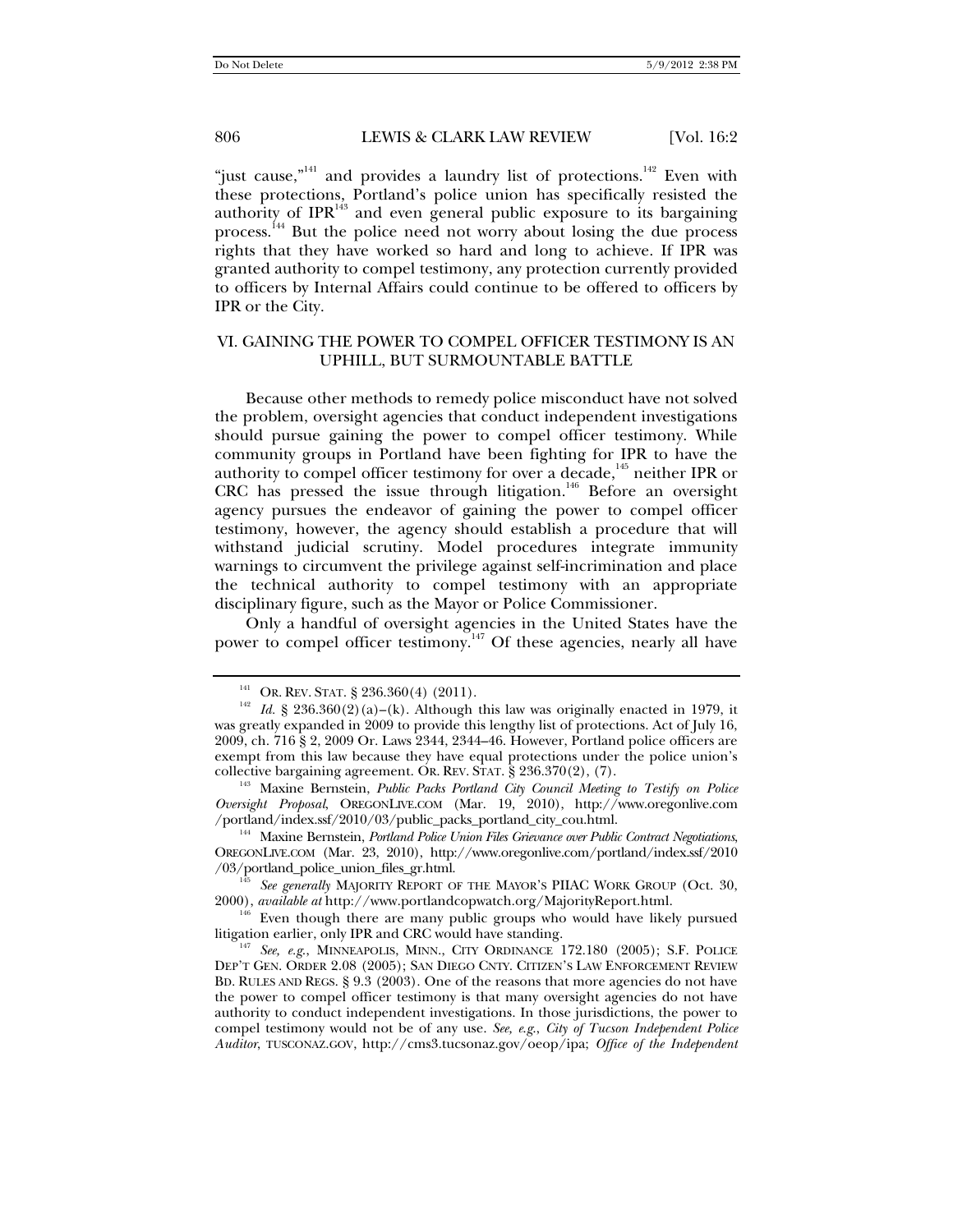"just cause,"[141] and provides a laundry list of protections.[142] Even with these protections, Portland's police union has specifically resisted the authority of IPR[143] and even general public exposure to its bargaining process.[144] But the police need not worry about losing the due process rights that they have worked so hard and long to achieve. If IPR was granted authority to compel testimony, any protection currently provided to officers by Internal Affairs could continue to be offered to officers by IPR or the City.

## VI. GAINING THE POWER TO COMPEL OFFICER TESTIMONY IS AN UPHILL, BUT SURMOUNTABLE BATTLE

Because other methods to remedy police misconduct have not solved the problem, oversight agencies that conduct independent investigations should pursue gaining the power to compel officer testimony. While community groups in Portland have been fighting for IPR to have the authority to compel officer testimony for over a decade,[145] neither IPR or CRC has pressed the issue through litigation.[146] Before an oversight agency pursues the endeavor of gaining the power to compel officer testimony, however, the agency should establish a procedure that will withstand judicial scrutiny. Model procedures integrate immunity warnings to circumvent the privilege against self-incrimination and place the technical authority to compel testimony with an appropriate disciplinary figure, such as the Mayor or Police Commissioner.

Only a handful of oversight agencies in the United States have the power to compel officer testimony.[147] Of these agencies, nearly all have

---

[141] OR. REV. STAT. § 236.360(4) (2011).

[142] *Id.* § 236.360(2)(a)–(k). Although this law was originally enacted in 1979, it was greatly expanded in 2009 to provide this lengthy list of protections. Act of July 16, 2009, ch. 716 § 2, 2009 Or. Laws 2344, 2344–46. However, Portland police officers are exempt from this law because they have equal protections under the police union's collective bargaining agreement. OR. REV. STAT. § 236.370(2), (7).

[143] Maxine Bernstein, *Public Packs Portland City Council Meeting to Testify on Police Oversight Proposal*, OREGONLIVE.COM (Mar. 19, 2010), http://www.oregonlive.com/portland/index.ssf/2010/03/public_packs_portland_city_cou.html.

[144] Maxine Bernstein, *Portland Police Union Files Grievance over Public Contract Negotiations*, OREGONLIVE.COM (Mar. 23, 2010), http://www.oregonlive.com/portland/index.ssf/2010/03/portland_police_union_files_gr.html.

[145] *See generally* MAJORITY REPORT OF THE MAYOR'S PIIAC WORK GROUP (Oct. 30, 2000), *available at* http://www.portlandcopwatch.org/MajorityReport.html.

[146] Even though there are many public groups who would have likely pursued litigation earlier, only IPR and CRC would have standing.

[147] *See, e.g.*, MINNEAPOLIS, MINN., CITY ORDINANCE 172.180 (2005); S.F. POLICE DEP'T GEN. ORDER 2.08 (2005); SAN DIEGO CNTY. CITIZEN'S LAW ENFORCEMENT REVIEW BD. RULES AND REGS. § 9.3 (2003). One of the reasons that more agencies do not have the power to compel officer testimony is that many oversight agencies do not have authority to conduct independent investigations. In those jurisdictions, the power to compel testimony would not be of any use. *See, e.g.*, *City of Tucson Independent Police Auditor*, TUSCONAZ.GOV, http://cms3.tucsonaz.gov/oeop/ipa; *Office of the Independent*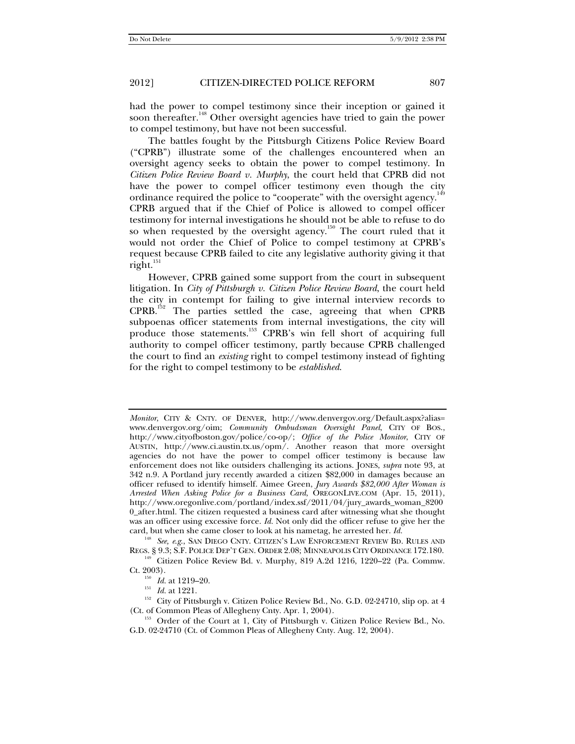had the power to compel testimony since their inception or gained it soon thereafter.[148] Other oversight agencies have tried to gain the power to compel testimony, but have not been successful.

The battles fought by the Pittsburgh Citizens Police Review Board ("CPRB") illustrate some of the challenges encountered when an oversight agency seeks to obtain the power to compel testimony. In *Citizen Police Review Board v. Murphy*, the court held that CPRB did not have the power to compel officer testimony even though the city ordinance required the police to "cooperate" with the oversight agency.[149] CPRB argued that if the Chief of Police is allowed to compel officer testimony for internal investigations he should not be able to refuse to do so when requested by the oversight agency.[150] The court ruled that it would not order the Chief of Police to compel testimony at CPRB's request because CPRB failed to cite any legislative authority giving it that right.[151]

However, CPRB gained some support from the court in subsequent litigation. In *City of Pittsburgh v. Citizen Police Review Board*, the court held the city in contempt for failing to give internal interview records to CPRB.[152] The parties settled the case, agreeing that when CPRB subpoenas officer statements from internal investigations, the city will produce those statements.[153] CPRB's win fell short of acquiring full authority to compel officer testimony, partly because CPRB challenged the court to find an *existing* right to compel testimony instead of fighting for the right to compel testimony to be *established*.

---

*Monitor*, CITY & CNTY. OF DENVER, http://www.denvergov.org/Default.aspx?alias=www.denvergov.org/oim; *Community Ombudsman Oversight Panel*, CITY OF BOS., http://www.cityofboston.gov/police/co-op/; *Office of the Police Monitor*, CITY OF AUSTIN, http://www.ci.austin.tx.us/opm/. Another reason that more oversight agencies do not have the power to compel officer testimony is because law enforcement does not like outsiders challenging its actions. JONES, *supra* note 93, at 342 n.9. A Portland jury recently awarded a citizen $82,000 in damages because an officer refused to identify himself. Aimee Green, *Jury Awards $82,000 After Woman is Arrested When Asking Police for a Business Card*, OREGONLIVE.COM (Apr. 15, 2011), http://www.oregonlive.com/portland/index.ssf/2011/04/jury_awards_woman_82000_after.html. The citizen requested a business card after witnessing what she thought was an officer using excessive force. *Id.* Not only did the officer refuse to give her the card, but when she came closer to look at his nametag, he arrested her. *Id.*

[148] *See, e.g.*, SAN DIEGO CNTY. CITIZEN'S LAW ENFORCEMENT REVIEW BD. RULES AND REGS. § 9.3; S.F. POLICE DEP'T GEN. ORDER 2.08; MINNEAPOLIS CITY ORDINANCE 172.180.

[149] Citizen Police Review Bd. v. Murphy, 819 A.2d 1216, 1220–22 (Pa. Commw. Ct. 2003).

[150] *Id.* at 1219–20.

[151] *Id.* at 1221.

[152] City of Pittsburgh v. Citizen Police Review Bd., No. G.D. 02-24710, slip op. at 4 (Ct. of Common Pleas of Allegheny Cnty. Apr. 1, 2004).

[153] Order of the Court at 1, City of Pittsburgh v. Citizen Police Review Bd., No. G.D. 02-24710 (Ct. of Common Pleas of Allegheny Cnty. Aug. 12, 2004).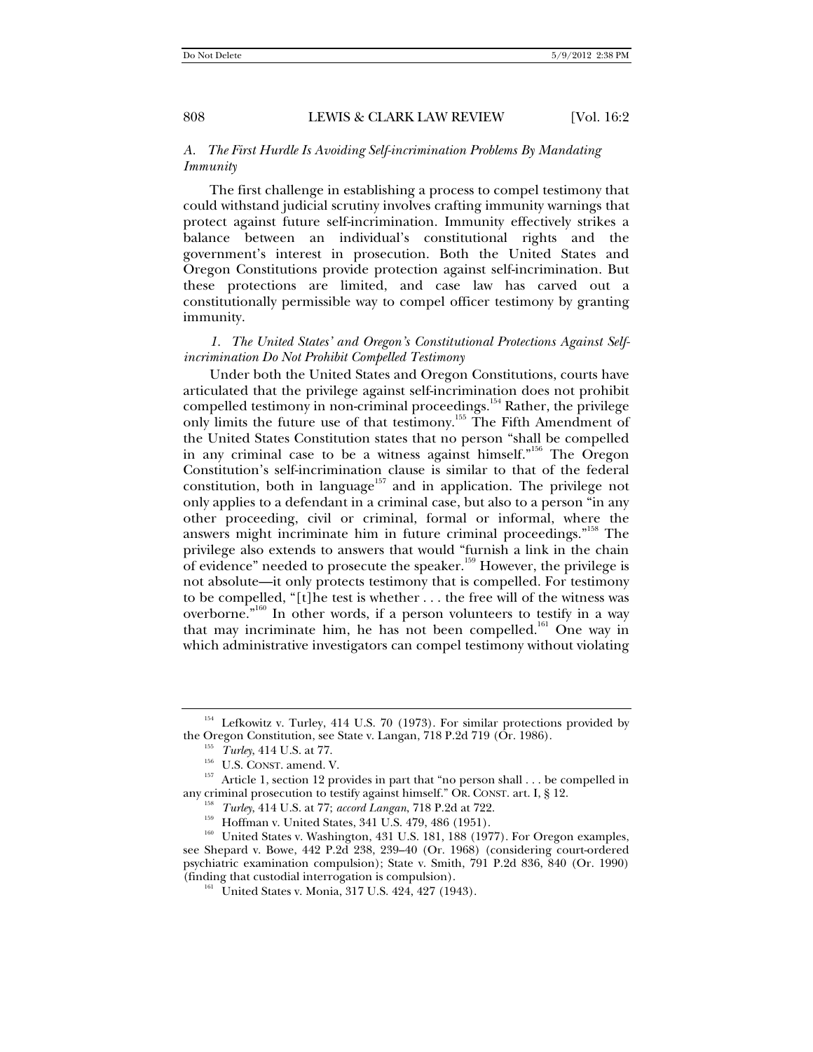### *A. The First Hurdle Is Avoiding Self-incrimination Problems By Mandating Immunity*

The first challenge in establishing a process to compel testimony that could withstand judicial scrutiny involves crafting immunity warnings that protect against future self-incrimination. Immunity effectively strikes a balance between an individual's constitutional rights and the government's interest in prosecution. Both the United States and Oregon Constitutions provide protection against self-incrimination. But these protections are limited, and case law has carved out a constitutionally permissible way to compel officer testimony by granting immunity.

#### *1. The United States' and Oregon's Constitutional Protections Against Self-incrimination Do Not Prohibit Compelled Testimony*

Under both the United States and Oregon Constitutions, courts have articulated that the privilege against self-incrimination does not prohibit compelled testimony in non-criminal proceedings.[154] Rather, the privilege only limits the future use of that testimony.[155] The Fifth Amendment of the United States Constitution states that no person "shall be compelled in any criminal case to be a witness against himself."[156] The Oregon Constitution's self-incrimination clause is similar to that of the federal constitution, both in language[157] and in application. The privilege not only applies to a defendant in a criminal case, but also to a person "in any other proceeding, civil or criminal, formal or informal, where the answers might incriminate him in future criminal proceedings."[158] The privilege also extends to answers that would "furnish a link in the chain of evidence" needed to prosecute the speaker.[159] However, the privilege is not absolute—it only protects testimony that is compelled. For testimony to be compelled, "[t]he test is whether . . . the free will of the witness was overborne."[160] In other words, if a person volunteers to testify in a way that may incriminate him, he has not been compelled.[161] One way in which administrative investigators can compel testimony without violating

---

[154] Lefkowitz v. Turley, 414 U.S. 70 (1973). For similar protections provided by the Oregon Constitution, see State v. Langan, 718 P.2d 719 (Or. 1986).

[155] *Turley*, 414 U.S. at 77.

[156] U.S. CONST. amend. V.

[157] Article 1, section 12 provides in part that "no person shall . . . be compelled in any criminal prosecution to testify against himself." OR. CONST. art. I, § 12.

[158] *Turley*, 414 U.S. at 77; *accord Langan*, 718 P.2d at 722.

[159] Hoffman v. United States, 341 U.S. 479, 486 (1951).

[160] United States v. Washington, 431 U.S. 181, 188 (1977). For Oregon examples, see Shepard v. Bowe, 442 P.2d 238, 239–40 (Or. 1968) (considering court-ordered psychiatric examination compulsion); State v. Smith, 791 P.2d 836, 840 (Or. 1990) (finding that custodial interrogation is compulsion).

[161] United States v. Monia, 317 U.S. 424, 427 (1943).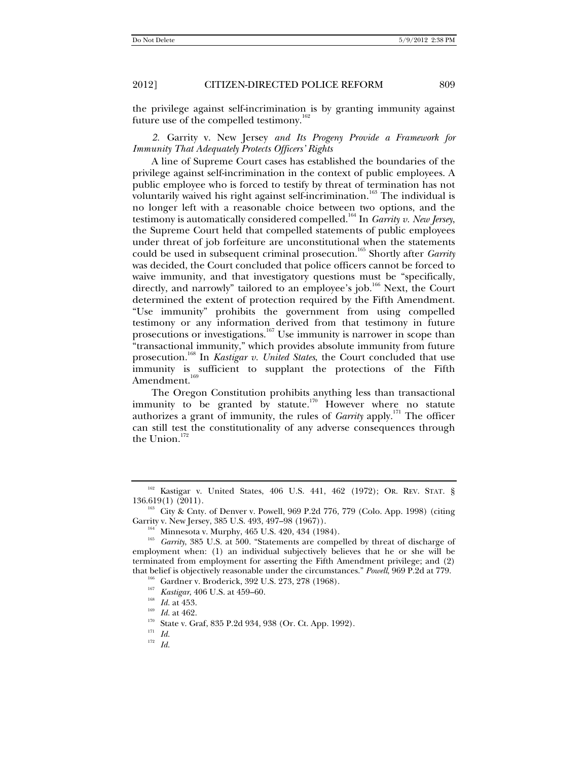the privilege against self-incrimination is by granting immunity against future use of the compelled testimony.[162]

### *2.* Garrity v. New Jersey *and Its Progeny Provide a Framework for Immunity That Adequately Protects Officers' Rights*

A line of Supreme Court cases has established the boundaries of the privilege against self-incrimination in the context of public employees. A public employee who is forced to testify by threat of termination has not voluntarily waived his right against self-incrimination.[163] The individual is no longer left with a reasonable choice between two options, and the testimony is automatically considered compelled.[164] In *Garrity v. New Jersey*, the Supreme Court held that compelled statements of public employees under threat of job forfeiture are unconstitutional when the statements could be used in subsequent criminal prosecution.[165] Shortly after *Garrity* was decided, the Court concluded that police officers cannot be forced to waive immunity, and that investigatory questions must be "specifically, directly, and narrowly" tailored to an employee's job.[166] Next, the Court determined the extent of protection required by the Fifth Amendment. "Use immunity" prohibits the government from using compelled testimony or any information derived from that testimony in future prosecutions or investigations.[167] Use immunity is narrower in scope than "transactional immunity," which provides absolute immunity from future prosecution.[168] In *Kastigar v. United States*, the Court concluded that use immunity is sufficient to supplant the protections of the Fifth Amendment.[169]

The Oregon Constitution prohibits anything less than transactional immunity to be granted by statute.[170] However where no statute authorizes a grant of immunity, the rules of *Garrity* apply.[171] The officer can still test the constitutionality of any adverse consequences through the Union.[172]

---

[162] Kastigar v. United States, 406 U.S. 441, 462 (1972); OR. REV. STAT. § 136.619(1) (2011).

[163] City & Cnty. of Denver v. Powell, 969 P.2d 776, 779 (Colo. App. 1998) (citing Garrity v. New Jersey, 385 U.S. 493, 497–98 (1967)).

[164] Minnesota v. Murphy, 465 U.S. 420, 434 (1984).

[165] *Garrity*, 385 U.S. at 500. "Statements are compelled by threat of discharge of employment when: (1) an individual subjectively believes that he or she will be terminated from employment for asserting the Fifth Amendment privilege; and (2) that belief is objectively reasonable under the circumstances." *Powell*, 969 P.2d at 779.

[166] Gardner v. Broderick, 392 U.S. 273, 278 (1968).

[167] *Kastigar*, 406 U.S. at 459–60.

[168] *Id.* at 453.

[169] *Id.* at 462.

[170] State v. Graf, 835 P.2d 934, 938 (Or. Ct. App. 1992).

[171] *Id.*

[172] *Id.*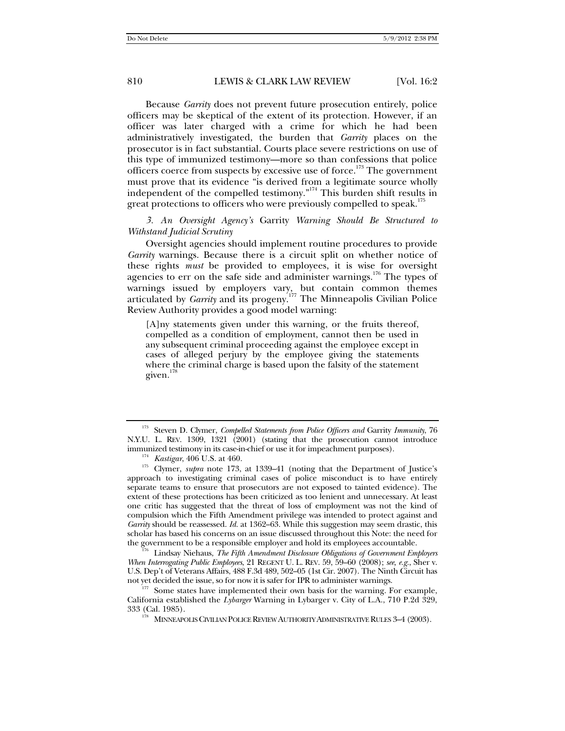Because *Garrity* does not prevent future prosecution entirely, police officers may be skeptical of the extent of its protection. However, if an officer was later charged with a crime for which he had been administratively investigated, the burden that *Garrity* places on the prosecutor is in fact substantial. Courts place severe restrictions on use of this type of immunized testimony—more so than confessions that police officers coerce from suspects by excessive use of force.[173] The government must prove that its evidence "is derived from a legitimate source wholly independent of the compelled testimony."[174] This burden shift results in great protections to officers who were previously compelled to speak.[175]

*3. An Oversight Agency's* Garrity *Warning Should Be Structured to Withstand Judicial Scrutiny*

Oversight agencies should implement routine procedures to provide *Garrity* warnings. Because there is a circuit split on whether notice of these rights *must* be provided to employees, it is wise for oversight agencies to err on the safe side and administer warnings.[176] The types of warnings issued by employers vary, but contain common themes articulated by *Garrity* and its progeny.[177] The Minneapolis Civilian Police Review Authority provides a good model warning:

> [A]ny statements given under this warning, or the fruits thereof, compelled as a condition of employment, cannot then be used in any subsequent criminal proceeding against the employee except in cases of alleged perjury by the employee giving the statements where the criminal charge is based upon the falsity of the statement given.[178]

---

[173] Steven D. Clymer, *Compelled Statements from Police Officers and* Garrity *Immunity*, 76 N.Y.U. L. REV. 1309, 1321 (2001) (stating that the prosecution cannot introduce immunized testimony in its case-in-chief or use it for impeachment purposes).

[174] *Kastigar*, 406 U.S. at 460.

[175] Clymer, *supra* note 173, at 1339–41 (noting that the Department of Justice's approach to investigating criminal cases of police misconduct is to have entirely separate teams to ensure that prosecutors are not exposed to tainted evidence). The extent of these protections has been criticized as too lenient and unnecessary. At least one critic has suggested that the threat of loss of employment was not the kind of compulsion which the Fifth Amendment privilege was intended to protect against and *Garrity* should be reassessed. *Id.* at 1362–63. While this suggestion may seem drastic, this scholar has based his concerns on an issue discussed throughout this Note: the need for the government to be a responsible employer and hold its employees accountable.

[176] Lindsay Niehaus, *The Fifth Amendment Disclosure Obligations of Government Employers When Interrogating Public Employees*, 21 REGENT U. L. REV. 59, 59–60 (2008); *see, e.g.*, Sher v. U.S. Dep't of Veterans Affairs, 488 F.3d 489, 502–05 (1st Cir. 2007). The Ninth Circuit has not yet decided the issue, so for now it is safer for IPR to administer warnings.

[177] Some states have implemented their own basis for the warning. For example, California established the *Lybarger* Warning in Lybarger v. City of L.A., 710 P.2d 329, 333 (Cal. 1985).

[178] MINNEAPOLIS CIVILIAN POLICE REVIEW AUTHORITY ADMINISTRATIVE RULES 3–4 (2003).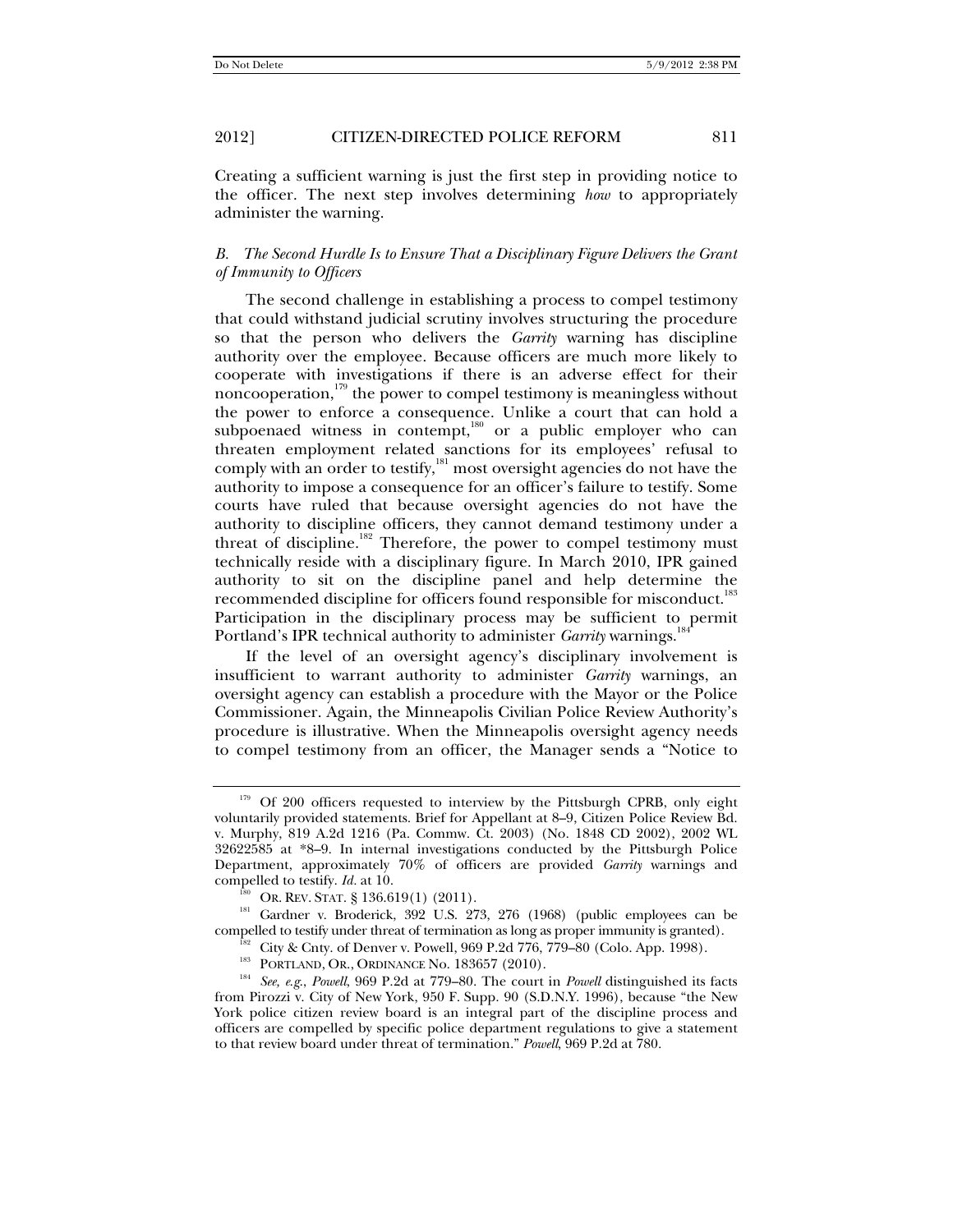Creating a sufficient warning is just the first step in providing notice to the officer. The next step involves determining *how* to appropriately administer the warning.

### *B. The Second Hurdle Is to Ensure That a Disciplinary Figure Delivers the Grant of Immunity to Officers*

The second challenge in establishing a process to compel testimony that could withstand judicial scrutiny involves structuring the procedure so that the person who delivers the *Garrity* warning has discipline authority over the employee. Because officers are much more likely to cooperate with investigations if there is an adverse effect for their noncooperation,[179] the power to compel testimony is meaningless without the power to enforce a consequence. Unlike a court that can hold a subpoenaed witness in contempt,[180] or a public employer who can threaten employment related sanctions for its employees' refusal to comply with an order to testify,[181] most oversight agencies do not have the authority to impose a consequence for an officer's failure to testify. Some courts have ruled that because oversight agencies do not have the authority to discipline officers, they cannot demand testimony under a threat of discipline.[182] Therefore, the power to compel testimony must technically reside with a disciplinary figure. In March 2010, IPR gained authority to sit on the discipline panel and help determine the recommended discipline for officers found responsible for misconduct.[183] Participation in the disciplinary process may be sufficient to permit Portland's IPR technical authority to administer *Garrity* warnings.[184]

If the level of an oversight agency's disciplinary involvement is insufficient to warrant authority to administer *Garrity* warnings, an oversight agency can establish a procedure with the Mayor or the Police Commissioner. Again, the Minneapolis Civilian Police Review Authority's procedure is illustrative. When the Minneapolis oversight agency needs to compel testimony from an officer, the Manager sends a "Notice to

---

[179] Of 200 officers requested to interview by the Pittsburgh CPRB, only eight voluntarily provided statements. Brief for Appellant at 8–9, Citizen Police Review Bd. v. Murphy, 819 A.2d 1216 (Pa. Commw. Ct. 2003) (No. 1848 CD 2002), 2002 WL 32622585 at \*8–9. In internal investigations conducted by the Pittsburgh Police Department, approximately 70% of officers are provided *Garrity* warnings and compelled to testify. *Id.* at 10.

[180] OR. REV. STAT. § 136.619(1) (2011).

[181] Gardner v. Broderick, 392 U.S. 273, 276 (1968) (public employees can be compelled to testify under threat of termination as long as proper immunity is granted).

[182] City & Cnty. of Denver v. Powell, 969 P.2d 776, 779–80 (Colo. App. 1998).

[183] PORTLAND, OR., ORDINANCE No. 183657 (2010).

[184] *See, e.g.*, *Powell*, 969 P.2d at 779–80. The court in *Powell* distinguished its facts from Pirozzi v. City of New York, 950 F. Supp. 90 (S.D.N.Y. 1996), because "the New York police citizen review board is an integral part of the discipline process and officers are compelled by specific police department regulations to give a statement to that review board under threat of termination." *Powell*, 969 P.2d at 780.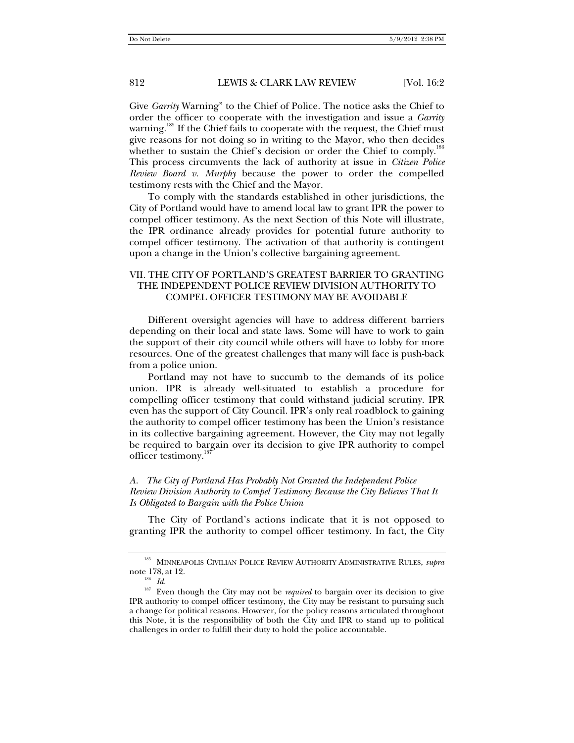Give *Garrity* Warning" to the Chief of Police. The notice asks the Chief to order the officer to cooperate with the investigation and issue a *Garrity* warning.[185] If the Chief fails to cooperate with the request, the Chief must give reasons for not doing so in writing to the Mayor, who then decides whether to sustain the Chief's decision or order the Chief to comply.[186] This process circumvents the lack of authority at issue in *Citizen Police Review Board v. Murphy* because the power to order the compelled testimony rests with the Chief and the Mayor.

To comply with the standards established in other jurisdictions, the City of Portland would have to amend local law to grant IPR the power to compel officer testimony. As the next Section of this Note will illustrate, the IPR ordinance already provides for potential future authority to compel officer testimony. The activation of that authority is contingent upon a change in the Union's collective bargaining agreement.

## VII. THE CITY OF PORTLAND'S GREATEST BARRIER TO GRANTING THE INDEPENDENT POLICE REVIEW DIVISION AUTHORITY TO COMPEL OFFICER TESTIMONY MAY BE AVOIDABLE

Different oversight agencies will have to address different barriers depending on their local and state laws. Some will have to work to gain the support of their city council while others will have to lobby for more resources. One of the greatest challenges that many will face is push-back from a police union.

Portland may not have to succumb to the demands of its police union. IPR is already well-situated to establish a procedure for compelling officer testimony that could withstand judicial scrutiny. IPR even has the support of City Council. IPR's only real roadblock to gaining the authority to compel officer testimony has been the Union's resistance in its collective bargaining agreement. However, the City may not legally be required to bargain over its decision to give IPR authority to compel officer testimony.[187]

### *A. The City of Portland Has Probably Not Granted the Independent Police Review Division Authority to Compel Testimony Because the City Believes That It Is Obligated to Bargain with the Police Union*

The City of Portland's actions indicate that it is not opposed to granting IPR the authority to compel officer testimony. In fact, the City

---

[185] MINNEAPOLIS CIVILIAN POLICE REVIEW AUTHORITY ADMINISTRATIVE RULES, *supra* note 178, at 12.

[186] *Id.*

[187] Even though the City may not be *required* to bargain over its decision to give IPR authority to compel officer testimony, the City may be resistant to pursuing such a change for political reasons. However, for the policy reasons articulated throughout this Note, it is the responsibility of both the City and IPR to stand up to political challenges in order to fulfill their duty to hold the police accountable.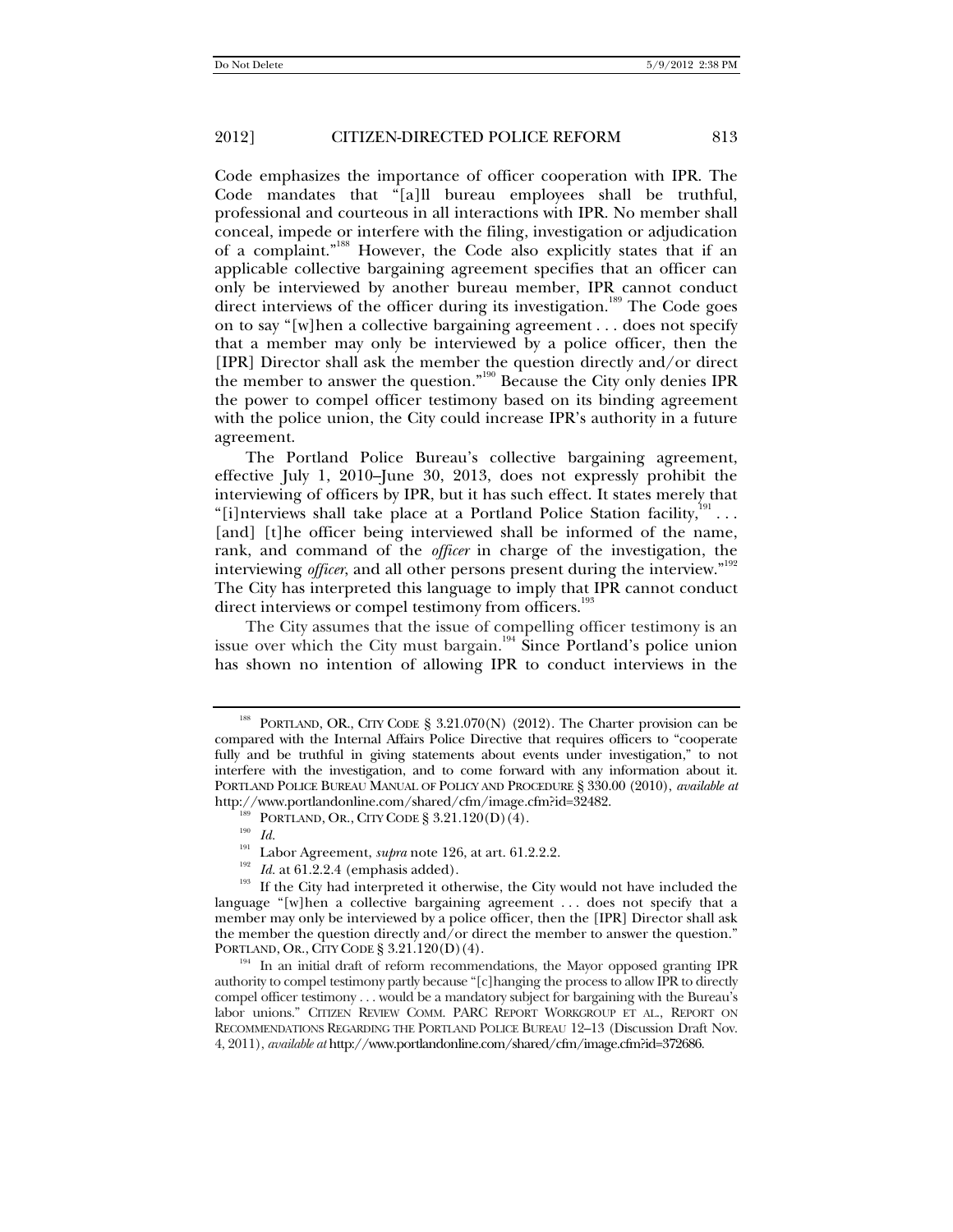Code emphasizes the importance of officer cooperation with IPR. The Code mandates that "[a]ll bureau employees shall be truthful, professional and courteous in all interactions with IPR. No member shall conceal, impede or interfere with the filing, investigation or adjudication of a complaint."[188] However, the Code also explicitly states that if an applicable collective bargaining agreement specifies that an officer can only be interviewed by another bureau member, IPR cannot conduct direct interviews of the officer during its investigation.[189] The Code goes on to say "[w]hen a collective bargaining agreement . . . does not specify that a member may only be interviewed by a police officer, then the [IPR] Director shall ask the member the question directly and/or direct the member to answer the question."[190] Because the City only denies IPR the power to compel officer testimony based on its binding agreement with the police union, the City could increase IPR's authority in a future agreement.

The Portland Police Bureau's collective bargaining agreement, effective July 1, 2010–June 30, 2013, does not expressly prohibit the interviewing of officers by IPR, but it has such effect. It states merely that "[i]nterviews shall take place at a Portland Police Station facility,[191] . . . [and] [t]he officer being interviewed shall be informed of the name, rank, and command of the *officer* in charge of the investigation, the interviewing *officer*, and all other persons present during the interview."[192] The City has interpreted this language to imply that IPR cannot conduct direct interviews or compel testimony from officers.[193]

The City assumes that the issue of compelling officer testimony is an issue over which the City must bargain.[194] Since Portland's police union has shown no intention of allowing IPR to conduct interviews in the

---

[188] PORTLAND, OR., CITY CODE § 3.21.070(N) (2012). The Charter provision can be compared with the Internal Affairs Police Directive that requires officers to "cooperate fully and be truthful in giving statements about events under investigation," to not interfere with the investigation, and to come forward with any information about it. PORTLAND POLICE BUREAU MANUAL OF POLICY AND PROCEDURE § 330.00 (2010), *available at* http://www.portlandonline.com/shared/cfm/image.cfm?id=32482.

[189] PORTLAND, OR., CITY CODE § 3.21.120(D)(4).

[190] *Id.*

[191] Labor Agreement, *supra* note 126, at art. 61.2.2.2.

[192] *Id.* at 61.2.2.4 (emphasis added).

[193] If the City had interpreted it otherwise, the City would not have included the language "[w]hen a collective bargaining agreement . . . does not specify that a member may only be interviewed by a police officer, then the [IPR] Director shall ask the member the question directly and/or direct the member to answer the question." PORTLAND, OR., CITY CODE § 3.21.120(D)(4).

[194] In an initial draft of reform recommendations, the Mayor opposed granting IPR authority to compel testimony partly because "[c]hanging the process to allow IPR to directly compel officer testimony . . . would be a mandatory subject for bargaining with the Bureau's labor unions." CITIZEN REVIEW COMM. PARC REPORT WORKGROUP ET AL., REPORT ON RECOMMENDATIONS REGARDING THE PORTLAND POLICE BUREAU 12–13 (Discussion Draft Nov. 4, 2011), *available at* http://www.portlandonline.com/shared/cfm/image.cfm?id=372686.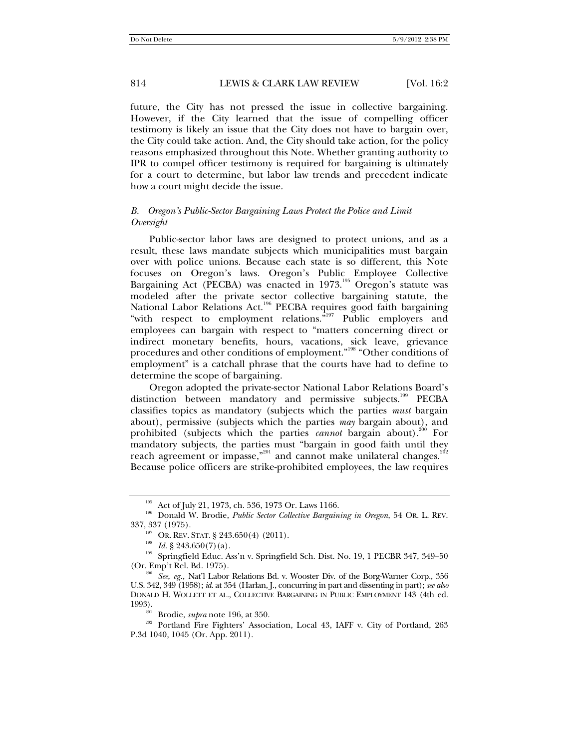future, the City has not pressed the issue in collective bargaining. However, if the City learned that the issue of compelling officer testimony is likely an issue that the City does not have to bargain over, the City could take action. And, the City should take action, for the policy reasons emphasized throughout this Note. Whether granting authority to IPR to compel officer testimony is required for bargaining is ultimately for a court to determine, but labor law trends and precedent indicate how a court might decide the issue.

### *B. Oregon's Public-Sector Bargaining Laws Protect the Police and Limit Oversight*

Public-sector labor laws are designed to protect unions, and as a result, these laws mandate subjects which municipalities must bargain over with police unions. Because each state is so different, this Note focuses on Oregon's laws. Oregon's Public Employee Collective Bargaining Act (PECBA) was enacted in 1973.[195] Oregon's statute was modeled after the private sector collective bargaining statute, the National Labor Relations Act.[196] PECBA requires good faith bargaining "with respect to employment relations."[197] Public employers and employees can bargain with respect to "matters concerning direct or indirect monetary benefits, hours, vacations, sick leave, grievance procedures and other conditions of employment."[198] "Other conditions of employment" is a catchall phrase that the courts have had to define to determine the scope of bargaining.

Oregon adopted the private-sector National Labor Relations Board's distinction between mandatory and permissive subjects.[199] PECBA classifies topics as mandatory (subjects which the parties *must* bargain about), permissive (subjects which the parties *may* bargain about), and prohibited (subjects which the parties *cannot* bargain about).[200] For mandatory subjects, the parties must "bargain in good faith until they reach agreement or impasse,"[201] and cannot make unilateral changes.[202] Because police officers are strike-prohibited employees, the law requires

---

[195] Act of July 21, 1973, ch. 536, 1973 Or. Laws 1166.

[196] Donald W. Brodie, *Public Sector Collective Bargaining in Oregon*, 54 OR. L. REV. 337, 337 (1975).

[197] OR. REV. STAT. § 243.650(4) (2011).

[198] *Id.* § 243.650(7)(a).

[199] Springfield Educ. Ass'n v. Springfield Sch. Dist. No. 19, 1 PECBR 347, 349–50 (Or. Emp't Rel. Bd. 1975).

[200] *See, eg.*, Nat'l Labor Relations Bd. v. Wooster Div. of the Borg-Warner Corp., 356 U.S. 342, 349 (1958); *id.* at 354 (Harlan, J., concurring in part and dissenting in part); *see also* DONALD H. WOLLETT ET AL., COLLECTIVE BARGAINING IN PUBLIC EMPLOYMENT 143 (4th ed. 1993).

[201] Brodie, *supra* note 196, at 350.

[202] Portland Fire Fighters' Association, Local 43, IAFF v. City of Portland, 263 P.3d 1040, 1045 (Or. App. 2011).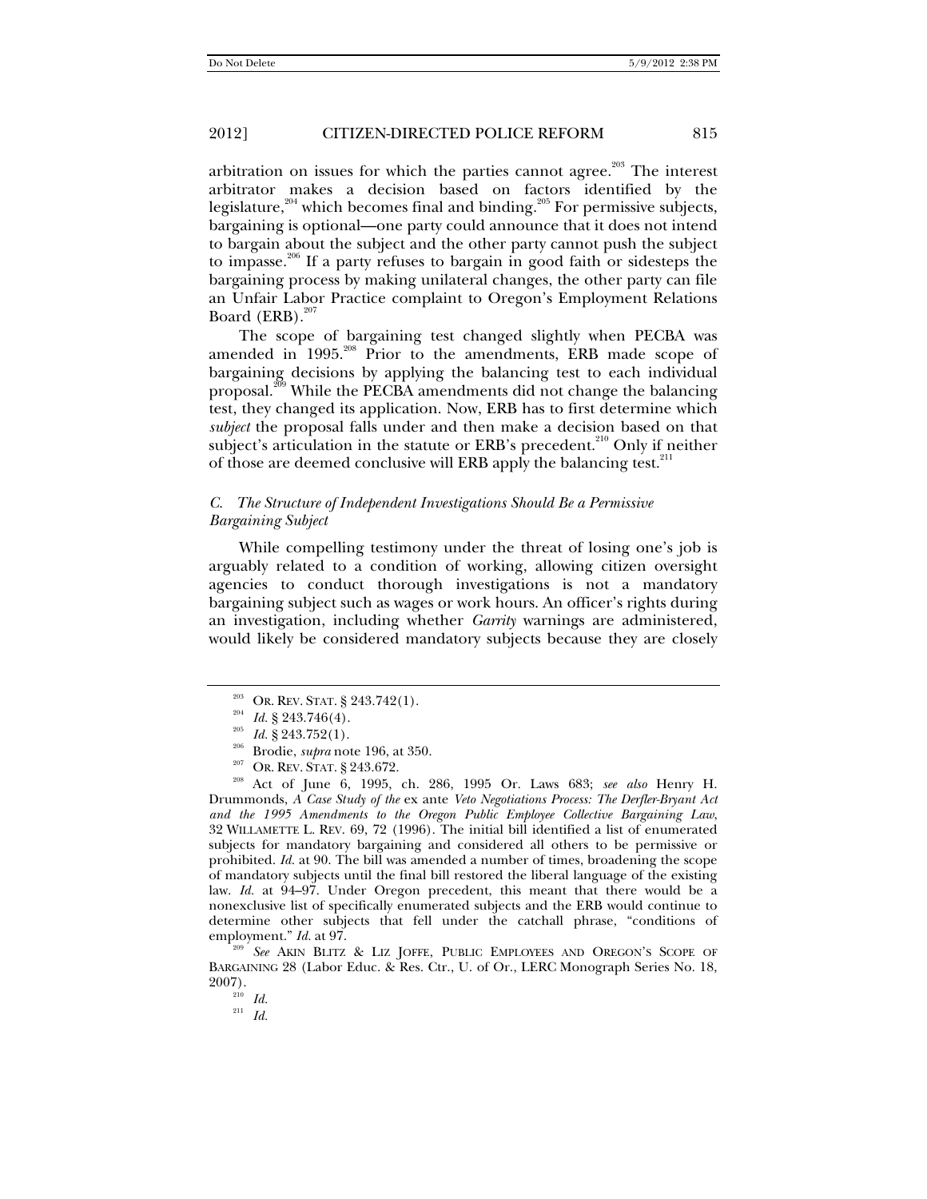arbitration on issues for which the parties cannot agree.[203] The interest arbitrator makes a decision based on factors identified by the legislature,[204] which becomes final and binding.[205] For permissive subjects, bargaining is optional—one party could announce that it does not intend to bargain about the subject and the other party cannot push the subject to impasse.[206] If a party refuses to bargain in good faith or sidesteps the bargaining process by making unilateral changes, the other party can file an Unfair Labor Practice complaint to Oregon's Employment Relations Board (ERB).[207]

The scope of bargaining test changed slightly when PECBA was amended in 1995.[208] Prior to the amendments, ERB made scope of bargaining decisions by applying the balancing test to each individual proposal.[209] While the PECBA amendments did not change the balancing test, they changed its application. Now, ERB has to first determine which *subject* the proposal falls under and then make a decision based on that subject's articulation in the statute or ERB's precedent.[210] Only if neither of those are deemed conclusive will ERB apply the balancing test.[211]

### *C. The Structure of Independent Investigations Should Be a Permissive Bargaining Subject*

While compelling testimony under the threat of losing one's job is arguably related to a condition of working, allowing citizen oversight agencies to conduct thorough investigations is not a mandatory bargaining subject such as wages or work hours. An officer's rights during an investigation, including whether *Garrity* warnings are administered, would likely be considered mandatory subjects because they are closely

---

[203] OR. REV. STAT. § 243.742(1).

[204] *Id.* § 243.746(4).

[205] *Id.* § 243.752(1).

[206] Brodie, *supra* note 196, at 350.

[207] OR. REV. STAT. § 243.672.

[208] Act of June 6, 1995, ch. 286, 1995 Or. Laws 683; *see also* Henry H. Drummonds, *A Case Study of the* ex ante *Veto Negotiations Process: The Derfler-Bryant Act and the 1995 Amendments to the Oregon Public Employee Collective Bargaining Law*, 32 WILLAMETTE L. REV. 69, 72 (1996). The initial bill identified a list of enumerated subjects for mandatory bargaining and considered all others to be permissive or prohibited. *Id.* at 90. The bill was amended a number of times, broadening the scope of mandatory subjects until the final bill restored the liberal language of the existing law. *Id.* at 94–97. Under Oregon precedent, this meant that there would be a nonexclusive list of specifically enumerated subjects and the ERB would continue to determine other subjects that fell under the catchall phrase, "conditions of employment." *Id.* at 97.

[209] *See* AKIN BLITZ & LIZ JOFFE, PUBLIC EMPLOYEES AND OREGON'S SCOPE OF BARGAINING 28 (Labor Educ. & Res. Ctr., U. of Or., LERC Monograph Series No. 18, 2007).

[210] *Id.*

[211] *Id.*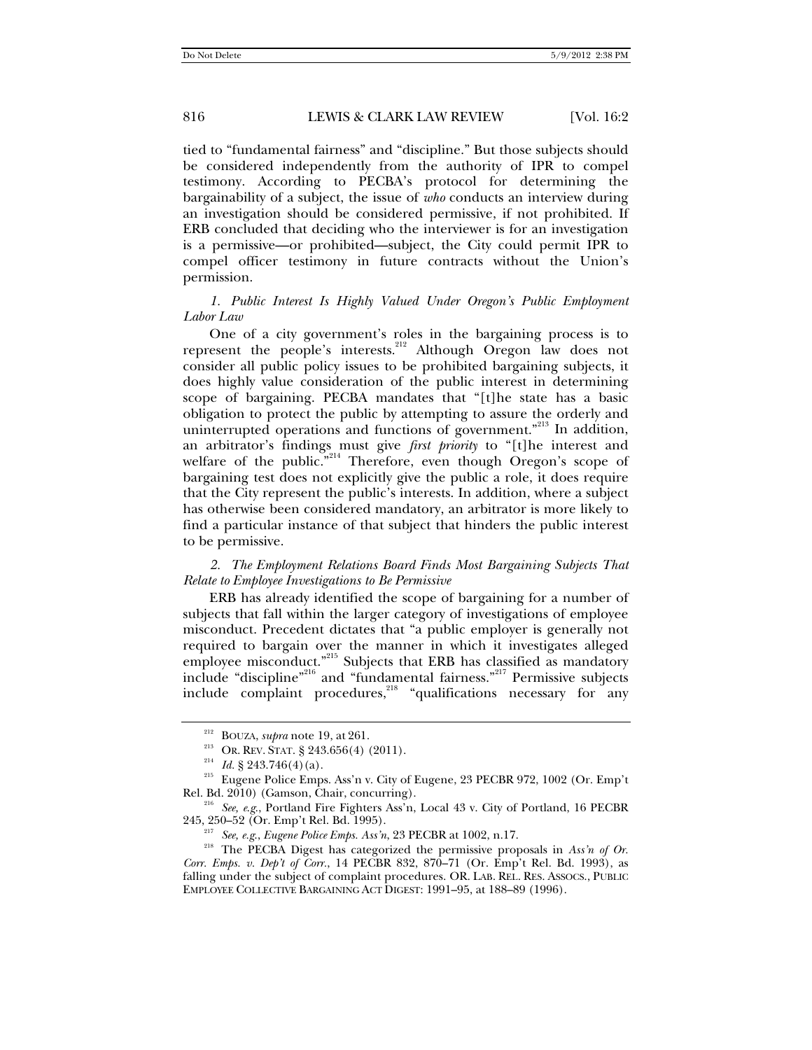tied to "fundamental fairness" and "discipline." But those subjects should be considered independently from the authority of IPR to compel testimony. According to PECBA's protocol for determining the bargainability of a subject, the issue of *who* conducts an interview during an investigation should be considered permissive, if not prohibited. If ERB concluded that deciding who the interviewer is for an investigation is a permissive—or prohibited—subject, the City could permit IPR to compel officer testimony in future contracts without the Union's permission.

*1. Public Interest Is Highly Valued Under Oregon's Public Employment Labor Law*

One of a city government's roles in the bargaining process is to represent the people's interests.[212] Although Oregon law does not consider all public policy issues to be prohibited bargaining subjects, it does highly value consideration of the public interest in determining scope of bargaining. PECBA mandates that "[t]he state has a basic obligation to protect the public by attempting to assure the orderly and uninterrupted operations and functions of government."[213] In addition, an arbitrator's findings must give *first priority* to "[t]he interest and welfare of the public."[214] Therefore, even though Oregon's scope of bargaining test does not explicitly give the public a role, it does require that the City represent the public's interests. In addition, where a subject has otherwise been considered mandatory, an arbitrator is more likely to find a particular instance of that subject that hinders the public interest to be permissive.

*2. The Employment Relations Board Finds Most Bargaining Subjects That Relate to Employee Investigations to Be Permissive*

ERB has already identified the scope of bargaining for a number of subjects that fall within the larger category of investigations of employee misconduct. Precedent dictates that "a public employer is generally not required to bargain over the manner in which it investigates alleged employee misconduct."[215] Subjects that ERB has classified as mandatory include "discipline"[216] and "fundamental fairness."[217] Permissive subjects include complaint procedures,[218] "qualifications necessary for any

---

[212] BOUZA, *supra* note 19, at 261.

[213] OR. REV. STAT. § 243.656(4) (2011).

[214] *Id.* § 243.746(4)(a).

[215] Eugene Police Emps. Ass'n v. City of Eugene, 23 PECBR 972, 1002 (Or. Emp't Rel. Bd. 2010) (Gamson, Chair, concurring).

[216] *See, e.g.*, Portland Fire Fighters Ass'n, Local 43 v. City of Portland, 16 PECBR 245, 250–52 (Or. Emp't Rel. Bd. 1995).

[217] *See, e.g.*, *Eugene Police Emps. Ass'n*, 23 PECBR at 1002, n.17.

[218] The PECBA Digest has categorized the permissive proposals in *Ass'n of Or. Corr. Emps. v. Dep't of Corr.*, 14 PECBR 832, 870–71 (Or. Emp't Rel. Bd. 1993), as falling under the subject of complaint procedures. OR. LAB. REL. RES. ASSOCS., PUBLIC EMPLOYEE COLLECTIVE BARGAINING ACT DIGEST: 1991–95, at 188–89 (1996).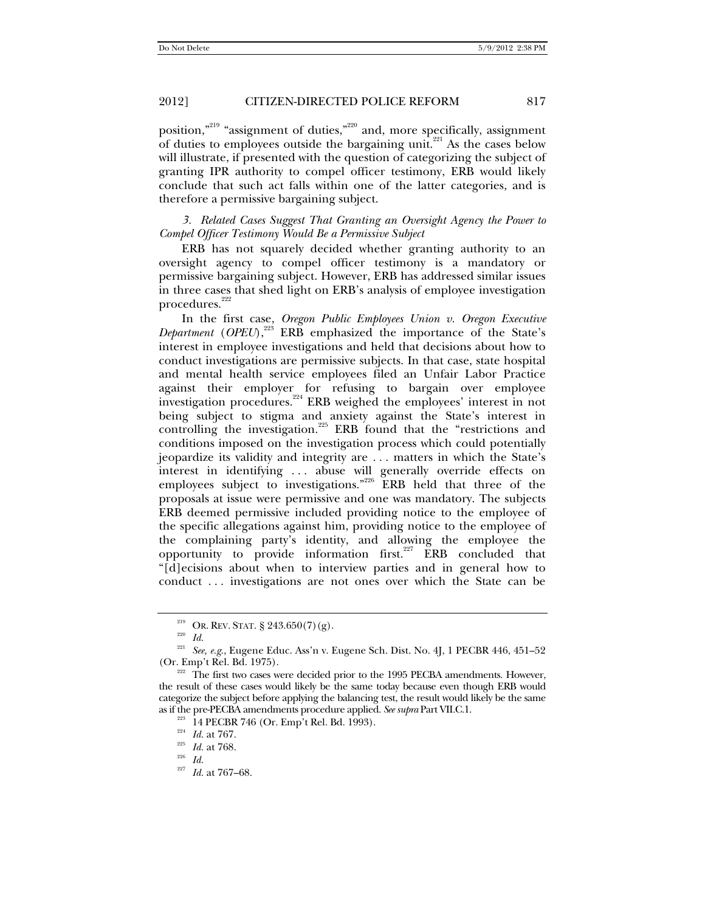position,"[219] "assignment of duties,"[220] and, more specifically, assignment of duties to employees outside the bargaining unit.[221] As the cases below will illustrate, if presented with the question of categorizing the subject of granting IPR authority to compel officer testimony, ERB would likely conclude that such act falls within one of the latter categories, and is therefore a permissive bargaining subject.

### *3. Related Cases Suggest That Granting an Oversight Agency the Power to Compel Officer Testimony Would Be a Permissive Subject*

ERB has not squarely decided whether granting authority to an oversight agency to compel officer testimony is a mandatory or permissive bargaining subject. However, ERB has addressed similar issues in three cases that shed light on ERB's analysis of employee investigation procedures.[222]

In the first case, *Oregon Public Employees Union v. Oregon Executive Department* (*OPEU*),[223] ERB emphasized the importance of the State's interest in employee investigations and held that decisions about how to conduct investigations are permissive subjects. In that case, state hospital and mental health service employees filed an Unfair Labor Practice against their employer for refusing to bargain over employee investigation procedures.[224] ERB weighed the employees' interest in not being subject to stigma and anxiety against the State's interest in controlling the investigation.[225] ERB found that the "restrictions and conditions imposed on the investigation process which could potentially jeopardize its validity and integrity are . . . matters in which the State's interest in identifying . . . abuse will generally override effects on employees subject to investigations."[226] ERB held that three of the proposals at issue were permissive and one was mandatory. The subjects ERB deemed permissive included providing notice to the employee of the specific allegations against him, providing notice to the employee of the complaining party's identity, and allowing the employee the opportunity to provide information first.[227] ERB concluded that "[d]ecisions about when to interview parties and in general how to conduct . . . investigations are not ones over which the State can be

---

[219] OR. REV. STAT. § 243.650(7)(g).

[220] *Id.*

[221] *See, e.g.*, Eugene Educ. Ass'n v. Eugene Sch. Dist. No. 4J, 1 PECBR 446, 451–52 (Or. Emp't Rel. Bd. 1975).

[222] The first two cases were decided prior to the 1995 PECBA amendments. However, the result of these cases would likely be the same today because even though ERB would categorize the subject before applying the balancing test, the result would likely be the same as if the pre-PECBA amendments procedure applied. *See supra* Part VII.C.1.

[223] 14 PECBR 746 (Or. Emp't Rel. Bd. 1993).

[224] *Id.* at 767.

[225] *Id.* at 768.

[226] *Id.*

[227] *Id.* at 767–68.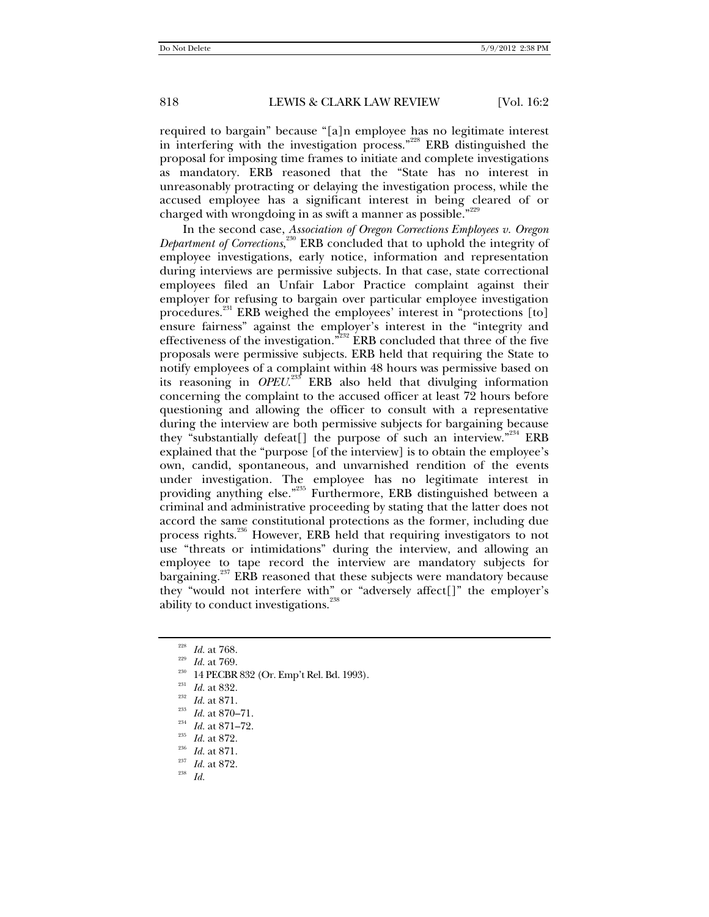required to bargain" because "[a]n employee has no legitimate interest in interfering with the investigation process."[228] ERB distinguished the proposal for imposing time frames to initiate and complete investigations as mandatory. ERB reasoned that the "State has no interest in unreasonably protracting or delaying the investigation process, while the accused employee has a significant interest in being cleared of or charged with wrongdoing in as swift a manner as possible."[229]

In the second case, *Association of Oregon Corrections Employees v. Oregon Department of Corrections*,[230] ERB concluded that to uphold the integrity of employee investigations, early notice, information and representation during interviews are permissive subjects. In that case, state correctional employees filed an Unfair Labor Practice complaint against their employer for refusing to bargain over particular employee investigation procedures.[231] ERB weighed the employees' interest in "protections [to] ensure fairness" against the employer's interest in the "integrity and effectiveness of the investigation."[232] ERB concluded that three of the five proposals were permissive subjects. ERB held that requiring the State to notify employees of a complaint within 48 hours was permissive based on its reasoning in *OPEU*.[233] ERB also held that divulging information concerning the complaint to the accused officer at least 72 hours before questioning and allowing the officer to consult with a representative during the interview are both permissive subjects for bargaining because they "substantially defeat[] the purpose of such an interview."[234] ERB explained that the "purpose [of the interview] is to obtain the employee's own, candid, spontaneous, and unvarnished rendition of the events under investigation. The employee has no legitimate interest in providing anything else."[235] Furthermore, ERB distinguished between a criminal and administrative proceeding by stating that the latter does not accord the same constitutional protections as the former, including due process rights.[236] However, ERB held that requiring investigators to not use "threats or intimidations" during the interview, and allowing an employee to tape record the interview are mandatory subjects for bargaining.[237] ERB reasoned that these subjects were mandatory because they "would not interfere with" or "adversely affect[]" the employer's ability to conduct investigations.[238]

---

[228] *Id.* at 768.

[229] *Id.* at 769.

[230] 14 PECBR 832 (Or. Emp't Rel. Bd. 1993).

[231] *Id.* at 832.

[232] *Id.* at 871.

[233] *Id.* at 870–71.

[234] *Id.* at 871–72.

[235] *Id.* at 872.

[236] *Id.* at 871.

[237] *Id.* at 872.

[238] *Id.*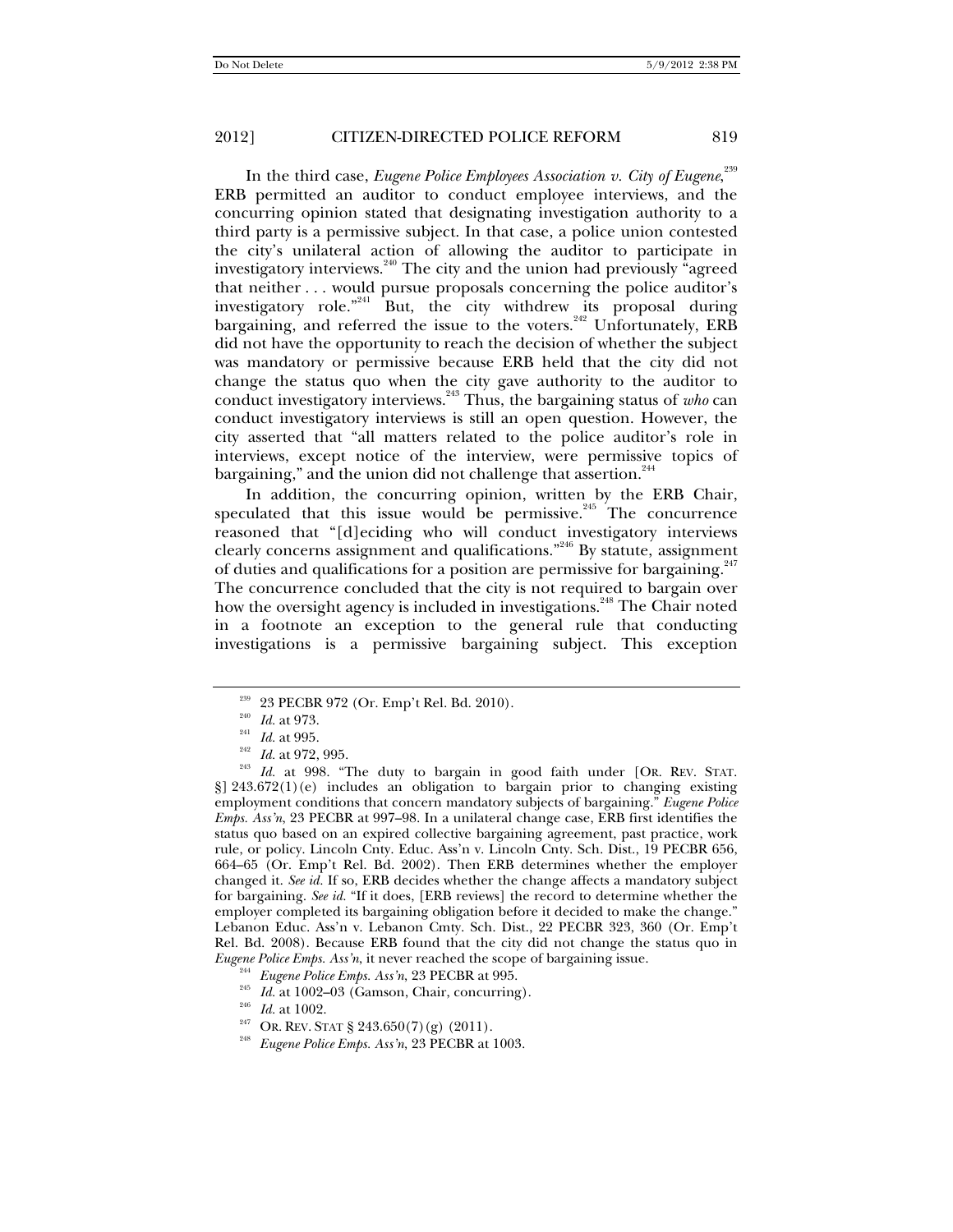In the third case, *Eugene Police Employees Association v. City of Eugene*,[239] ERB permitted an auditor to conduct employee interviews, and the concurring opinion stated that designating investigation authority to a third party is a permissive subject. In that case, a police union contested the city's unilateral action of allowing the auditor to participate in investigatory interviews.[240] The city and the union had previously "agreed that neither . . . would pursue proposals concerning the police auditor's investigatory role."[241] But, the city withdrew its proposal during bargaining, and referred the issue to the voters.[242] Unfortunately, ERB did not have the opportunity to reach the decision of whether the subject was mandatory or permissive because ERB held that the city did not change the status quo when the city gave authority to the auditor to conduct investigatory interviews.[243] Thus, the bargaining status of *who* can conduct investigatory interviews is still an open question. However, the city asserted that "all matters related to the police auditor's role in interviews, except notice of the interview, were permissive topics of bargaining," and the union did not challenge that assertion.[244]

In addition, the concurring opinion, written by the ERB Chair, speculated that this issue would be permissive.[245] The concurrence reasoned that "[d]eciding who will conduct investigatory interviews clearly concerns assignment and qualifications."[246] By statute, assignment of duties and qualifications for a position are permissive for bargaining.[247] The concurrence concluded that the city is not required to bargain over how the oversight agency is included in investigations.[248] The Chair noted in a footnote an exception to the general rule that conducting investigations is a permissive bargaining subject. This exception

---

[239] 23 PECBR 972 (Or. Emp't Rel. Bd. 2010).

[240] *Id.* at 973.

[241] *Id.* at 995.

[242] *Id.* at 972, 995.

[243] *Id.* at 998. "The duty to bargain in good faith under [OR. REV. STAT. §] 243.672(1)(e) includes an obligation to bargain prior to changing existing employment conditions that concern mandatory subjects of bargaining." *Eugene Police Emps. Ass'n*, 23 PECBR at 997–98. In a unilateral change case, ERB first identifies the status quo based on an expired collective bargaining agreement, past practice, work rule, or policy. Lincoln Cnty. Educ. Ass'n v. Lincoln Cnty. Sch. Dist., 19 PECBR 656, 664–65 (Or. Emp't Rel. Bd. 2002). Then ERB determines whether the employer changed it. *See id.* If so, ERB decides whether the change affects a mandatory subject for bargaining. *See id.* "If it does, [ERB reviews] the record to determine whether the employer completed its bargaining obligation before it decided to make the change." Lebanon Educ. Ass'n v. Lebanon Cmty. Sch. Dist., 22 PECBR 323, 360 (Or. Emp't Rel. Bd. 2008). Because ERB found that the city did not change the status quo in *Eugene Police Emps. Ass'n*, it never reached the scope of bargaining issue.

[244] *Eugene Police Emps. Ass'n*, 23 PECBR at 995.

[245] *Id.* at 1002–03 (Gamson, Chair, concurring).

[246] *Id.* at 1002.

[247] OR. REV. STAT § 243.650(7)(g) (2011).

[248] *Eugene Police Emps. Ass'n*, 23 PECBR at 1003.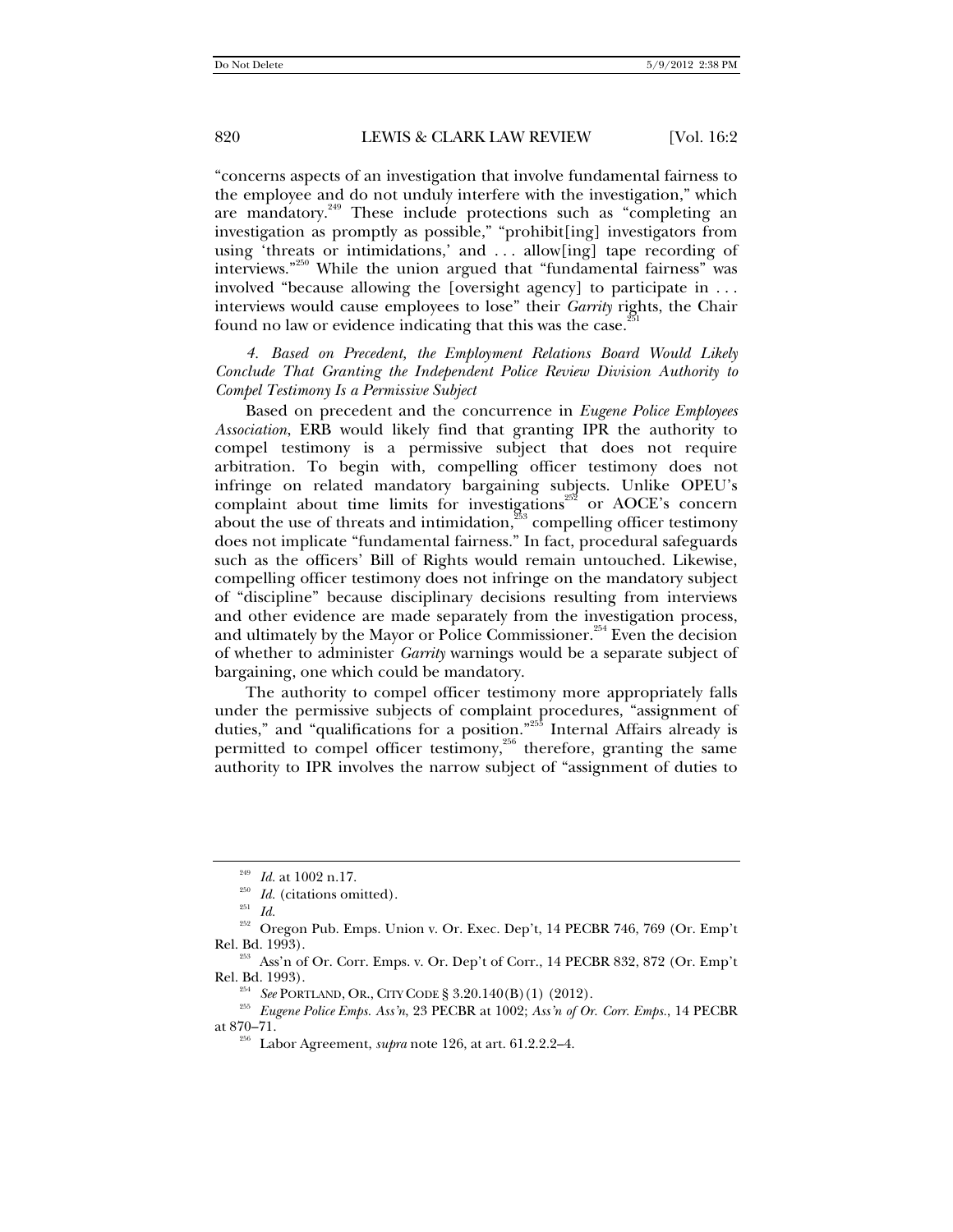"concerns aspects of an investigation that involve fundamental fairness to the employee and do not unduly interfere with the investigation," which are mandatory.[249] These include protections such as "completing an investigation as promptly as possible," "prohibit[ing] investigators from using 'threats or intimidations,' and . . . allow[ing] tape recording of interviews."[250] While the union argued that "fundamental fairness" was involved "because allowing the [oversight agency] to participate in . . . interviews would cause employees to lose" their *Garrity* rights, the Chair found no law or evidence indicating that this was the case.[251]

*4. Based on Precedent, the Employment Relations Board Would Likely Conclude That Granting the Independent Police Review Division Authority to Compel Testimony Is a Permissive Subject*

Based on precedent and the concurrence in *Eugene Police Employees Association*, ERB would likely find that granting IPR the authority to compel testimony is a permissive subject that does not require arbitration. To begin with, compelling officer testimony does not infringe on related mandatory bargaining subjects. Unlike OPEU's complaint about time limits for investigations[252] or AOCE's concern about the use of threats and intimidation,[253] compelling officer testimony does not implicate "fundamental fairness." In fact, procedural safeguards such as the officers' Bill of Rights would remain untouched. Likewise, compelling officer testimony does not infringe on the mandatory subject of "discipline" because disciplinary decisions resulting from interviews and other evidence are made separately from the investigation process, and ultimately by the Mayor or Police Commissioner.[254] Even the decision of whether to administer *Garrity* warnings would be a separate subject of bargaining, one which could be mandatory.

The authority to compel officer testimony more appropriately falls under the permissive subjects of complaint procedures, "assignment of duties," and "qualifications for a position."[255] Internal Affairs already is permitted to compel officer testimony,[256] therefore, granting the same authority to IPR involves the narrow subject of "assignment of duties to

---

[249] *Id.* at 1002 n.17.

[250] *Id.* (citations omitted).

[251] *Id.*

[252] Oregon Pub. Emps. Union v. Or. Exec. Dep't, 14 PECBR 746, 769 (Or. Emp't Rel. Bd. 1993).

[253] Ass'n of Or. Corr. Emps. v. Or. Dep't of Corr., 14 PECBR 832, 872 (Or. Emp't Rel. Bd. 1993).

[254] *See* PORTLAND, OR., CITY CODE § 3.20.140(B)(1) (2012).

[255] *Eugene Police Emps. Ass'n*, 23 PECBR at 1002; *Ass'n of Or. Corr. Emps.*, 14 PECBR at 870–71.

[256] Labor Agreement, *supra* note 126, at art. 61.2.2.2–4.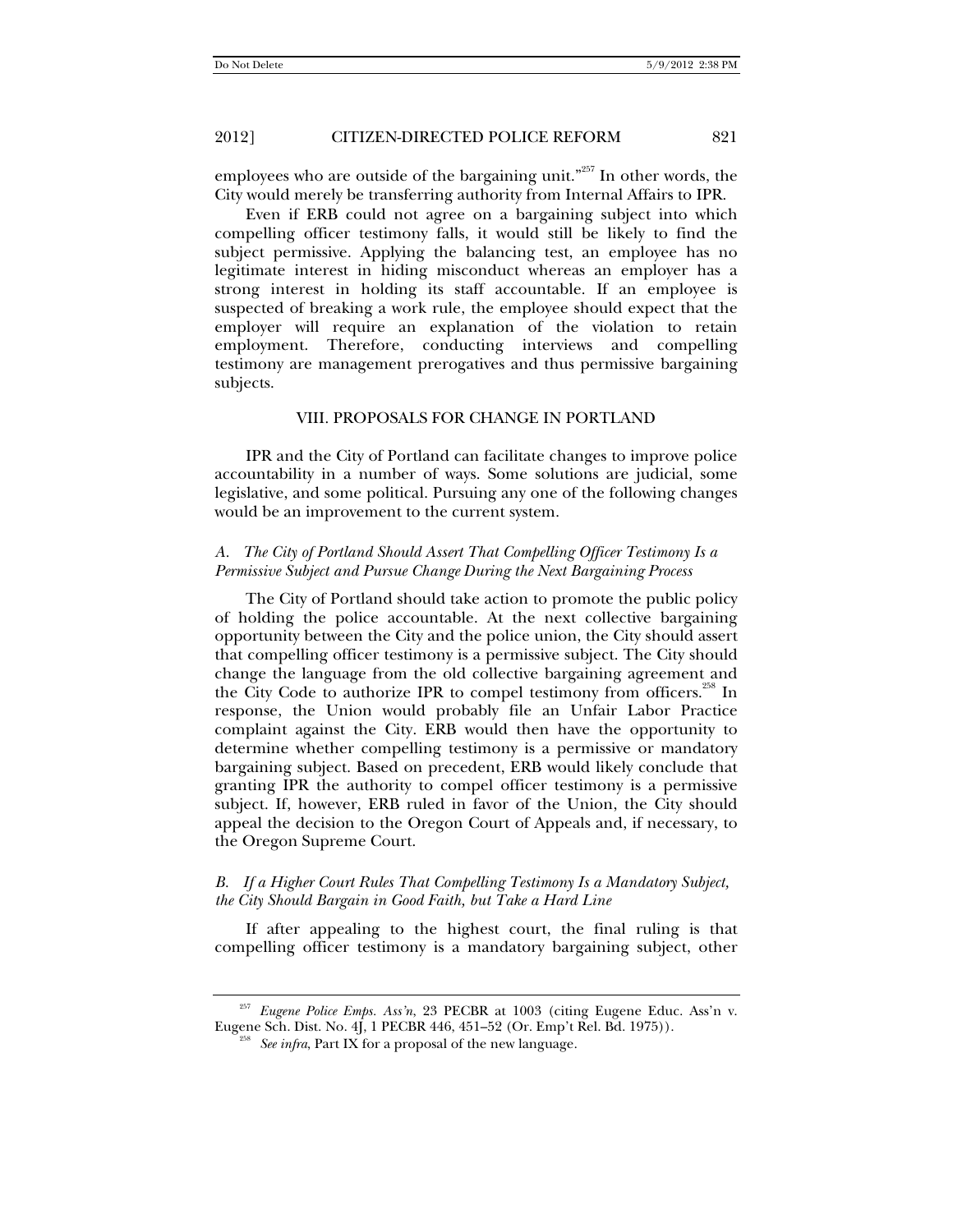employees who are outside of the bargaining unit."[257] In other words, the City would merely be transferring authority from Internal Affairs to IPR.

Even if ERB could not agree on a bargaining subject into which compelling officer testimony falls, it would still be likely to find the subject permissive. Applying the balancing test, an employee has no legitimate interest in hiding misconduct whereas an employer has a strong interest in holding its staff accountable. If an employee is suspected of breaking a work rule, the employee should expect that the employer will require an explanation of the violation to retain employment. Therefore, conducting interviews and compelling testimony are management prerogatives and thus permissive bargaining subjects.

## VIII. PROPOSALS FOR CHANGE IN PORTLAND

IPR and the City of Portland can facilitate changes to improve police accountability in a number of ways. Some solutions are judicial, some legislative, and some political. Pursuing any one of the following changes would be an improvement to the current system.

### *A. The City of Portland Should Assert That Compelling Officer Testimony Is a Permissive Subject and Pursue Change During the Next Bargaining Process*

The City of Portland should take action to promote the public policy of holding the police accountable. At the next collective bargaining opportunity between the City and the police union, the City should assert that compelling officer testimony is a permissive subject. The City should change the language from the old collective bargaining agreement and the City Code to authorize IPR to compel testimony from officers.[258] In response, the Union would probably file an Unfair Labor Practice complaint against the City. ERB would then have the opportunity to determine whether compelling testimony is a permissive or mandatory bargaining subject. Based on precedent, ERB would likely conclude that granting IPR the authority to compel officer testimony is a permissive subject. If, however, ERB ruled in favor of the Union, the City should appeal the decision to the Oregon Court of Appeals and, if necessary, to the Oregon Supreme Court.

### *B. If a Higher Court Rules That Compelling Testimony Is a Mandatory Subject, the City Should Bargain in Good Faith, but Take a Hard Line*

If after appealing to the highest court, the final ruling is that compelling officer testimony is a mandatory bargaining subject, other

---

[257] *Eugene Police Emps. Ass'n*, 23 PECBR at 1003 (citing Eugene Educ. Ass'n v. Eugene Sch. Dist. No. 4J, 1 PECBR 446, 451–52 (Or. Emp't Rel. Bd. 1975)).

[258] *See infra*, Part IX for a proposal of the new language.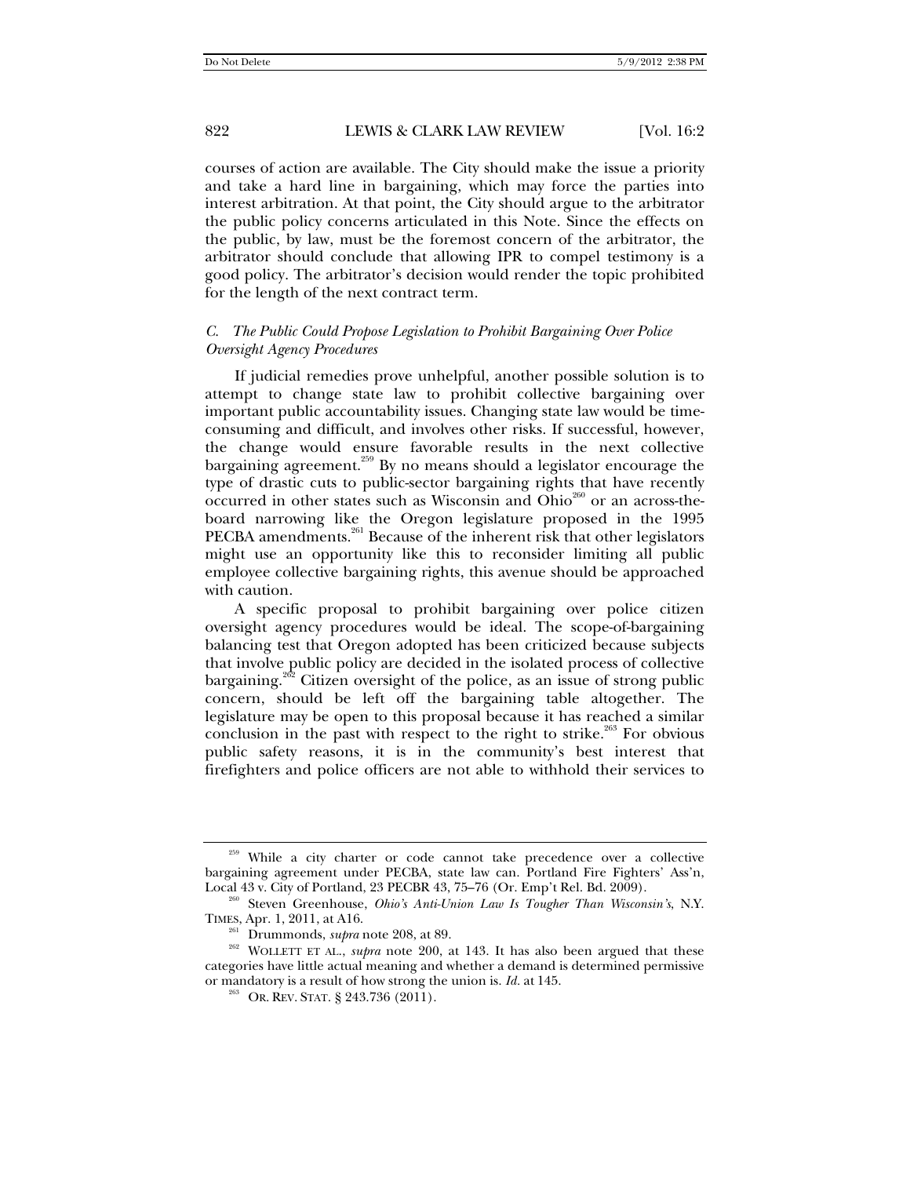courses of action are available. The City should make the issue a priority and take a hard line in bargaining, which may force the parties into interest arbitration. At that point, the City should argue to the arbitrator the public policy concerns articulated in this Note. Since the effects on the public, by law, must be the foremost concern of the arbitrator, the arbitrator should conclude that allowing IPR to compel testimony is a good policy. The arbitrator's decision would render the topic prohibited for the length of the next contract term.

### *C. The Public Could Propose Legislation to Prohibit Bargaining Over Police Oversight Agency Procedures*

If judicial remedies prove unhelpful, another possible solution is to attempt to change state law to prohibit collective bargaining over important public accountability issues. Changing state law would be time-consuming and difficult, and involves other risks. If successful, however, the change would ensure favorable results in the next collective bargaining agreement.[259] By no means should a legislator encourage the type of drastic cuts to public-sector bargaining rights that have recently occurred in other states such as Wisconsin and Ohio[260] or an across-the-board narrowing like the Oregon legislature proposed in the 1995 PECBA amendments.[261] Because of the inherent risk that other legislators might use an opportunity like this to reconsider limiting all public employee collective bargaining rights, this avenue should be approached with caution.

A specific proposal to prohibit bargaining over police citizen oversight agency procedures would be ideal. The scope-of-bargaining balancing test that Oregon adopted has been criticized because subjects that involve public policy are decided in the isolated process of collective bargaining.[262] Citizen oversight of the police, as an issue of strong public concern, should be left off the bargaining table altogether. The legislature may be open to this proposal because it has reached a similar conclusion in the past with respect to the right to strike.[263] For obvious public safety reasons, it is in the community's best interest that firefighters and police officers are not able to withhold their services to

---

[259] While a city charter or code cannot take precedence over a collective bargaining agreement under PECBA, state law can. Portland Fire Fighters' Ass'n, Local 43 v. City of Portland, 23 PECBR 43, 75–76 (Or. Emp't Rel. Bd. 2009).

[260] Steven Greenhouse, *Ohio's Anti-Union Law Is Tougher Than Wisconsin's*, N.Y. TIMES, Apr. 1, 2011, at A16.

[261] Drummonds, *supra* note 208, at 89.

[262] WOLLETT ET AL., *supra* note 200, at 143. It has also been argued that these categories have little actual meaning and whether a demand is determined permissive or mandatory is a result of how strong the union is. *Id.* at 145.

[263] OR. REV. STAT. § 243.736 (2011).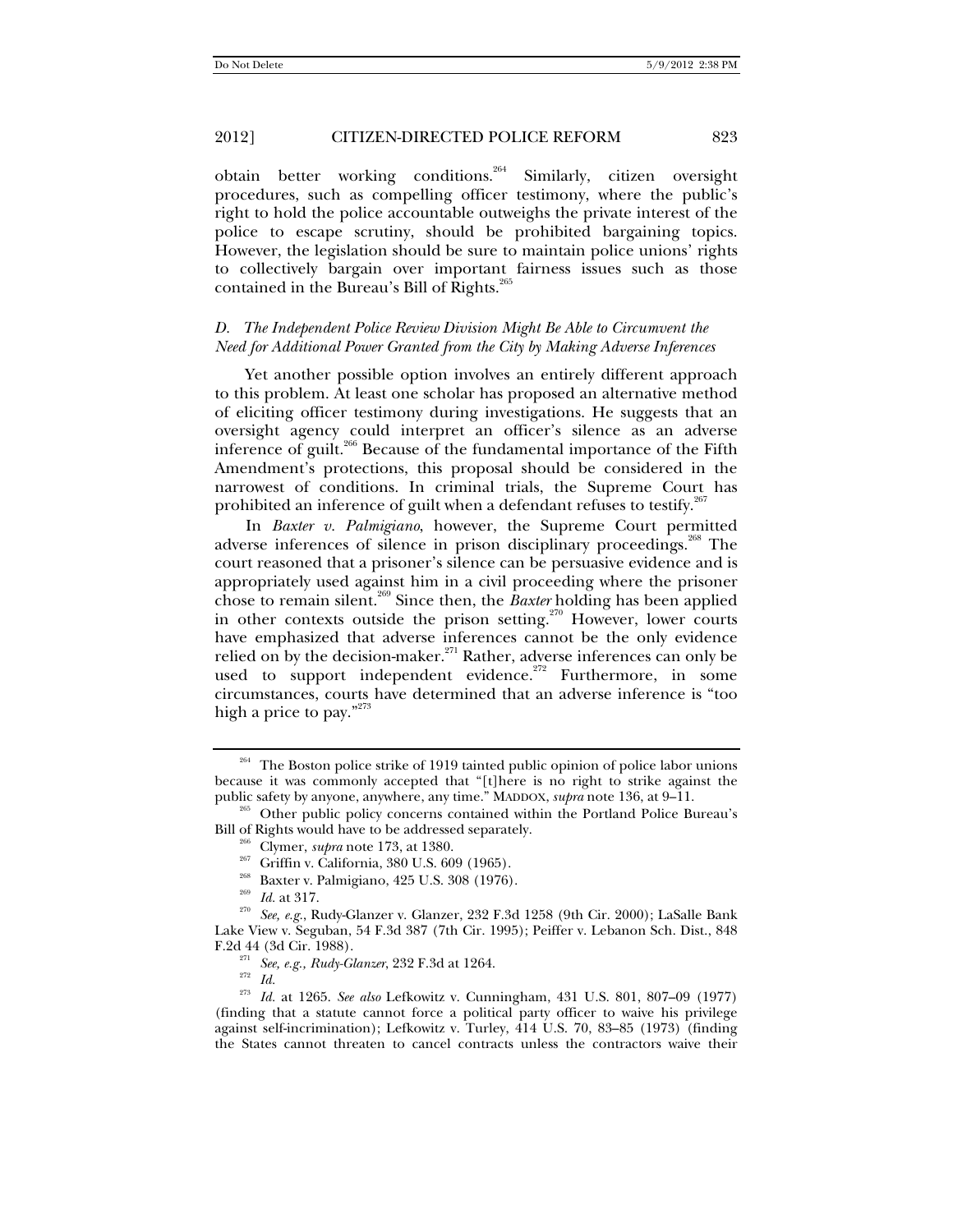obtain better working conditions.[264] Similarly, citizen oversight procedures, such as compelling officer testimony, where the public's right to hold the police accountable outweighs the private interest of the police to escape scrutiny, should be prohibited bargaining topics. However, the legislation should be sure to maintain police unions' rights to collectively bargain over important fairness issues such as those contained in the Bureau's Bill of Rights.[265]

### *D. The Independent Police Review Division Might Be Able to Circumvent the Need for Additional Power Granted from the City by Making Adverse Inferences*

Yet another possible option involves an entirely different approach to this problem. At least one scholar has proposed an alternative method of eliciting officer testimony during investigations. He suggests that an oversight agency could interpret an officer's silence as an adverse inference of guilt.[266] Because of the fundamental importance of the Fifth Amendment's protections, this proposal should be considered in the narrowest of conditions. In criminal trials, the Supreme Court has prohibited an inference of guilt when a defendant refuses to testify.[267]

In *Baxter v. Palmigiano*, however, the Supreme Court permitted adverse inferences of silence in prison disciplinary proceedings.[268] The court reasoned that a prisoner's silence can be persuasive evidence and is appropriately used against him in a civil proceeding where the prisoner chose to remain silent.[269] Since then, the *Baxter* holding has been applied in other contexts outside the prison setting.[270] However, lower courts have emphasized that adverse inferences cannot be the only evidence relied on by the decision-maker.[271] Rather, adverse inferences can only be used to support independent evidence.[272] Furthermore, in some circumstances, courts have determined that an adverse inference is "too high a price to pay."[273]

---

[264] The Boston police strike of 1919 tainted public opinion of police labor unions because it was commonly accepted that "[t]here is no right to strike against the public safety by anyone, anywhere, any time." MADDOX, *supra* note 136, at 9–11.

[265] Other public policy concerns contained within the Portland Police Bureau's Bill of Rights would have to be addressed separately.

[266] Clymer, *supra* note 173, at 1380.

[267] Griffin v. California, 380 U.S. 609 (1965).

[268] Baxter v. Palmigiano, 425 U.S. 308 (1976).

[269] *Id.* at 317.

[270] *See, e.g.*, Rudy-Glanzer v. Glanzer, 232 F.3d 1258 (9th Cir. 2000); LaSalle Bank Lake View v. Seguban, 54 F.3d 387 (7th Cir. 1995); Peiffer v. Lebanon Sch. Dist., 848 F.2d 44 (3d Cir. 1988).

[271] *See, e.g., Rudy-Glanzer*, 232 F.3d at 1264.

[272] *Id.*

[273] *Id.* at 1265. *See also* Lefkowitz v. Cunningham, 431 U.S. 801, 807–09 (1977) (finding that a statute cannot force a political party officer to waive his privilege against self-incrimination); Lefkowitz v. Turley, 414 U.S. 70, 83–85 (1973) (finding the States cannot threaten to cancel contracts unless the contractors waive their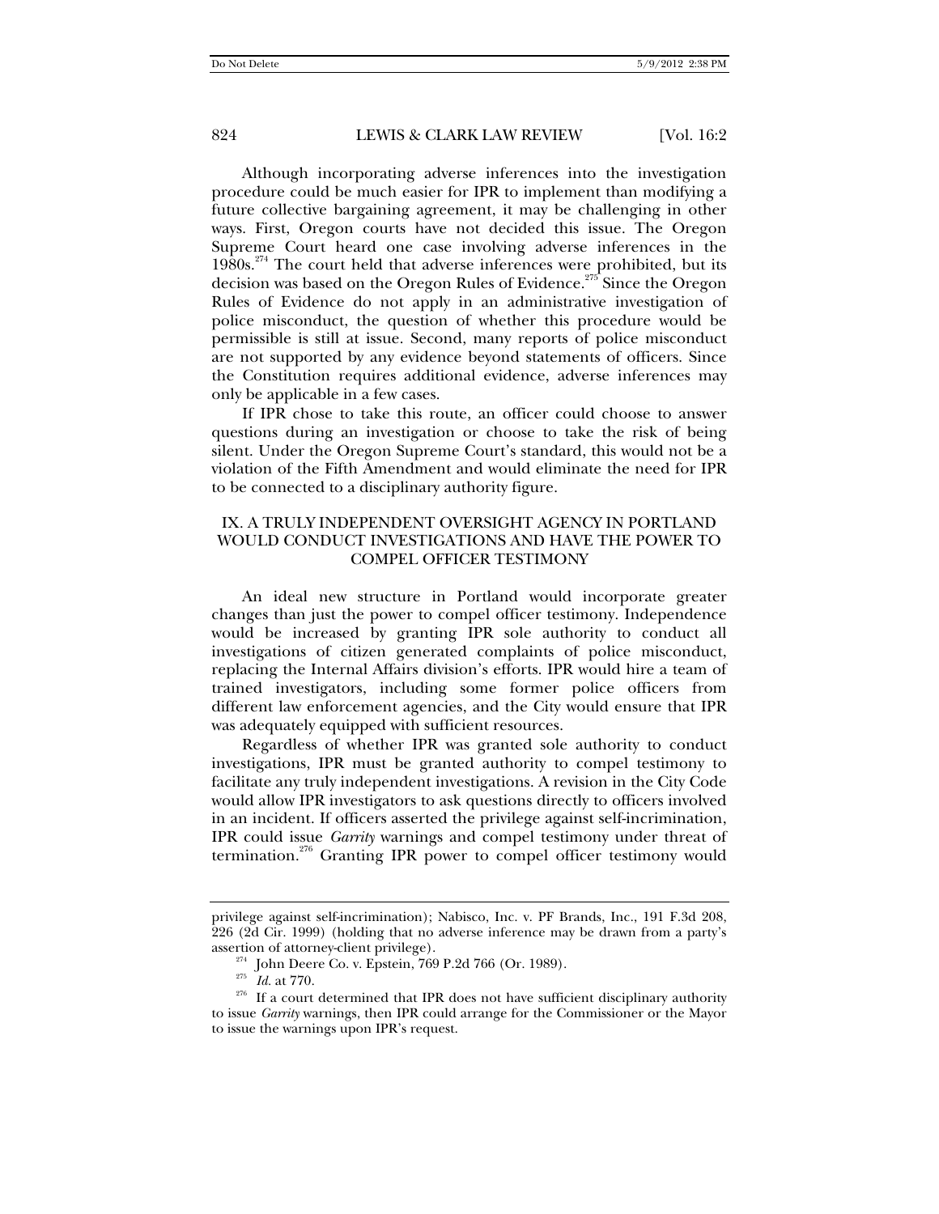Although incorporating adverse inferences into the investigation procedure could be much easier for IPR to implement than modifying a future collective bargaining agreement, it may be challenging in other ways. First, Oregon courts have not decided this issue. The Oregon Supreme Court heard one case involving adverse inferences in the 1980s.[274] The court held that adverse inferences were prohibited, but its decision was based on the Oregon Rules of Evidence.[275] Since the Oregon Rules of Evidence do not apply in an administrative investigation of police misconduct, the question of whether this procedure would be permissible is still at issue. Second, many reports of police misconduct are not supported by any evidence beyond statements of officers. Since the Constitution requires additional evidence, adverse inferences may only be applicable in a few cases.

If IPR chose to take this route, an officer could choose to answer questions during an investigation or choose to take the risk of being silent. Under the Oregon Supreme Court's standard, this would not be a violation of the Fifth Amendment and would eliminate the need for IPR to be connected to a disciplinary authority figure.

## IX. A TRULY INDEPENDENT OVERSIGHT AGENCY IN PORTLAND WOULD CONDUCT INVESTIGATIONS AND HAVE THE POWER TO COMPEL OFFICER TESTIMONY

An ideal new structure in Portland would incorporate greater changes than just the power to compel officer testimony. Independence would be increased by granting IPR sole authority to conduct all investigations of citizen generated complaints of police misconduct, replacing the Internal Affairs division's efforts. IPR would hire a team of trained investigators, including some former police officers from different law enforcement agencies, and the City would ensure that IPR was adequately equipped with sufficient resources.

Regardless of whether IPR was granted sole authority to conduct investigations, IPR must be granted authority to compel testimony to facilitate any truly independent investigations. A revision in the City Code would allow IPR investigators to ask questions directly to officers involved in an incident. If officers asserted the privilege against self-incrimination, IPR could issue *Garrity* warnings and compel testimony under threat of termination.[276] Granting IPR power to compel officer testimony would

---

privilege against self-incrimination); Nabisco, Inc. v. PF Brands, Inc., 191 F.3d 208, 226 (2d Cir. 1999) (holding that no adverse inference may be drawn from a party's assertion of attorney-client privilege).

[274] John Deere Co. v. Epstein, 769 P.2d 766 (Or. 1989).

[275] *Id.* at 770.

[276] If a court determined that IPR does not have sufficient disciplinary authority to issue *Garrity* warnings, then IPR could arrange for the Commissioner or the Mayor to issue the warnings upon IPR's request.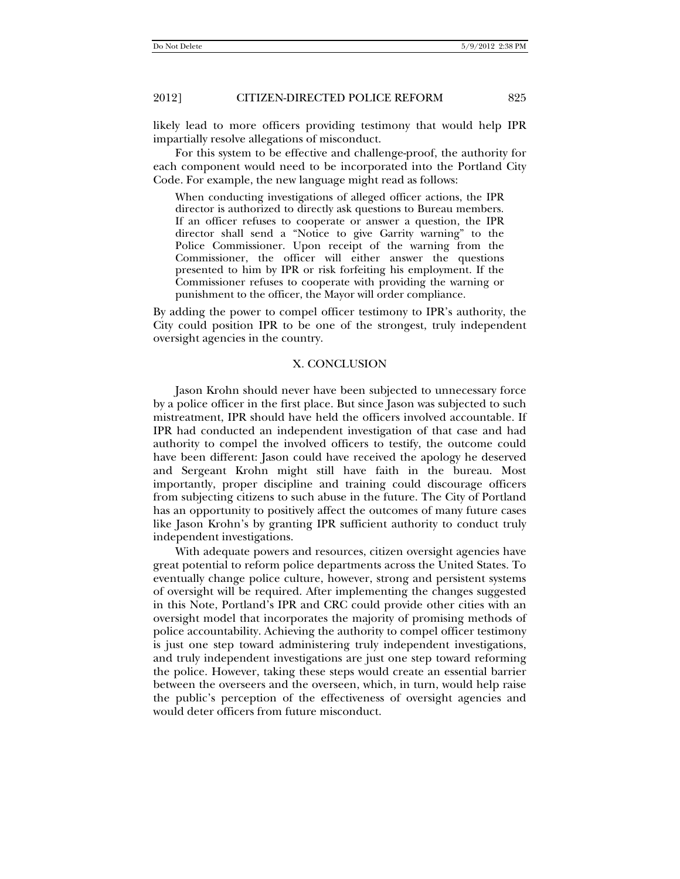likely lead to more officers providing testimony that would help IPR impartially resolve allegations of misconduct.

For this system to be effective and challenge-proof, the authority for each component would need to be incorporated into the Portland City Code. For example, the new language might read as follows:

> When conducting investigations of alleged officer actions, the IPR director is authorized to directly ask questions to Bureau members. If an officer refuses to cooperate or answer a question, the IPR director shall send a "Notice to give Garrity warning" to the Police Commissioner. Upon receipt of the warning from the Commissioner, the officer will either answer the questions presented to him by IPR or risk forfeiting his employment. If the Commissioner refuses to cooperate with providing the warning or punishment to the officer, the Mayor will order compliance.

By adding the power to compel officer testimony to IPR's authority, the City could position IPR to be one of the strongest, truly independent oversight agencies in the country.

## X. CONCLUSION

Jason Krohn should never have been subjected to unnecessary force by a police officer in the first place. But since Jason was subjected to such mistreatment, IPR should have held the officers involved accountable. If IPR had conducted an independent investigation of that case and had authority to compel the involved officers to testify, the outcome could have been different: Jason could have received the apology he deserved and Sergeant Krohn might still have faith in the bureau. Most importantly, proper discipline and training could discourage officers from subjecting citizens to such abuse in the future. The City of Portland has an opportunity to positively affect the outcomes of many future cases like Jason Krohn's by granting IPR sufficient authority to conduct truly independent investigations.

With adequate powers and resources, citizen oversight agencies have great potential to reform police departments across the United States. To eventually change police culture, however, strong and persistent systems of oversight will be required. After implementing the changes suggested in this Note, Portland's IPR and CRC could provide other cities with an oversight model that incorporates the majority of promising methods of police accountability. Achieving the authority to compel officer testimony is just one step toward administering truly independent investigations, and truly independent investigations are just one step toward reforming the police. However, taking these steps would create an essential barrier between the overseers and the overseen, which, in turn, would help raise the public's perception of the effectiveness of oversight agencies and would deter officers from future misconduct.